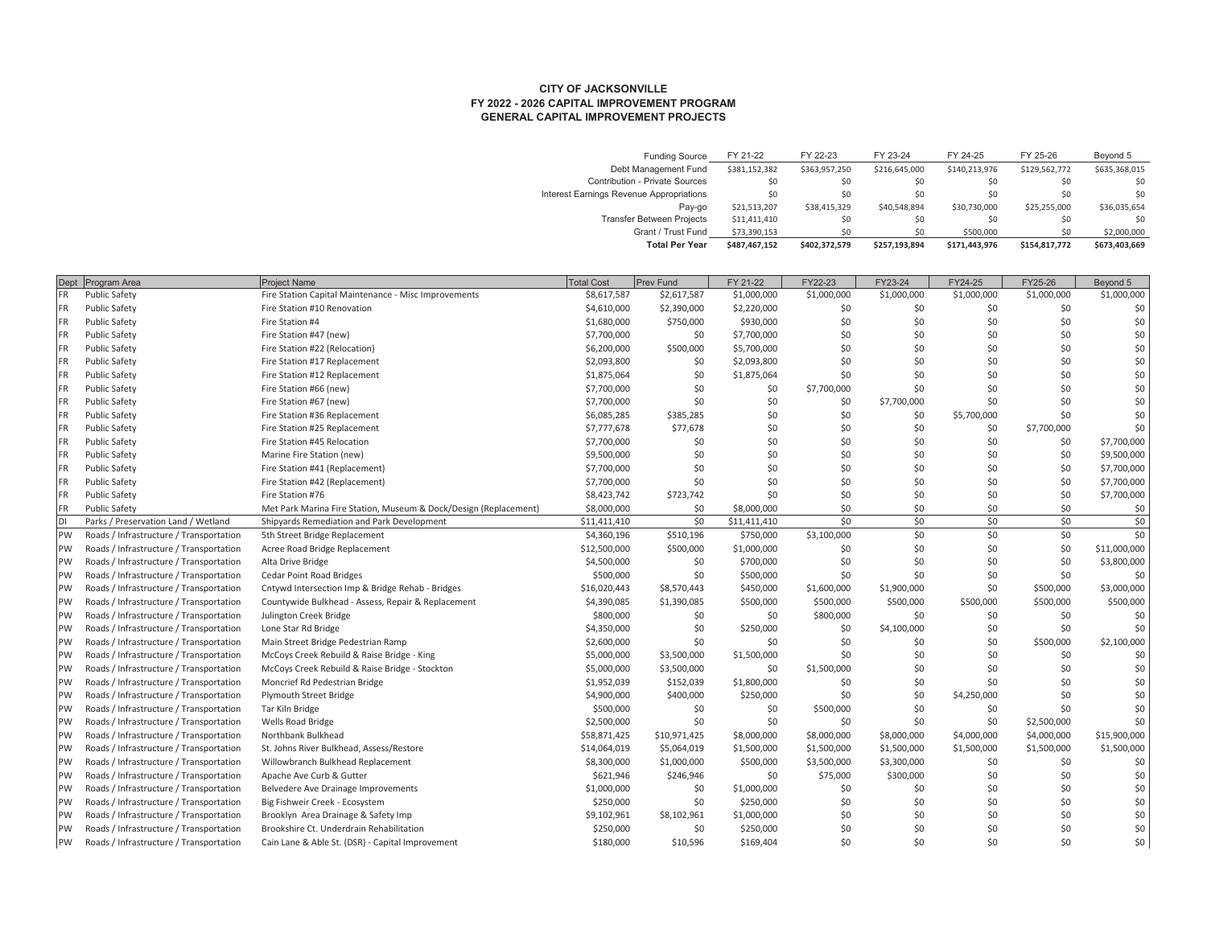**CITY OF JACKSONVILLE**
**FY 2022 - 2026 CAPITAL IMPROVEMENT PROGRAM**
**GENERAL CAPITAL IMPROVEMENT PROJECTS**

| Funding Source | FY 21-22 | FY 22-23 | FY 23-24 | FY 24-25 | FY 25-26 | Beyond 5 |
|---|---|---|---|---|---|---|
| Debt Management Fund | $381,152,382 | $363,957,250 | $216,645,000 | $140,213,976 | $129,562,772 | $635,368,015 |
| Contribution - Private Sources | $0 | $0 | $0 | $0 | $0 | $0 |
| Interest Earnings Revenue Appropriations | $0 | $0 | $0 | $0 | $0 | $0 |
| Pay-go | $21,513,207 | $38,415,329 | $40,548,894 | $30,730,000 | $25,255,000 | $36,035,654 |
| Transfer Between Projects | $11,411,410 | $0 | $0 | $0 | $0 | $0 |
| Grant / Trust Fund | $73,390,153 | $0 | $0 | $500,000 | $0 | $2,000,000 |
| **Total Per Year** | **$487,467,152** | **$402,372,579** | **$257,193,894** | **$171,443,976** | **$154,817,772** | **$673,403,669** |

| Dept | Program Area | Project Name | Total Cost | Prev Fund | FY 21-22 | FY22-23 | FY23-24 | FY24-25 | FY25-26 | Beyond 5 |
|---|---|---|---|---|---|---|---|---|---|---|
| FR | Public Safety | Fire Station Capital Maintenance - Misc Improvements | $8,617,587 | $2,617,587 | $1,000,000 | $1,000,000 | $1,000,000 | $1,000,000 | $1,000,000 | $1,000,000 |
| FR | Public Safety | Fire Station #10 Renovation | $4,610,000 | $2,390,000 | $2,220,000 | $0 | $0 | $0 | $0 | $0 |
| FR | Public Safety | Fire Station #4 | $1,680,000 | $750,000 | $930,000 | $0 | $0 | $0 | $0 | $0 |
| FR | Public Safety | Fire Station #47 (new) | $7,700,000 | $0 | $7,700,000 | $0 | $0 | $0 | $0 | $0 |
| FR | Public Safety | Fire Station #22 (Relocation) | $6,200,000 | $500,000 | $5,700,000 | $0 | $0 | $0 | $0 | $0 |
| FR | Public Safety | Fire Station #17 Replacement | $2,093,800 | $0 | $2,093,800 | $0 | $0 | $0 | $0 | $0 |
| FR | Public Safety | Fire Station #12 Replacement | $1,875,064 | $0 | $1,875,064 | $0 | $0 | $0 | $0 | $0 |
| FR | Public Safety | Fire Station #66 (new) | $7,700,000 | $0 | $0 | $7,700,000 | $0 | $0 | $0 | $0 |
| FR | Public Safety | Fire Station #67 (new) | $7,700,000 | $0 | $0 | $0 | $7,700,000 | $0 | $0 | $0 |
| FR | Public Safety | Fire Station #36 Replacement | $6,085,285 | $385,285 | $0 | $0 | $0 | $5,700,000 | $0 | $0 |
| FR | Public Safety | Fire Station #25 Replacement | $7,777,678 | $77,678 | $0 | $0 | $0 | $0 | $7,700,000 | $0 |
| FR | Public Safety | Fire Station #45 Relocation | $7,700,000 | $0 | $0 | $0 | $0 | $0 | $0 | $7,700,000 |
| FR | Public Safety | Marine Fire Station (new) | $9,500,000 | $0 | $0 | $0 | $0 | $0 | $0 | $9,500,000 |
| FR | Public Safety | Fire Station #41 (Replacement) | $7,700,000 | $0 | $0 | $0 | $0 | $0 | $0 | $7,700,000 |
| FR | Public Safety | Fire Station #42 (Replacement) | $7,700,000 | $0 | $0 | $0 | $0 | $0 | $0 | $7,700,000 |
| FR | Public Safety | Fire Station #76 | $8,423,742 | $723,742 | $0 | $0 | $0 | $0 | $0 | $7,700,000 |
| FR | Public Safety | Met Park Marina Fire Station, Museum & Dock/Design (Replacement) | $8,000,000 | $0 | $8,000,000 | $0 | $0 | $0 | $0 | $0 |
| DI | Parks / Preservation Land / Wetland | Shipyards Remediation and Park Development | $11,411,410 | $0 | $11,411,410 | $0 | $0 | $0 | $0 | $0 |
| PW | Roads / Infrastructure / Transportation | 5th Street Bridge Replacement | $4,360,196 | $510,196 | $750,000 | $3,100,000 | $0 | $0 | $0 | $0 |
| PW | Roads / Infrastructure / Transportation | Acree Road Bridge Replacement | $12,500,000 | $500,000 | $1,000,000 | $0 | $0 | $0 | $0 | $11,000,000 |
| PW | Roads / Infrastructure / Transportation | Alta Drive Bridge | $4,500,000 | $0 | $700,000 | $0 | $0 | $0 | $0 | $3,800,000 |
| PW | Roads / Infrastructure / Transportation | Cedar Point Road Bridges | $500,000 | $0 | $500,000 | $0 | $0 | $0 | $0 | $0 |
| PW | Roads / Infrastructure / Transportation | Cntywd Intersection Imp & Bridge Rehab - Bridges | $16,020,443 | $8,570,443 | $450,000 | $1,600,000 | $1,900,000 | $0 | $500,000 | $3,000,000 |
| PW | Roads / Infrastructure / Transportation | Countywide Bulkhead - Assess, Repair & Replacement | $4,390,085 | $1,390,085 | $500,000 | $500,000 | $500,000 | $500,000 | $500,000 | $500,000 |
| PW | Roads / Infrastructure / Transportation | Julington Creek Bridge | $800,000 | $0 | $0 | $800,000 | $0 | $0 | $0 | $0 |
| PW | Roads / Infrastructure / Transportation | Lone Star Rd Bridge | $4,350,000 | $0 | $250,000 | $0 | $4,100,000 | $0 | $0 | $0 |
| PW | Roads / Infrastructure / Transportation | Main Street Bridge Pedestrian Ramp | $2,600,000 | $0 | $0 | $0 | $0 | $0 | $500,000 | $2,100,000 |
| PW | Roads / Infrastructure / Transportation | McCoys Creek Rebuild & Raise Bridge - King | $5,000,000 | $3,500,000 | $1,500,000 | $0 | $0 | $0 | $0 | $0 |
| PW | Roads / Infrastructure / Transportation | McCoys Creek Rebuild & Raise Bridge - Stockton | $5,000,000 | $3,500,000 | $0 | $1,500,000 | $0 | $0 | $0 | $0 |
| PW | Roads / Infrastructure / Transportation | Moncrief Rd Pedestrian Bridge | $1,952,039 | $152,039 | $1,800,000 | $0 | $0 | $0 | $0 | $0 |
| PW | Roads / Infrastructure / Transportation | Plymouth Street Bridge | $4,900,000 | $400,000 | $250,000 | $0 | $0 | $4,250,000 | $0 | $0 |
| PW | Roads / Infrastructure / Transportation | Tar Kiln Bridge | $500,000 | $0 | $0 | $500,000 | $0 | $0 | $0 | $0 |
| PW | Roads / Infrastructure / Transportation | Wells Road Bridge | $2,500,000 | $0 | $0 | $0 | $0 | $0 | $2,500,000 | $0 |
| PW | Roads / Infrastructure / Transportation | Northbank Bulkhead | $58,871,425 | $10,971,425 | $8,000,000 | $8,000,000 | $8,000,000 | $4,000,000 | $4,000,000 | $15,900,000 |
| PW | Roads / Infrastructure / Transportation | St. Johns River Bulkhead, Assess/Restore | $14,064,019 | $5,064,019 | $1,500,000 | $1,500,000 | $1,500,000 | $1,500,000 | $1,500,000 | $1,500,000 |
| PW | Roads / Infrastructure / Transportation | Willowbranch Bulkhead Replacement | $8,300,000 | $1,000,000 | $500,000 | $3,500,000 | $3,300,000 | $0 | $0 | $0 |
| PW | Roads / Infrastructure / Transportation | Apache Ave Curb & Gutter | $621,946 | $246,946 | $0 | $75,000 | $300,000 | $0 | $0 | $0 |
| PW | Roads / Infrastructure / Transportation | Belvedere Ave Drainage Improvements | $1,000,000 | $0 | $1,000,000 | $0 | $0 | $0 | $0 | $0 |
| PW | Roads / Infrastructure / Transportation | Big Fishweir Creek - Ecosystem | $250,000 | $0 | $250,000 | $0 | $0 | $0 | $0 | $0 |
| PW | Roads / Infrastructure / Transportation | Brooklyn Area Drainage & Safety Imp | $9,102,961 | $8,102,961 | $1,000,000 | $0 | $0 | $0 | $0 | $0 |
| PW | Roads / Infrastructure / Transportation | Brookshire Ct. Underdrain Rehabilitation | $250,000 | $0 | $250,000 | $0 | $0 | $0 | $0 | $0 |
| PW | Roads / Infrastructure / Transportation | Cain Lane & Able St. (DSR) - Capital Improvement | $180,000 | $10,596 | $169,404 | $0 | $0 | $0 | $0 | $0 |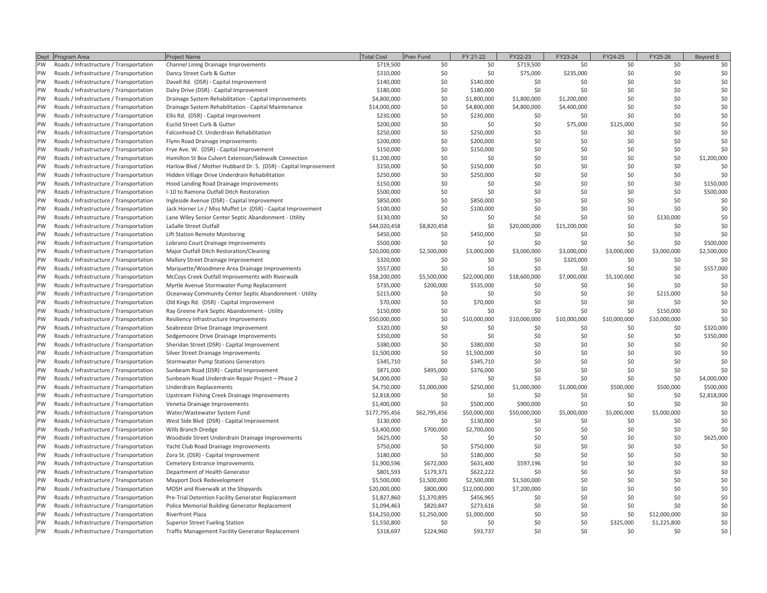| Dept | Program Area | Project Name | Total Cost | Prev Fund | FY 21-22 | FY22-23 | FY23-24 | FY24-25 | FY25-26 | Beyond 5 |
|---|---|---|---|---|---|---|---|---|---|---|
| PW | Roads / Infrastructure / Transportation | Channel Lining Drainage Improvements | $719,500 | $0 | $0 | $719,500 | $0 | $0 | $0 | $0 |
| PW | Roads / Infrastructure / Transportation | Dancy Street Curb & Gutter | $310,000 | $0 | $0 | $75,000 | $235,000 | $0 | $0 | $0 |
| PW | Roads / Infrastructure / Transportation | Davell Rd. (DSR) - Capital Improvement | $140,000 | $0 | $140,000 | $0 | $0 | $0 | $0 | $0 |
| PW | Roads / Infrastructure / Transportation | Dalry Drive (DSR) - Capital Improvement | $180,000 | $0 | $180,000 | $0 | $0 | $0 | $0 | $0 |
| PW | Roads / Infrastructure / Transportation | Drainage System Rehabilitation - Capital Improvements | $4,800,000 | $0 | $1,800,000 | $1,800,000 | $1,200,000 | $0 | $0 | $0 |
| PW | Roads / Infrastructure / Transportation | Drainage System Rehabilitation - Capital Maintenance | $14,000,000 | $0 | $4,800,000 | $4,800,000 | $4,400,000 | $0 | $0 | $0 |
| PW | Roads / Infrastructure / Transportation | Ellis Rd. (DSR) - Capital Improvement | $230,000 | $0 | $230,000 | $0 | $0 | $0 | $0 | $0 |
| PW | Roads / Infrastructure / Transportation | Euclid Street Curb & Gutter | $200,000 | $0 | $0 | $0 | $75,000 | $125,000 | $0 | $0 |
| PW | Roads / Infrastructure / Transportation | Falconhead Ct. Underdrain Rehabilitation | $250,000 | $0 | $250,000 | $0 | $0 | $0 | $0 | $0 |
| PW | Roads / Infrastructure / Transportation | Flynn Road Drainage Improvements | $200,000 | $0 | $200,000 | $0 | $0 | $0 | $0 | $0 |
| PW | Roads / Infrastructure / Transportation | Frye Ave. W. (DSR) - Capital Improvement | $150,000 | $0 | $150,000 | $0 | $0 | $0 | $0 | $0 |
| PW | Roads / Infrastructure / Transportation | Hamilton St Box Culvert Extension/Sidewalk Connection | $1,200,000 | $0 | $0 | $0 | $0 | $0 | $0 | $1,200,000 |
| PW | Roads / Infrastructure / Transportation | Harlow Blvd / Mother Hubbard Dr. S. (DSR) - Capital Improvement | $150,000 | $0 | $150,000 | $0 | $0 | $0 | $0 | $0 |
| PW | Roads / Infrastructure / Transportation | Hidden Village Drive Underdrain Rehabilitation | $250,000 | $0 | $250,000 | $0 | $0 | $0 | $0 | $0 |
| PW | Roads / Infrastructure / Transportation | Hood Landing Road Drainage Improvements | $150,000 | $0 | $0 | $0 | $0 | $0 | $0 | $150,000 |
| PW | Roads / Infrastructure / Transportation | I-10 to Ramona Outfall Ditch Restoration | $500,000 | $0 | $0 | $0 | $0 | $0 | $0 | $500,000 |
| PW | Roads / Infrastructure / Transportation | Ingleside Avenue (DSR) - Capital Improvement | $850,000 | $0 | $850,000 | $0 | $0 | $0 | $0 | $0 |
| PW | Roads / Infrastructure / Transportation | Jack Horner Ln / Miss Muffet Ln (DSR) - Capital Improvement | $100,000 | $0 | $100,000 | $0 | $0 | $0 | $0 | $0 |
| PW | Roads / Infrastructure / Transportation | Lane Wiley Senior Center Septic Abandonment - Utility | $130,000 | $0 | $0 | $0 | $0 | $0 | $130,000 | $0 |
| PW | Roads / Infrastructure / Transportation | LaSalle Street Outfall | $44,020,458 | $8,820,458 | $0 | $20,000,000 | $15,200,000 | $0 | $0 | $0 |
| PW | Roads / Infrastructure / Transportation | Lift Station Remote Monitoring | $450,000 | $0 | $450,000 | $0 | $0 | $0 | $0 | $0 |
| PW | Roads / Infrastructure / Transportation | Lobrano Court Drainage Improvements | $500,000 | $0 | $0 | $0 | $0 | $0 | $0 | $500,000 |
| PW | Roads / Infrastructure / Transportation | Major Outfall Ditch Restoration/Cleaning | $20,000,000 | $2,500,000 | $3,000,000 | $3,000,000 | $3,000,000 | $3,000,000 | $3,000,000 | $2,500,000 |
| PW | Roads / Infrastructure / Transportation | Mallory Street Drainage Improvement | $320,000 | $0 | $0 | $0 | $320,000 | $0 | $0 | $0 |
| PW | Roads / Infrastructure / Transportation | Marquette/Woodmere Area Drainage Improvements | $557,000 | $0 | $0 | $0 | $0 | $0 | $0 | $557,000 |
| PW | Roads / Infrastructure / Transportation | McCoys Creek Outfall Improvements with Riverwalk | $58,200,000 | $5,500,000 | $22,000,000 | $18,600,000 | $7,000,000 | $5,100,000 | $0 | $0 |
| PW | Roads / Infrastructure / Transportation | Myrtle Avenue Stormwater Pump Replacement | $735,000 | $200,000 | $535,000 | $0 | $0 | $0 | $0 | $0 |
| PW | Roads / Infrastructure / Transportation | Oceanway Community Center Septic Abandonment - Utility | $215,000 | $0 | $0 | $0 | $0 | $0 | $215,000 | $0 |
| PW | Roads / Infrastructure / Transportation | Old Kings Rd. (DSR) - Capital Improvement | $70,000 | $0 | $70,000 | $0 | $0 | $0 | $0 | $0 |
| PW | Roads / Infrastructure / Transportation | Ray Greene Park Septic Abandonment - Utility | $150,000 | $0 | $0 | $0 | $0 | $0 | $150,000 | $0 |
| PW | Roads / Infrastructure / Transportation | Resiliency Infrastructure Improvements | $50,000,000 | $0 | $10,000,000 | $10,000,000 | $10,000,000 | $10,000,000 | $10,000,000 | $0 |
| PW | Roads / Infrastructure / Transportation | Seabreeze Drive Drainage Improvement | $320,000 | $0 | $0 | $0 | $0 | $0 | $0 | $320,000 |
| PW | Roads / Infrastructure / Transportation | Sedgemoore Drive Drainage Improvements | $350,000 | $0 | $0 | $0 | $0 | $0 | $0 | $350,000 |
| PW | Roads / Infrastructure / Transportation | Sheridan Street (DSR) - Capital Improvement | $380,000 | $0 | $380,000 | $0 | $0 | $0 | $0 | $0 |
| PW | Roads / Infrastructure / Transportation | Silver Street Drainage Improvements | $1,500,000 | $0 | $1,500,000 | $0 | $0 | $0 | $0 | $0 |
| PW | Roads / Infrastructure / Transportation | Stormwater Pump Stations Generators | $345,710 | $0 | $345,710 | $0 | $0 | $0 | $0 | $0 |
| PW | Roads / Infrastructure / Transportation | Sunbeam Road (DSR) - Capital Improvement | $871,000 | $495,000 | $376,000 | $0 | $0 | $0 | $0 | $0 |
| PW | Roads / Infrastructure / Transportation | Sunbeam Road Underdrain Repair Project – Phase 2 | $4,000,000 | $0 | $0 | $0 | $0 | $0 | $0 | $4,000,000 |
| PW | Roads / Infrastructure / Transportation | Underdrain Replacements | $4,750,000 | $1,000,000 | $250,000 | $1,000,000 | $1,000,000 | $500,000 | $500,000 | $500,000 |
| PW | Roads / Infrastructure / Transportation | Upstream Fishing Creek Drainage Improvements | $2,818,000 | $0 | $0 | $0 | $0 | $0 | $0 | $2,818,000 |
| PW | Roads / Infrastructure / Transportation | Venetia Drainage Improvements | $1,400,000 | $0 | $500,000 | $900,000 | $0 | $0 | $0 | $0 |
| PW | Roads / Infrastructure / Transportation | Water/Wastewater System Fund | $177,795,456 | $62,795,456 | $50,000,000 | $50,000,000 | $5,000,000 | $5,000,000 | $5,000,000 | $0 |
| PW | Roads / Infrastructure / Transportation | West Side Blvd (DSR) - Capital Improvement | $130,000 | $0 | $130,000 | $0 | $0 | $0 | $0 | $0 |
| PW | Roads / Infrastructure / Transportation | Wills Branch Dredge | $3,400,000 | $700,000 | $2,700,000 | $0 | $0 | $0 | $0 | $0 |
| PW | Roads / Infrastructure / Transportation | Woodside Street Underdrain Drainage Improvements | $625,000 | $0 | $0 | $0 | $0 | $0 | $0 | $625,000 |
| PW | Roads / Infrastructure / Transportation | Yacht Club Road Drainage Improvements | $750,000 | $0 | $750,000 | $0 | $0 | $0 | $0 | $0 |
| PW | Roads / Infrastructure / Transportation | Zora St. (DSR) - Capital Improvement | $180,000 | $0 | $180,000 | $0 | $0 | $0 | $0 | $0 |
| PW | Roads / Infrastructure / Transportation | Cemetery Entrance Improvements | $1,900,596 | $672,000 | $631,400 | $597,196 | $0 | $0 | $0 | $0 |
| PW | Roads / Infrastructure / Transportation | Department of Health Generator | $801,593 | $179,371 | $622,222 | $0 | $0 | $0 | $0 | $0 |
| PW | Roads / Infrastructure / Transportation | Mayport Dock Redevelopment | $5,500,000 | $1,500,000 | $2,500,000 | $1,500,000 | $0 | $0 | $0 | $0 |
| PW | Roads / Infrastructure / Transportation | MOSH and Riverwalk at the Shipyards | $20,000,000 | $800,000 | $12,000,000 | $7,200,000 | $0 | $0 | $0 | $0 |
| PW | Roads / Infrastructure / Transportation | Pre-Trial Detention Facility Generator Replacement | $1,827,860 | $1,370,895 | $456,965 | $0 | $0 | $0 | $0 | $0 |
| PW | Roads / Infrastructure / Transportation | Police Memorial Building Generator Replacement | $1,094,463 | $820,847 | $273,616 | $0 | $0 | $0 | $0 | $0 |
| PW | Roads / Infrastructure / Transportation | Riverfront Plaza | $14,250,000 | $1,250,000 | $1,000,000 | $0 | $0 | $0 | $12,000,000 | $0 |
| PW | Roads / Infrastructure / Transportation | Superior Street Fueling Station | $1,550,800 | $0 | $0 | $0 | $0 | $325,000 | $1,225,800 | $0 |
| PW | Roads / Infrastructure / Transportation | Traffic Management Facility Generator Replacement | $318,697 | $224,960 | $93,737 | $0 | $0 | $0 | $0 | $0 |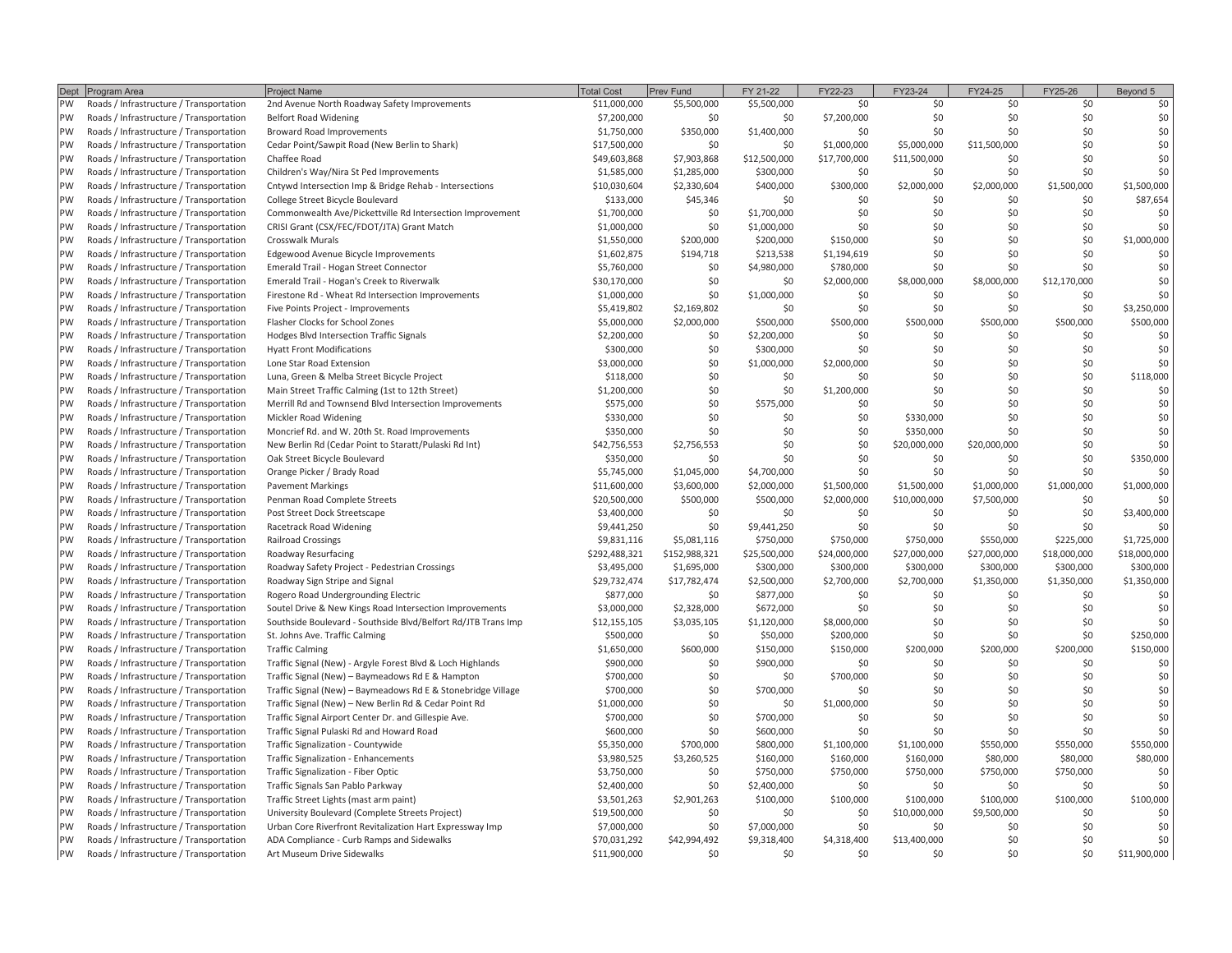| Dept | Program Area | Project Name | Total Cost | Prev Fund | FY 21-22 | FY22-23 | FY23-24 | FY24-25 | FY25-26 | Beyond 5 |
|---|---|---|---|---|---|---|---|---|---|---|
| PW | Roads / Infrastructure / Transportation | 2nd Avenue North Roadway Safety Improvements | $11,000,000 | $5,500,000 | $5,500,000 | $0 | $0 | $0 | $0 | $0 |
| PW | Roads / Infrastructure / Transportation | Belfort Road Widening | $7,200,000 | $0 | $0 | $7,200,000 | $0 | $0 | $0 | $0 |
| PW | Roads / Infrastructure / Transportation | Broward Road Improvements | $1,750,000 | $350,000 | $1,400,000 | $0 | $0 | $0 | $0 | $0 |
| PW | Roads / Infrastructure / Transportation | Cedar Point/Sawpit Road (New Berlin to Shark) | $17,500,000 | $0 | $0 | $1,000,000 | $5,000,000 | $11,500,000 | $0 | $0 |
| PW | Roads / Infrastructure / Transportation | Chaffee Road | $49,603,868 | $7,903,868 | $12,500,000 | $17,700,000 | $11,500,000 | $0 | $0 | $0 |
| PW | Roads / Infrastructure / Transportation | Children's Way/Nira St Ped Improvements | $1,585,000 | $1,285,000 | $300,000 | $0 | $0 | $0 | $0 | $0 |
| PW | Roads / Infrastructure / Transportation | Cntywd Intersection Imp & Bridge Rehab - Intersections | $10,030,604 | $2,330,604 | $400,000 | $300,000 | $2,000,000 | $2,000,000 | $1,500,000 | $1,500,000 |
| PW | Roads / Infrastructure / Transportation | College Street Bicycle Boulevard | $133,000 | $45,346 | $0 | $0 | $0 | $0 | $0 | $87,654 |
| PW | Roads / Infrastructure / Transportation | Commonwealth Ave/Pickettville Rd Intersection Improvement | $1,700,000 | $0 | $1,700,000 | $0 | $0 | $0 | $0 | $0 |
| PW | Roads / Infrastructure / Transportation | CRISI Grant (CSX/FEC/FDOT/JTA) Grant Match | $1,000,000 | $0 | $1,000,000 | $0 | $0 | $0 | $0 | $0 |
| PW | Roads / Infrastructure / Transportation | Crosswalk Murals | $1,550,000 | $200,000 | $200,000 | $150,000 | $0 | $0 | $0 | $1,000,000 |
| PW | Roads / Infrastructure / Transportation | Edgewood Avenue Bicycle Improvements | $1,602,875 | $194,718 | $213,538 | $1,194,619 | $0 | $0 | $0 | $0 |
| PW | Roads / Infrastructure / Transportation | Emerald Trail - Hogan Street Connector | $5,760,000 | $0 | $4,980,000 | $780,000 | $0 | $0 | $0 | $0 |
| PW | Roads / Infrastructure / Transportation | Emerald Trail - Hogan's Creek to Riverwalk | $30,170,000 | $0 | $0 | $2,000,000 | $8,000,000 | $8,000,000 | $12,170,000 | $0 |
| PW | Roads / Infrastructure / Transportation | Firestone Rd - Wheat Rd Intersection Improvements | $1,000,000 | $0 | $1,000,000 | $0 | $0 | $0 | $0 | $0 |
| PW | Roads / Infrastructure / Transportation | Five Points Project - Improvements | $5,419,802 | $2,169,802 | $0 | $0 | $0 | $0 | $0 | $3,250,000 |
| PW | Roads / Infrastructure / Transportation | Flasher Clocks for School Zones | $5,000,000 | $2,000,000 | $500,000 | $500,000 | $500,000 | $500,000 | $500,000 | $500,000 |
| PW | Roads / Infrastructure / Transportation | Hodges Blvd Intersection Traffic Signals | $2,200,000 | $0 | $2,200,000 | $0 | $0 | $0 | $0 | $0 |
| PW | Roads / Infrastructure / Transportation | Hyatt Front Modifications | $300,000 | $0 | $300,000 | $0 | $0 | $0 | $0 | $0 |
| PW | Roads / Infrastructure / Transportation | Lone Star Road Extension | $3,000,000 | $0 | $1,000,000 | $2,000,000 | $0 | $0 | $0 | $0 |
| PW | Roads / Infrastructure / Transportation | Luna, Green & Melba Street Bicycle Project | $118,000 | $0 | $0 | $0 | $0 | $0 | $0 | $118,000 |
| PW | Roads / Infrastructure / Transportation | Main Street Traffic Calming (1st to 12th Street) | $1,200,000 | $0 | $0 | $1,200,000 | $0 | $0 | $0 | $0 |
| PW | Roads / Infrastructure / Transportation | Merrill Rd and Townsend Blvd Intersection Improvements | $575,000 | $0 | $575,000 | $0 | $0 | $0 | $0 | $0 |
| PW | Roads / Infrastructure / Transportation | Mickler Road Widening | $330,000 | $0 | $0 | $0 | $330,000 | $0 | $0 | $0 |
| PW | Roads / Infrastructure / Transportation | Moncrief Rd. and W. 20th St. Road Improvements | $350,000 | $0 | $0 | $0 | $350,000 | $0 | $0 | $0 |
| PW | Roads / Infrastructure / Transportation | New Berlin Rd (Cedar Point to Staratt/Pulaski Rd Int) | $42,756,553 | $2,756,553 | $0 | $0 | $20,000,000 | $20,000,000 | $0 | $0 |
| PW | Roads / Infrastructure / Transportation | Oak Street Bicycle Boulevard | $350,000 | $0 | $0 | $0 | $0 | $0 | $0 | $350,000 |
| PW | Roads / Infrastructure / Transportation | Orange Picker / Brady Road | $5,745,000 | $1,045,000 | $4,700,000 | $0 | $0 | $0 | $0 | $0 |
| PW | Roads / Infrastructure / Transportation | Pavement Markings | $11,600,000 | $3,600,000 | $2,000,000 | $1,500,000 | $1,500,000 | $1,000,000 | $1,000,000 | $1,000,000 |
| PW | Roads / Infrastructure / Transportation | Penman Road Complete Streets | $20,500,000 | $500,000 | $500,000 | $2,000,000 | $10,000,000 | $7,500,000 | $0 | $0 |
| PW | Roads / Infrastructure / Transportation | Post Street Dock Streetscape | $3,400,000 | $0 | $0 | $0 | $0 | $0 | $0 | $3,400,000 |
| PW | Roads / Infrastructure / Transportation | Racetrack Road Widening | $9,441,250 | $0 | $9,441,250 | $0 | $0 | $0 | $0 | $0 |
| PW | Roads / Infrastructure / Transportation | Railroad Crossings | $9,831,116 | $5,081,116 | $750,000 | $750,000 | $750,000 | $550,000 | $225,000 | $1,725,000 |
| PW | Roads / Infrastructure / Transportation | Roadway Resurfacing | $292,488,321 | $152,988,321 | $25,500,000 | $24,000,000 | $27,000,000 | $27,000,000 | $18,000,000 | $18,000,000 |
| PW | Roads / Infrastructure / Transportation | Roadway Safety Project - Pedestrian Crossings | $3,495,000 | $1,695,000 | $300,000 | $300,000 | $300,000 | $300,000 | $300,000 | $300,000 |
| PW | Roads / Infrastructure / Transportation | Roadway Sign Stripe and Signal | $29,732,474 | $17,782,474 | $2,500,000 | $2,700,000 | $2,700,000 | $1,350,000 | $1,350,000 | $1,350,000 |
| PW | Roads / Infrastructure / Transportation | Rogero Road Undergrounding Electric | $877,000 | $0 | $877,000 | $0 | $0 | $0 | $0 | $0 |
| PW | Roads / Infrastructure / Transportation | Soutel Drive & New Kings Road Intersection Improvements | $3,000,000 | $2,328,000 | $672,000 | $0 | $0 | $0 | $0 | $0 |
| PW | Roads / Infrastructure / Transportation | Southside Boulevard - Southside Blvd/Belfort Rd/JTB Trans Imp | $12,155,105 | $3,035,105 | $1,120,000 | $8,000,000 | $0 | $0 | $0 | $0 |
| PW | Roads / Infrastructure / Transportation | St. Johns Ave. Traffic Calming | $500,000 | $0 | $50,000 | $200,000 | $0 | $0 | $0 | $250,000 |
| PW | Roads / Infrastructure / Transportation | Traffic Calming | $1,650,000 | $600,000 | $150,000 | $150,000 | $200,000 | $200,000 | $200,000 | $150,000 |
| PW | Roads / Infrastructure / Transportation | Traffic Signal (New) - Argyle Forest Blvd & Loch Highlands | $900,000 | $0 | $900,000 | $0 | $0 | $0 | $0 | $0 |
| PW | Roads / Infrastructure / Transportation | Traffic Signal (New) – Baymeadows Rd E & Hampton | $700,000 | $0 | $0 | $700,000 | $0 | $0 | $0 | $0 |
| PW | Roads / Infrastructure / Transportation | Traffic Signal (New) – Baymeadows Rd E & Stonebridge Village | $700,000 | $0 | $700,000 | $0 | $0 | $0 | $0 | $0 |
| PW | Roads / Infrastructure / Transportation | Traffic Signal (New) – New Berlin Rd & Cedar Point Rd | $1,000,000 | $0 | $0 | $1,000,000 | $0 | $0 | $0 | $0 |
| PW | Roads / Infrastructure / Transportation | Traffic Signal Airport Center Dr. and Gillespie Ave. | $700,000 | $0 | $700,000 | $0 | $0 | $0 | $0 | $0 |
| PW | Roads / Infrastructure / Transportation | Traffic Signal Pulaski Rd and Howard Road | $600,000 | $0 | $600,000 | $0 | $0 | $0 | $0 | $0 |
| PW | Roads / Infrastructure / Transportation | Traffic Signalization - Countywide | $5,350,000 | $700,000 | $800,000 | $1,100,000 | $1,100,000 | $550,000 | $550,000 | $550,000 |
| PW | Roads / Infrastructure / Transportation | Traffic Signalization - Enhancements | $3,980,525 | $3,260,525 | $160,000 | $160,000 | $160,000 | $80,000 | $80,000 | $80,000 |
| PW | Roads / Infrastructure / Transportation | Traffic Signalization - Fiber Optic | $3,750,000 | $0 | $750,000 | $750,000 | $750,000 | $750,000 | $750,000 | $0 |
| PW | Roads / Infrastructure / Transportation | Traffic Signals San Pablo Parkway | $2,400,000 | $0 | $2,400,000 | $0 | $0 | $0 | $0 | $0 |
| PW | Roads / Infrastructure / Transportation | Traffic Street Lights (mast arm paint) | $3,501,263 | $2,901,263 | $100,000 | $100,000 | $100,000 | $100,000 | $100,000 | $100,000 |
| PW | Roads / Infrastructure / Transportation | University Boulevard (Complete Streets Project) | $19,500,000 | $0 | $0 | $0 | $10,000,000 | $9,500,000 | $0 | $0 |
| PW | Roads / Infrastructure / Transportation | Urban Core Riverfront Revitalization Hart Expressway Imp | $7,000,000 | $0 | $7,000,000 | $0 | $0 | $0 | $0 | $0 |
| PW | Roads / Infrastructure / Transportation | ADA Compliance - Curb Ramps and Sidewalks | $70,031,292 | $42,994,492 | $9,318,400 | $4,318,400 | $13,400,000 | $0 | $0 | $0 |
| PW | Roads / Infrastructure / Transportation | Art Museum Drive Sidewalks | $11,900,000 | $0 | $0 | $0 | $0 | $0 | $0 | $11,900,000 |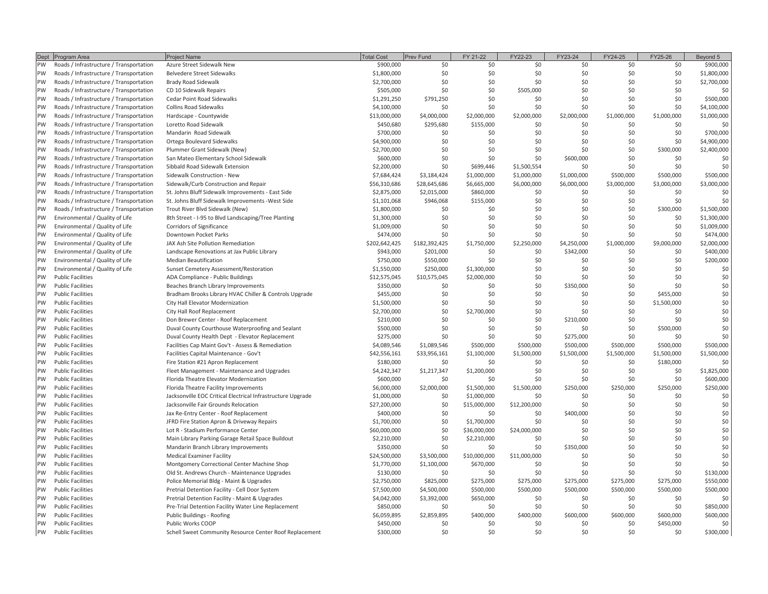| Dept | Program Area | Project Name | Total Cost | Prev Fund | FY 21-22 | FY22-23 | FY23-24 | FY24-25 | FY25-26 | Beyond 5 |
|---|---|---|---|---|---|---|---|---|---|---|
| PW | Roads / Infrastructure / Transportation | Azure Street Sidewalk New | $900,000 | $0 | $0 | $0 | $0 | $0 | $0 | $900,000 |
| PW | Roads / Infrastructure / Transportation | Belvedere Street Sidewalks | $1,800,000 | $0 | $0 | $0 | $0 | $0 | $0 | $1,800,000 |
| PW | Roads / Infrastructure / Transportation | Brady Road Sidewalk | $2,700,000 | $0 | $0 | $0 | $0 | $0 | $0 | $2,700,000 |
| PW | Roads / Infrastructure / Transportation | CD 10 Sidewalk Repairs | $505,000 | $0 | $0 | $505,000 | $0 | $0 | $0 | $0 |
| PW | Roads / Infrastructure / Transportation | Cedar Point Road Sidewalks | $1,291,250 | $791,250 | $0 | $0 | $0 | $0 | $0 | $500,000 |
| PW | Roads / Infrastructure / Transportation | Collins Road Sidewalks | $4,100,000 | $0 | $0 | $0 | $0 | $0 | $0 | $4,100,000 |
| PW | Roads / Infrastructure / Transportation | Hardscape - Countywide | $13,000,000 | $4,000,000 | $2,000,000 | $2,000,000 | $2,000,000 | $1,000,000 | $1,000,000 | $1,000,000 |
| PW | Roads / Infrastructure / Transportation | Loretto Road Sidewalk | $450,680 | $295,680 | $155,000 | $0 | $0 | $0 | $0 | $0 |
| PW | Roads / Infrastructure / Transportation | Mandarin Road Sidewalk | $700,000 | $0 | $0 | $0 | $0 | $0 | $0 | $700,000 |
| PW | Roads / Infrastructure / Transportation | Ortega Boulevard Sidewalks | $4,900,000 | $0 | $0 | $0 | $0 | $0 | $0 | $4,900,000 |
| PW | Roads / Infrastructure / Transportation | Plummer Grant Sidewalk (New) | $2,700,000 | $0 | $0 | $0 | $0 | $0 | $300,000 | $2,400,000 |
| PW | Roads / Infrastructure / Transportation | San Mateo Elementary School Sidewalk | $600,000 | $0 | $0 | $0 | $600,000 | $0 | $0 | $0 |
| PW | Roads / Infrastructure / Transportation | Sibbald Road Sidewalk Extension | $2,200,000 | $0 | $699,446 | $1,500,554 | $0 | $0 | $0 | $0 |
| PW | Roads / Infrastructure / Transportation | Sidewalk Construction - New | $7,684,424 | $3,184,424 | $1,000,000 | $1,000,000 | $1,000,000 | $500,000 | $500,000 | $500,000 |
| PW | Roads / Infrastructure / Transportation | Sidewalk/Curb Construction and Repair | $56,310,686 | $28,645,686 | $6,665,000 | $6,000,000 | $6,000,000 | $3,000,000 | $3,000,000 | $3,000,000 |
| PW | Roads / Infrastructure / Transportation | St. Johns Bluff Sidewalk Improvements - East Side | $2,875,000 | $2,015,000 | $860,000 | $0 | $0 | $0 | $0 | $0 |
| PW | Roads / Infrastructure / Transportation | St. Johns Bluff Sidewalk Improvements -West Side | $1,101,068 | $946,068 | $155,000 | $0 | $0 | $0 | $0 | $0 |
| PW | Roads / Infrastructure / Transportation | Trout River Blvd Sidewalk (New) | $1,800,000 | $0 | $0 | $0 | $0 | $0 | $300,000 | $1,500,000 |
| PW | Environmental / Quality of Life | 8th Street - I-95 to Blvd Landscaping/Tree Planting | $1,300,000 | $0 | $0 | $0 | $0 | $0 | $0 | $1,300,000 |
| PW | Environmental / Quality of Life | Corridors of Significance | $1,009,000 | $0 | $0 | $0 | $0 | $0 | $0 | $1,009,000 |
| PW | Environmental / Quality of Life | Downtown Pocket Parks | $474,000 | $0 | $0 | $0 | $0 | $0 | $0 | $474,000 |
| PW | Environmental / Quality of Life | JAX Ash Site Pollution Remediation | $202,642,425 | $182,392,425 | $1,750,000 | $2,250,000 | $4,250,000 | $1,000,000 | $9,000,000 | $2,000,000 |
| PW | Environmental / Quality of Life | Landscape Renovations at Jax Public Library | $943,000 | $201,000 | $0 | $0 | $342,000 | $0 | $0 | $400,000 |
| PW | Environmental / Quality of Life | Median Beautification | $750,000 | $550,000 | $0 | $0 | $0 | $0 | $0 | $200,000 |
| PW | Environmental / Quality of Life | Sunset Cemetery Assessment/Restoration | $1,550,000 | $250,000 | $1,300,000 | $0 | $0 | $0 | $0 | $0 |
| PW | Public Facilities | ADA Compliance - Public Buildings | $12,575,045 | $10,575,045 | $2,000,000 | $0 | $0 | $0 | $0 | $0 |
| PW | Public Facilities | Beaches Branch Library Improvements | $350,000 | $0 | $0 | $0 | $350,000 | $0 | $0 | $0 |
| PW | Public Facilities | Bradham Brooks Library HVAC Chiller & Controls Upgrade | $455,000 | $0 | $0 | $0 | $0 | $0 | $455,000 | $0 |
| PW | Public Facilities | City Hall Elevator Modernization | $1,500,000 | $0 | $0 | $0 | $0 | $0 | $1,500,000 | $0 |
| PW | Public Facilities | City Hall Roof Replacement | $2,700,000 | $0 | $2,700,000 | $0 | $0 | $0 | $0 | $0 |
| PW | Public Facilities | Don Brewer Center - Roof Replacement | $210,000 | $0 | $0 | $0 | $210,000 | $0 | $0 | $0 |
| PW | Public Facilities | Duval County Courthouse Waterproofing and Sealant | $500,000 | $0 | $0 | $0 | $0 | $0 | $500,000 | $0 |
| PW | Public Facilities | Duval County Health Dept - Elevator Replacement | $275,000 | $0 | $0 | $0 | $275,000 | $0 | $0 | $0 |
| PW | Public Facilities | Facilities Cap Maint Gov't - Assess & Remediation | $4,089,546 | $1,089,546 | $500,000 | $500,000 | $500,000 | $500,000 | $500,000 | $500,000 |
| PW | Public Facilities | Facilities Capital Maintenance - Gov't | $42,556,161 | $33,956,161 | $1,100,000 | $1,500,000 | $1,500,000 | $1,500,000 | $1,500,000 | $1,500,000 |
| PW | Public Facilities | Fire Station #21 Apron Replacement | $180,000 | $0 | $0 | $0 | $0 | $0 | $180,000 | $0 |
| PW | Public Facilities | Fleet Management - Maintenance and Upgrades | $4,242,347 | $1,217,347 | $1,200,000 | $0 | $0 | $0 | $0 | $1,825,000 |
| PW | Public Facilities | Florida Theatre Elevator Modernization | $600,000 | $0 | $0 | $0 | $0 | $0 | $0 | $600,000 |
| PW | Public Facilities | Florida Theatre Facility Improvements | $6,000,000 | $2,000,000 | $1,500,000 | $1,500,000 | $250,000 | $250,000 | $250,000 | $250,000 |
| PW | Public Facilities | Jacksonville EOC Critical Electrical Infrastructure Upgrade | $1,000,000 | $0 | $1,000,000 | $0 | $0 | $0 | $0 | $0 |
| PW | Public Facilities | Jacksonville Fair Grounds Relocation | $27,200,000 | $0 | $15,000,000 | $12,200,000 | $0 | $0 | $0 | $0 |
| PW | Public Facilities | Jax Re-Entry Center - Roof Replacement | $400,000 | $0 | $0 | $0 | $400,000 | $0 | $0 | $0 |
| PW | Public Facilities | JFRD Fire Station Apron & Driveway Repairs | $1,700,000 | $0 | $1,700,000 | $0 | $0 | $0 | $0 | $0 |
| PW | Public Facilities | Lot R - Stadium Performance Center | $60,000,000 | $0 | $36,000,000 | $24,000,000 | $0 | $0 | $0 | $0 |
| PW | Public Facilities | Main Library Parking Garage Retail Space Buildout | $2,210,000 | $0 | $2,210,000 | $0 | $0 | $0 | $0 | $0 |
| PW | Public Facilities | Mandarin Branch Library Improvements | $350,000 | $0 | $0 | $0 | $350,000 | $0 | $0 | $0 |
| PW | Public Facilities | Medical Examiner Facility | $24,500,000 | $3,500,000 | $10,000,000 | $11,000,000 | $0 | $0 | $0 | $0 |
| PW | Public Facilities | Montgomery Correctional Center Machine Shop | $1,770,000 | $1,100,000 | $670,000 | $0 | $0 | $0 | $0 | $0 |
| PW | Public Facilities | Old St. Andrews Church - Maintenance Upgrades | $130,000 | $0 | $0 | $0 | $0 | $0 | $0 | $130,000 |
| PW | Public Facilities | Police Memorial Bldg - Maint & Upgrades | $2,750,000 | $825,000 | $275,000 | $275,000 | $275,000 | $275,000 | $275,000 | $550,000 |
| PW | Public Facilities | Pretrial Detention Facility - Cell Door System | $7,500,000 | $4,500,000 | $500,000 | $500,000 | $500,000 | $500,000 | $500,000 | $500,000 |
| PW | Public Facilities | Pretrial Detention Facility - Maint & Upgrades | $4,042,000 | $3,392,000 | $650,000 | $0 | $0 | $0 | $0 | $0 |
| PW | Public Facilities | Pre-Trial Detention Facility Water Line Replacement | $850,000 | $0 | $0 | $0 | $0 | $0 | $0 | $850,000 |
| PW | Public Facilities | Public Buildings - Roofing | $6,059,895 | $2,859,895 | $400,000 | $400,000 | $600,000 | $600,000 | $600,000 | $600,000 |
| PW | Public Facilities | Public Works COOP | $450,000 | $0 | $0 | $0 | $0 | $0 | $450,000 | $0 |
| PW | Public Facilities | Schell Sweet Community Resource Center Roof Replacement | $300,000 | $0 | $0 | $0 | $0 | $0 | $0 | $300,000 |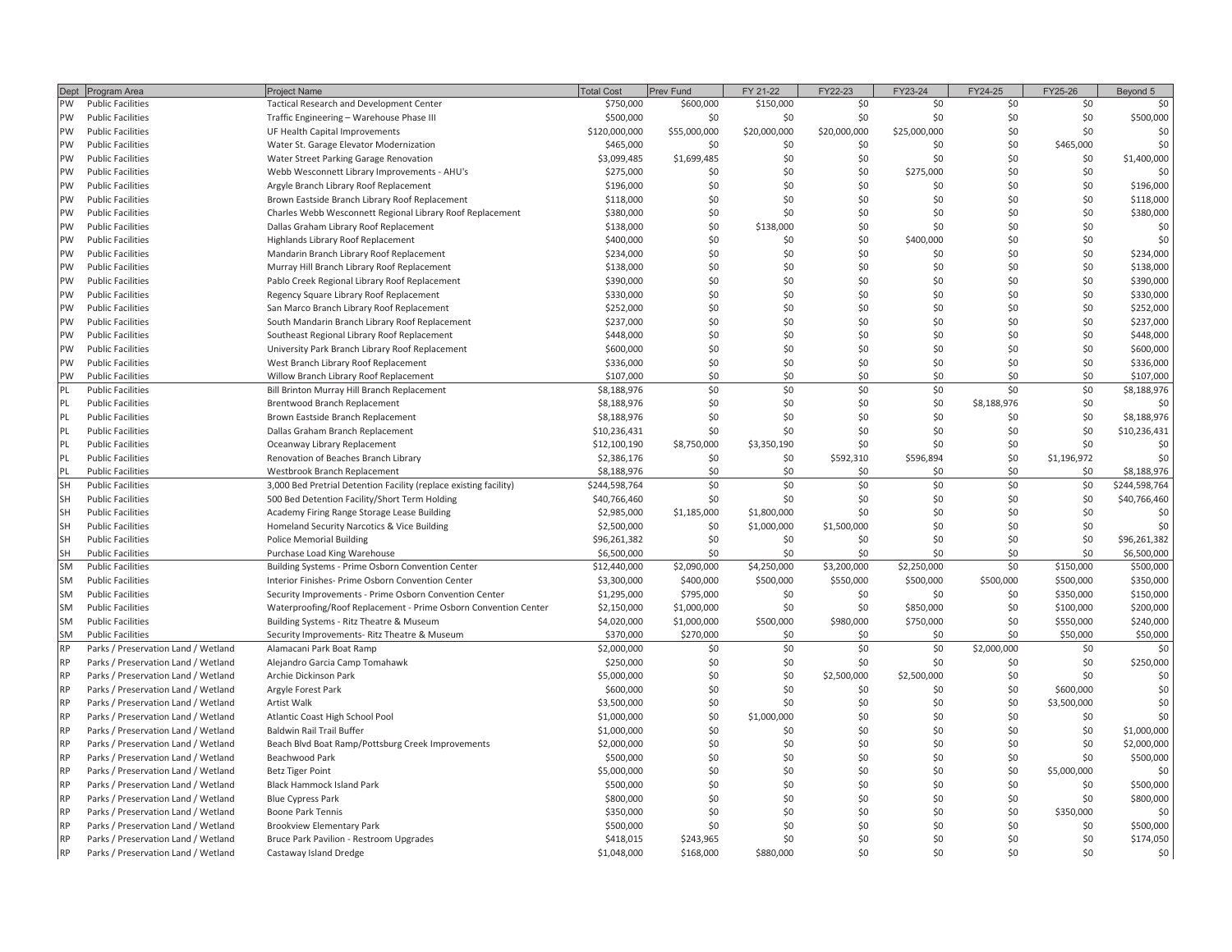| Dept | Program Area | Project Name | Total Cost | Prev Fund | FY 21-22 | FY22-23 | FY23-24 | FY24-25 | FY25-26 | Beyond 5 |
|---|---|---|---|---|---|---|---|---|---|---|
| PW | Public Facilities | Tactical Research and Development Center | $750,000 | $600,000 | $150,000 | $0 | $0 | $0 | $0 | $0 |
| PW | Public Facilities | Traffic Engineering – Warehouse Phase III | $500,000 | $0 | $0 | $0 | $0 | $0 | $0 | $500,000 |
| PW | Public Facilities | UF Health Capital Improvements | $120,000,000 | $55,000,000 | $20,000,000 | $20,000,000 | $25,000,000 | $0 | $0 | $0 |
| PW | Public Facilities | Water St. Garage Elevator Modernization | $465,000 | $0 | $0 | $0 | $0 | $0 | $465,000 | $0 |
| PW | Public Facilities | Water Street Parking Garage Renovation | $3,099,485 | $1,699,485 | $0 | $0 | $0 | $0 | $0 | $1,400,000 |
| PW | Public Facilities | Webb Wesconnett Library Improvements - AHU's | $275,000 | $0 | $0 | $0 | $275,000 | $0 | $0 | $0 |
| PW | Public Facilities | Argyle Branch Library Roof Replacement | $196,000 | $0 | $0 | $0 | $0 | $0 | $0 | $196,000 |
| PW | Public Facilities | Brown Eastside Branch Library Roof Replacement | $118,000 | $0 | $0 | $0 | $0 | $0 | $0 | $118,000 |
| PW | Public Facilities | Charles Webb Wesconnett Regional Library Roof Replacement | $380,000 | $0 | $0 | $0 | $0 | $0 | $0 | $380,000 |
| PW | Public Facilities | Dallas Graham Library Roof Replacement | $138,000 | $0 | $138,000 | $0 | $0 | $0 | $0 | $0 |
| PW | Public Facilities | Highlands Library Roof Replacement | $400,000 | $0 | $0 | $0 | $400,000 | $0 | $0 | $0 |
| PW | Public Facilities | Mandarin Branch Library Roof Replacement | $234,000 | $0 | $0 | $0 | $0 | $0 | $0 | $234,000 |
| PW | Public Facilities | Murray Hill Branch Library Roof Replacement | $138,000 | $0 | $0 | $0 | $0 | $0 | $0 | $138,000 |
| PW | Public Facilities | Pablo Creek Regional Library Roof Replacement | $390,000 | $0 | $0 | $0 | $0 | $0 | $0 | $390,000 |
| PW | Public Facilities | Regency Square Library Roof Replacement | $330,000 | $0 | $0 | $0 | $0 | $0 | $0 | $330,000 |
| PW | Public Facilities | San Marco Branch Library Roof Replacement | $252,000 | $0 | $0 | $0 | $0 | $0 | $0 | $252,000 |
| PW | Public Facilities | South Mandarin Branch Library Roof Replacement | $237,000 | $0 | $0 | $0 | $0 | $0 | $0 | $237,000 |
| PW | Public Facilities | Southeast Regional Library Roof Replacement | $448,000 | $0 | $0 | $0 | $0 | $0 | $0 | $448,000 |
| PW | Public Facilities | University Park Branch Library Roof Replacement | $600,000 | $0 | $0 | $0 | $0 | $0 | $0 | $600,000 |
| PW | Public Facilities | West Branch Library Roof Replacement | $336,000 | $0 | $0 | $0 | $0 | $0 | $0 | $336,000 |
| PW | Public Facilities | Willow Branch Library Roof Replacement | $107,000 | $0 | $0 | $0 | $0 | $0 | $0 | $107,000 |
| PL | Public Facilities | Bill Brinton Murray Hill Branch Replacement | $8,188,976 | $0 | $0 | $0 | $0 | $0 | $0 | $8,188,976 |
| PL | Public Facilities | Brentwood Branch Replacement | $8,188,976 | $0 | $0 | $0 | $0 | $8,188,976 | $0 | $0 |
| PL | Public Facilities | Brown Eastside Branch Replacement | $8,188,976 | $0 | $0 | $0 | $0 | $0 | $0 | $8,188,976 |
| PL | Public Facilities | Dallas Graham Branch Replacement | $10,236,431 | $0 | $0 | $0 | $0 | $0 | $0 | $10,236,431 |
| PL | Public Facilities | Oceanway Library Replacement | $12,100,190 | $8,750,000 | $3,350,190 | $0 | $0 | $0 | $0 | $0 |
| PL | Public Facilities | Renovation of Beaches Branch Library | $2,386,176 | $0 | $0 | $592,310 | $596,894 | $0 | $1,196,972 | $0 |
| PL | Public Facilities | Westbrook Branch Replacement | $8,188,976 | $0 | $0 | $0 | $0 | $0 | $0 | $8,188,976 |
| SH | Public Facilities | 3,000 Bed Pretrial Detention Facility (replace existing facility) | $244,598,764 | $0 | $0 | $0 | $0 | $0 | $0 | $244,598,764 |
| SH | Public Facilities | 500 Bed Detention Facility/Short Term Holding | $40,766,460 | $0 | $0 | $0 | $0 | $0 | $0 | $40,766,460 |
| SH | Public Facilities | Academy Firing Range Storage Lease Building | $2,985,000 | $1,185,000 | $1,800,000 | $0 | $0 | $0 | $0 | $0 |
| SH | Public Facilities | Homeland Security Narcotics & Vice Building | $2,500,000 | $0 | $1,000,000 | $1,500,000 | $0 | $0 | $0 | $0 |
| SH | Public Facilities | Police Memorial Building | $96,261,382 | $0 | $0 | $0 | $0 | $0 | $0 | $96,261,382 |
| SH | Public Facilities | Purchase Load King Warehouse | $6,500,000 | $0 | $0 | $0 | $0 | $0 | $0 | $6,500,000 |
| SM | Public Facilities | Building Systems - Prime Osborn Convention Center | $12,440,000 | $2,090,000 | $4,250,000 | $3,200,000 | $2,250,000 | $0 | $150,000 | $500,000 |
| SM | Public Facilities | Interior Finishes- Prime Osborn Convention Center | $3,300,000 | $400,000 | $500,000 | $550,000 | $500,000 | $500,000 | $500,000 | $350,000 |
| SM | Public Facilities | Security Improvements - Prime Osborn Convention Center | $1,295,000 | $795,000 | $0 | $0 | $0 | $0 | $350,000 | $150,000 |
| SM | Public Facilities | Waterproofing/Roof Replacement - Prime Osborn Convention Center | $2,150,000 | $1,000,000 | $0 | $0 | $850,000 | $0 | $100,000 | $200,000 |
| SM | Public Facilities | Building Systems - Ritz Theatre & Museum | $4,020,000 | $1,000,000 | $500,000 | $980,000 | $750,000 | $0 | $550,000 | $240,000 |
| SM | Public Facilities | Security Improvements- Ritz Theatre & Museum | $370,000 | $270,000 | $0 | $0 | $0 | $0 | $50,000 | $50,000 |
| RP | Parks / Preservation Land / Wetland | Alamacani Park Boat Ramp | $2,000,000 | $0 | $0 | $0 | $0 | $2,000,000 | $0 | $0 |
| RP | Parks / Preservation Land / Wetland | Alejandro Garcia Camp Tomahawk | $250,000 | $0 | $0 | $0 | $0 | $0 | $0 | $250,000 |
| RP | Parks / Preservation Land / Wetland | Archie Dickinson Park | $5,000,000 | $0 | $0 | $2,500,000 | $2,500,000 | $0 | $0 | $0 |
| RP | Parks / Preservation Land / Wetland | Argyle Forest Park | $600,000 | $0 | $0 | $0 | $0 | $0 | $600,000 | $0 |
| RP | Parks / Preservation Land / Wetland | Artist Walk | $3,500,000 | $0 | $0 | $0 | $0 | $0 | $3,500,000 | $0 |
| RP | Parks / Preservation Land / Wetland | Atlantic Coast High School Pool | $1,000,000 | $0 | $1,000,000 | $0 | $0 | $0 | $0 | $0 |
| RP | Parks / Preservation Land / Wetland | Baldwin Rail Trail Buffer | $1,000,000 | $0 | $0 | $0 | $0 | $0 | $0 | $1,000,000 |
| RP | Parks / Preservation Land / Wetland | Beach Blvd Boat Ramp/Pottsburg Creek Improvements | $2,000,000 | $0 | $0 | $0 | $0 | $0 | $0 | $2,000,000 |
| RP | Parks / Preservation Land / Wetland | Beachwood Park | $500,000 | $0 | $0 | $0 | $0 | $0 | $0 | $500,000 |
| RP | Parks / Preservation Land / Wetland | Betz Tiger Point | $5,000,000 | $0 | $0 | $0 | $0 | $0 | $5,000,000 | $0 |
| RP | Parks / Preservation Land / Wetland | Black Hammock Island Park | $500,000 | $0 | $0 | $0 | $0 | $0 | $0 | $500,000 |
| RP | Parks / Preservation Land / Wetland | Blue Cypress Park | $800,000 | $0 | $0 | $0 | $0 | $0 | $0 | $800,000 |
| RP | Parks / Preservation Land / Wetland | Boone Park Tennis | $350,000 | $0 | $0 | $0 | $0 | $0 | $350,000 | $0 |
| RP | Parks / Preservation Land / Wetland | Brookview Elementary Park | $500,000 | $0 | $0 | $0 | $0 | $0 | $0 | $500,000 |
| RP | Parks / Preservation Land / Wetland | Bruce Park Pavilion - Restroom Upgrades | $418,015 | $243,965 | $0 | $0 | $0 | $0 | $0 | $174,050 |
| RP | Parks / Preservation Land / Wetland | Castaway Island Dredge | $1,048,000 | $168,000 | $880,000 | $0 | $0 | $0 | $0 | $0 |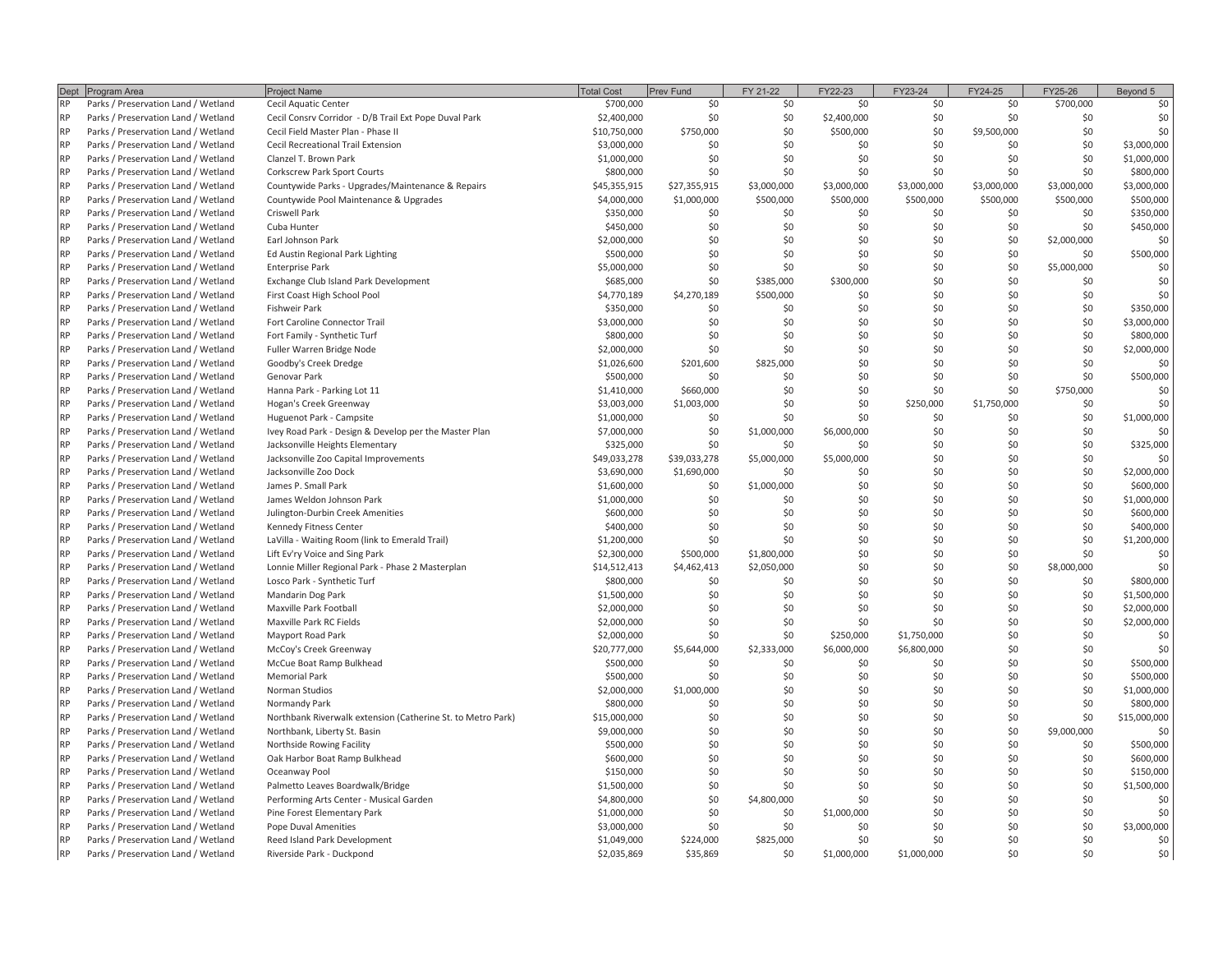| Dept | Program Area | Project Name | Total Cost | Prev Fund | FY 21-22 | FY22-23 | FY23-24 | FY24-25 | FY25-26 | Beyond 5 |
|---|---|---|---|---|---|---|---|---|---|---|
| RP | Parks / Preservation Land / Wetland | Cecil Aquatic Center | $700,000 | $0 | $0 | $0 | $0 | $0 | $700,000 | $0 |
| RP | Parks / Preservation Land / Wetland | Cecil Consrv Corridor - D/B Trail Ext Pope Duval Park | $2,400,000 | $0 | $0 | $2,400,000 | $0 | $0 | $0 | $0 |
| RP | Parks / Preservation Land / Wetland | Cecil Field Master Plan - Phase II | $10,750,000 | $750,000 | $0 | $500,000 | $0 | $9,500,000 | $0 | $0 |
| RP | Parks / Preservation Land / Wetland | Cecil Recreational Trail Extension | $3,000,000 | $0 | $0 | $0 | $0 | $0 | $0 | $3,000,000 |
| RP | Parks / Preservation Land / Wetland | Clanzel T. Brown Park | $1,000,000 | $0 | $0 | $0 | $0 | $0 | $0 | $1,000,000 |
| RP | Parks / Preservation Land / Wetland | Corkscrew Park Sport Courts | $800,000 | $0 | $0 | $0 | $0 | $0 | $0 | $800,000 |
| RP | Parks / Preservation Land / Wetland | Countywide Parks - Upgrades/Maintenance & Repairs | $45,355,915 | $27,355,915 | $3,000,000 | $3,000,000 | $3,000,000 | $3,000,000 | $3,000,000 | $3,000,000 |
| RP | Parks / Preservation Land / Wetland | Countywide Pool Maintenance & Upgrades | $4,000,000 | $1,000,000 | $500,000 | $500,000 | $500,000 | $500,000 | $500,000 | $500,000 |
| RP | Parks / Preservation Land / Wetland | Criswell Park | $350,000 | $0 | $0 | $0 | $0 | $0 | $0 | $350,000 |
| RP | Parks / Preservation Land / Wetland | Cuba Hunter | $450,000 | $0 | $0 | $0 | $0 | $0 | $0 | $450,000 |
| RP | Parks / Preservation Land / Wetland | Earl Johnson Park | $2,000,000 | $0 | $0 | $0 | $0 | $0 | $2,000,000 | $0 |
| RP | Parks / Preservation Land / Wetland | Ed Austin Regional Park Lighting | $500,000 | $0 | $0 | $0 | $0 | $0 | $0 | $500,000 |
| RP | Parks / Preservation Land / Wetland | Enterprise Park | $5,000,000 | $0 | $0 | $0 | $0 | $0 | $5,000,000 | $0 |
| RP | Parks / Preservation Land / Wetland | Exchange Club Island Park Development | $685,000 | $0 | $385,000 | $300,000 | $0 | $0 | $0 | $0 |
| RP | Parks / Preservation Land / Wetland | First Coast High School Pool | $4,770,189 | $4,270,189 | $500,000 | $0 | $0 | $0 | $0 | $0 |
| RP | Parks / Preservation Land / Wetland | Fishweir Park | $350,000 | $0 | $0 | $0 | $0 | $0 | $0 | $350,000 |
| RP | Parks / Preservation Land / Wetland | Fort Caroline Connector Trail | $3,000,000 | $0 | $0 | $0 | $0 | $0 | $0 | $3,000,000 |
| RP | Parks / Preservation Land / Wetland | Fort Family - Synthetic Turf | $800,000 | $0 | $0 | $0 | $0 | $0 | $0 | $800,000 |
| RP | Parks / Preservation Land / Wetland | Fuller Warren Bridge Node | $2,000,000 | $0 | $0 | $0 | $0 | $0 | $0 | $2,000,000 |
| RP | Parks / Preservation Land / Wetland | Goodby's Creek Dredge | $1,026,600 | $201,600 | $825,000 | $0 | $0 | $0 | $0 | $0 |
| RP | Parks / Preservation Land / Wetland | Genovar Park | $500,000 | $0 | $0 | $0 | $0 | $0 | $0 | $500,000 |
| RP | Parks / Preservation Land / Wetland | Hanna Park - Parking Lot 11 | $1,410,000 | $660,000 | $0 | $0 | $0 | $0 | $750,000 | $0 |
| RP | Parks / Preservation Land / Wetland | Hogan's Creek Greenway | $3,003,000 | $1,003,000 | $0 | $0 | $250,000 | $1,750,000 | $0 | $0 |
| RP | Parks / Preservation Land / Wetland | Huguenot Park - Campsite | $1,000,000 | $0 | $0 | $0 | $0 | $0 | $0 | $1,000,000 |
| RP | Parks / Preservation Land / Wetland | Ivey Road Park - Design & Develop per the Master Plan | $7,000,000 | $0 | $1,000,000 | $6,000,000 | $0 | $0 | $0 | $0 |
| RP | Parks / Preservation Land / Wetland | Jacksonville Heights Elementary | $325,000 | $0 | $0 | $0 | $0 | $0 | $0 | $325,000 |
| RP | Parks / Preservation Land / Wetland | Jacksonville Zoo Capital Improvements | $49,033,278 | $39,033,278 | $5,000,000 | $5,000,000 | $0 | $0 | $0 | $0 |
| RP | Parks / Preservation Land / Wetland | Jacksonville Zoo Dock | $3,690,000 | $1,690,000 | $0 | $0 | $0 | $0 | $0 | $2,000,000 |
| RP | Parks / Preservation Land / Wetland | James P. Small Park | $1,600,000 | $0 | $1,000,000 | $0 | $0 | $0 | $0 | $600,000 |
| RP | Parks / Preservation Land / Wetland | James Weldon Johnson Park | $1,000,000 | $0 | $0 | $0 | $0 | $0 | $0 | $1,000,000 |
| RP | Parks / Preservation Land / Wetland | Julington-Durbin Creek Amenities | $600,000 | $0 | $0 | $0 | $0 | $0 | $0 | $600,000 |
| RP | Parks / Preservation Land / Wetland | Kennedy Fitness Center | $400,000 | $0 | $0 | $0 | $0 | $0 | $0 | $400,000 |
| RP | Parks / Preservation Land / Wetland | LaVilla - Waiting Room (link to Emerald Trail) | $1,200,000 | $0 | $0 | $0 | $0 | $0 | $0 | $1,200,000 |
| RP | Parks / Preservation Land / Wetland | Lift Ev'ry Voice and Sing Park | $2,300,000 | $500,000 | $1,800,000 | $0 | $0 | $0 | $0 | $0 |
| RP | Parks / Preservation Land / Wetland | Lonnie Miller Regional Park - Phase 2 Masterplan | $14,512,413 | $4,462,413 | $2,050,000 | $0 | $0 | $0 | $8,000,000 | $0 |
| RP | Parks / Preservation Land / Wetland | Losco Park - Synthetic Turf | $800,000 | $0 | $0 | $0 | $0 | $0 | $0 | $800,000 |
| RP | Parks / Preservation Land / Wetland | Mandarin Dog Park | $1,500,000 | $0 | $0 | $0 | $0 | $0 | $0 | $1,500,000 |
| RP | Parks / Preservation Land / Wetland | Maxville Park Football | $2,000,000 | $0 | $0 | $0 | $0 | $0 | $0 | $2,000,000 |
| RP | Parks / Preservation Land / Wetland | Maxville Park RC Fields | $2,000,000 | $0 | $0 | $0 | $0 | $0 | $0 | $2,000,000 |
| RP | Parks / Preservation Land / Wetland | Mayport Road Park | $2,000,000 | $0 | $0 | $250,000 | $1,750,000 | $0 | $0 | $0 |
| RP | Parks / Preservation Land / Wetland | McCoy's Creek Greenway | $20,777,000 | $5,644,000 | $2,333,000 | $6,000,000 | $6,800,000 | $0 | $0 | $0 |
| RP | Parks / Preservation Land / Wetland | McCue Boat Ramp Bulkhead | $500,000 | $0 | $0 | $0 | $0 | $0 | $0 | $500,000 |
| RP | Parks / Preservation Land / Wetland | Memorial Park | $500,000 | $0 | $0 | $0 | $0 | $0 | $0 | $500,000 |
| RP | Parks / Preservation Land / Wetland | Norman Studios | $2,000,000 | $1,000,000 | $0 | $0 | $0 | $0 | $0 | $1,000,000 |
| RP | Parks / Preservation Land / Wetland | Normandy Park | $800,000 | $0 | $0 | $0 | $0 | $0 | $0 | $800,000 |
| RP | Parks / Preservation Land / Wetland | Northbank Riverwalk extension (Catherine St. to Metro Park) | $15,000,000 | $0 | $0 | $0 | $0 | $0 | $0 | $15,000,000 |
| RP | Parks / Preservation Land / Wetland | Northbank, Liberty St. Basin | $9,000,000 | $0 | $0 | $0 | $0 | $0 | $9,000,000 | $0 |
| RP | Parks / Preservation Land / Wetland | Northside Rowing Facility | $500,000 | $0 | $0 | $0 | $0 | $0 | $0 | $500,000 |
| RP | Parks / Preservation Land / Wetland | Oak Harbor Boat Ramp Bulkhead | $600,000 | $0 | $0 | $0 | $0 | $0 | $0 | $600,000 |
| RP | Parks / Preservation Land / Wetland | Oceanway Pool | $150,000 | $0 | $0 | $0 | $0 | $0 | $0 | $150,000 |
| RP | Parks / Preservation Land / Wetland | Palmetto Leaves Boardwalk/Bridge | $1,500,000 | $0 | $0 | $0 | $0 | $0 | $0 | $1,500,000 |
| RP | Parks / Preservation Land / Wetland | Performing Arts Center - Musical Garden | $4,800,000 | $0 | $4,800,000 | $0 | $0 | $0 | $0 | $0 |
| RP | Parks / Preservation Land / Wetland | Pine Forest Elementary Park | $1,000,000 | $0 | $0 | $1,000,000 | $0 | $0 | $0 | $0 |
| RP | Parks / Preservation Land / Wetland | Pope Duval Amenities | $3,000,000 | $0 | $0 | $0 | $0 | $0 | $0 | $3,000,000 |
| RP | Parks / Preservation Land / Wetland | Reed Island Park Development | $1,049,000 | $224,000 | $825,000 | $0 | $0 | $0 | $0 | $0 |
| RP | Parks / Preservation Land / Wetland | Riverside Park - Duckpond | $2,035,869 | $35,869 | $0 | $1,000,000 | $1,000,000 | $0 | $0 | $0 |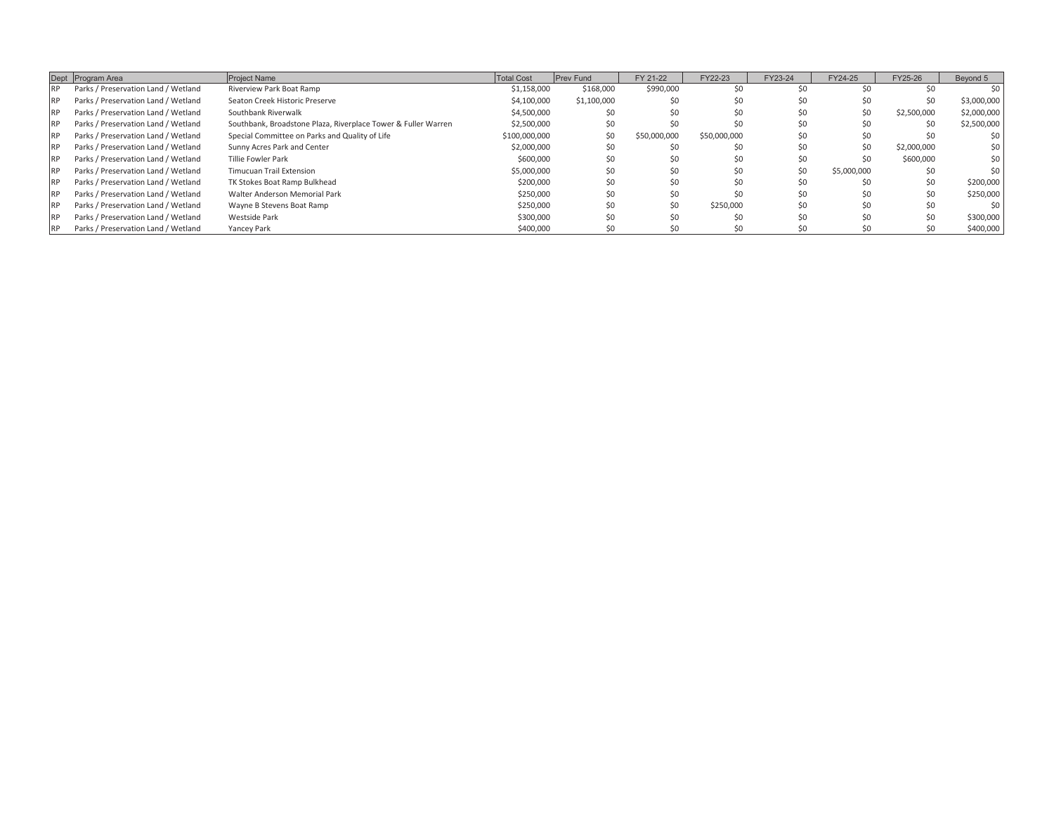| Dept | Program Area | Project Name | Total Cost | Prev Fund | FY 21-22 | FY22-23 | FY23-24 | FY24-25 | FY25-26 | Beyond 5 |
|---|---|---|---|---|---|---|---|---|---|---|
| RP | Parks / Preservation Land / Wetland | Riverview Park Boat Ramp | $1,158,000 | $168,000 | $990,000 | $0 | $0 | $0 | $0 | $0 |
| RP | Parks / Preservation Land / Wetland | Seaton Creek Historic Preserve | $4,100,000 | $1,100,000 | $0 | $0 | $0 | $0 | $0 | $3,000,000 |
| RP | Parks / Preservation Land / Wetland | Southbank Riverwalk | $4,500,000 | $0 | $0 | $0 | $0 | $0 | $2,500,000 | $2,000,000 |
| RP | Parks / Preservation Land / Wetland | Southbank, Broadstone Plaza, Riverplace Tower & Fuller Warren | $2,500,000 | $0 | $0 | $0 | $0 | $0 | $0 | $2,500,000 |
| RP | Parks / Preservation Land / Wetland | Special Committee on Parks and Quality of Life | $100,000,000 | $0 | $50,000,000 | $50,000,000 | $0 | $0 | $0 | $0 |
| RP | Parks / Preservation Land / Wetland | Sunny Acres Park and Center | $2,000,000 | $0 | $0 | $0 | $0 | $0 | $2,000,000 | $0 |
| RP | Parks / Preservation Land / Wetland | Tillie Fowler Park | $600,000 | $0 | $0 | $0 | $0 | $0 | $600,000 | $0 |
| RP | Parks / Preservation Land / Wetland | Timucuan Trail Extension | $5,000,000 | $0 | $0 | $0 | $0 | $5,000,000 | $0 | $0 |
| RP | Parks / Preservation Land / Wetland | TK Stokes Boat Ramp Bulkhead | $200,000 | $0 | $0 | $0 | $0 | $0 | $0 | $200,000 |
| RP | Parks / Preservation Land / Wetland | Walter Anderson Memorial Park | $250,000 | $0 | $0 | $0 | $0 | $0 | $0 | $250,000 |
| RP | Parks / Preservation Land / Wetland | Wayne B Stevens Boat Ramp | $250,000 | $0 | $0 | $250,000 | $0 | $0 | $0 | $0 |
| RP | Parks / Preservation Land / Wetland | Westside Park | $300,000 | $0 | $0 | $0 | $0 | $0 | $0 | $300,000 |
| RP | Parks / Preservation Land / Wetland | Yancey Park | $400,000 | $0 | $0 | $0 | $0 | $0 | $0 | $400,000 |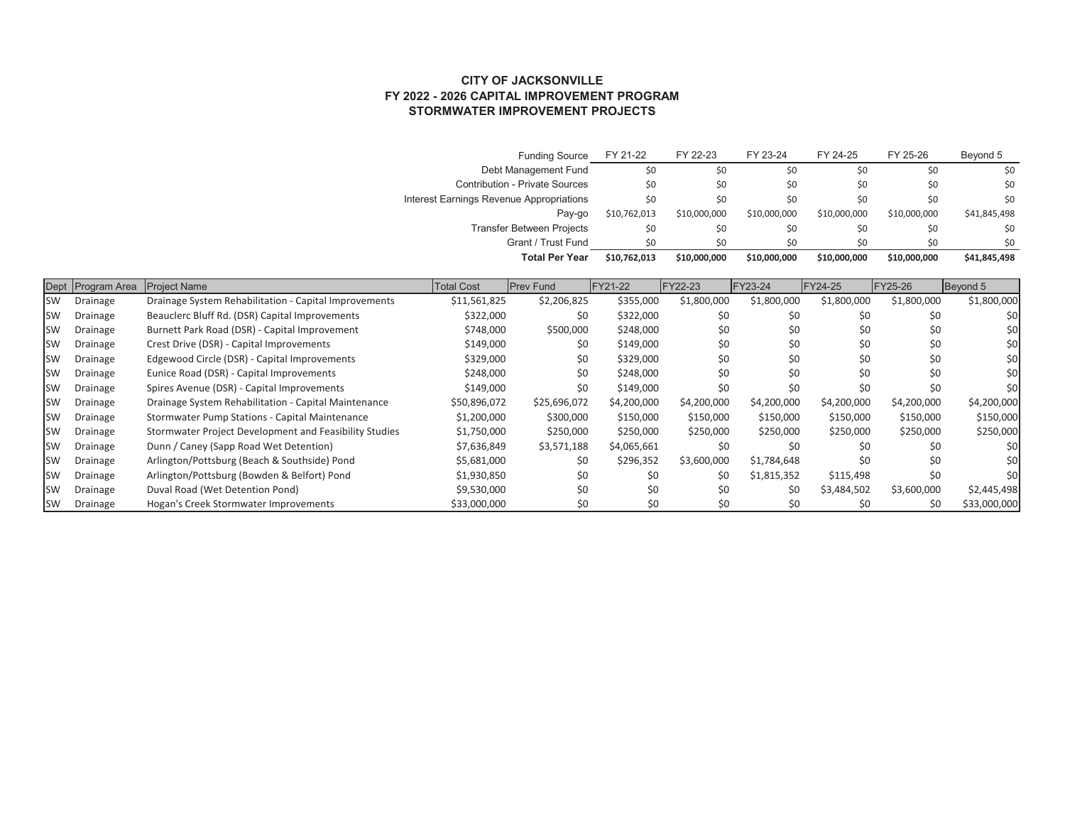**CITY OF JACKSONVILLE**
**FY 2022 - 2026 CAPITAL IMPROVEMENT PROGRAM**
**STORMWATER IMPROVEMENT PROJECTS**

| Funding Source | FY 21-22 | FY 22-23 | FY 23-24 | FY 24-25 | FY 25-26 | Beyond 5 |
|---|---|---|---|---|---|---|
| Debt Management Fund | $0 | $0 | $0 | $0 | $0 | $0 |
| Contribution - Private Sources | $0 | $0 | $0 | $0 | $0 | $0 |
| Interest Earnings Revenue Appropriations | $0 | $0 | $0 | $0 | $0 | $0 |
| Pay-go | $10,762,013 | $10,000,000 | $10,000,000 | $10,000,000 | $10,000,000 | $41,845,498 |
| Transfer Between Projects | $0 | $0 | $0 | $0 | $0 | $0 |
| Grant / Trust Fund | $0 | $0 | $0 | $0 | $0 | $0 |
| **Total Per Year** | **$10,762,013** | **$10,000,000** | **$10,000,000** | **$10,000,000** | **$10,000,000** | **$41,845,498** |

| Dept | Program Area | Project Name | Total Cost | Prev Fund | FY21-22 | FY22-23 | FY23-24 | FY24-25 | FY25-26 | Beyond 5 |
|---|---|---|---|---|---|---|---|---|---|---|
| SW | Drainage | Drainage System Rehabilitation - Capital Improvements | $11,561,825 | $2,206,825 | $355,000 | $1,800,000 | $1,800,000 | $1,800,000 | $1,800,000 | $1,800,000 |
| SW | Drainage | Beauclerc Bluff Rd. (DSR) Capital Improvements | $322,000 | $0 | $322,000 | $0 | $0 | $0 | $0 | $0 |
| SW | Drainage | Burnett Park Road (DSR) - Capital Improvement | $748,000 | $500,000 | $248,000 | $0 | $0 | $0 | $0 | $0 |
| SW | Drainage | Crest Drive (DSR) - Capital Improvements | $149,000 | $0 | $149,000 | $0 | $0 | $0 | $0 | $0 |
| SW | Drainage | Edgewood Circle (DSR) - Capital Improvements | $329,000 | $0 | $329,000 | $0 | $0 | $0 | $0 | $0 |
| SW | Drainage | Eunice Road (DSR) - Capital Improvements | $248,000 | $0 | $248,000 | $0 | $0 | $0 | $0 | $0 |
| SW | Drainage | Spires Avenue (DSR) - Capital Improvements | $149,000 | $0 | $149,000 | $0 | $0 | $0 | $0 | $0 |
| SW | Drainage | Drainage System Rehabilitation - Capital Maintenance | $50,896,072 | $25,696,072 | $4,200,000 | $4,200,000 | $4,200,000 | $4,200,000 | $4,200,000 | $4,200,000 |
| SW | Drainage | Stormwater Pump Stations - Capital Maintenance | $1,200,000 | $300,000 | $150,000 | $150,000 | $150,000 | $150,000 | $150,000 | $150,000 |
| SW | Drainage | Stormwater Project Development and Feasibility Studies | $1,750,000 | $250,000 | $250,000 | $250,000 | $250,000 | $250,000 | $250,000 | $250,000 |
| SW | Drainage | Dunn / Caney (Sapp Road Wet Detention) | $7,636,849 | $3,571,188 | $4,065,661 | $0 | $0 | $0 | $0 | $0 |
| SW | Drainage | Arlington/Pottsburg (Beach & Southside) Pond | $5,681,000 | $0 | $296,352 | $3,600,000 | $1,784,648 | $0 | $0 | $0 |
| SW | Drainage | Arlington/Pottsburg (Bowden & Belfort) Pond | $1,930,850 | $0 | $0 | $0 | $1,815,352 | $115,498 | $0 | $0 |
| SW | Drainage | Duval Road (Wet Detention Pond) | $9,530,000 | $0 | $0 | $0 | $0 | $3,484,502 | $3,600,000 | $2,445,498 |
| SW | Drainage | Hogan's Creek Stormwater Improvements | $33,000,000 | $0 | $0 | $0 | $0 | $0 | $0 | $33,000,000 |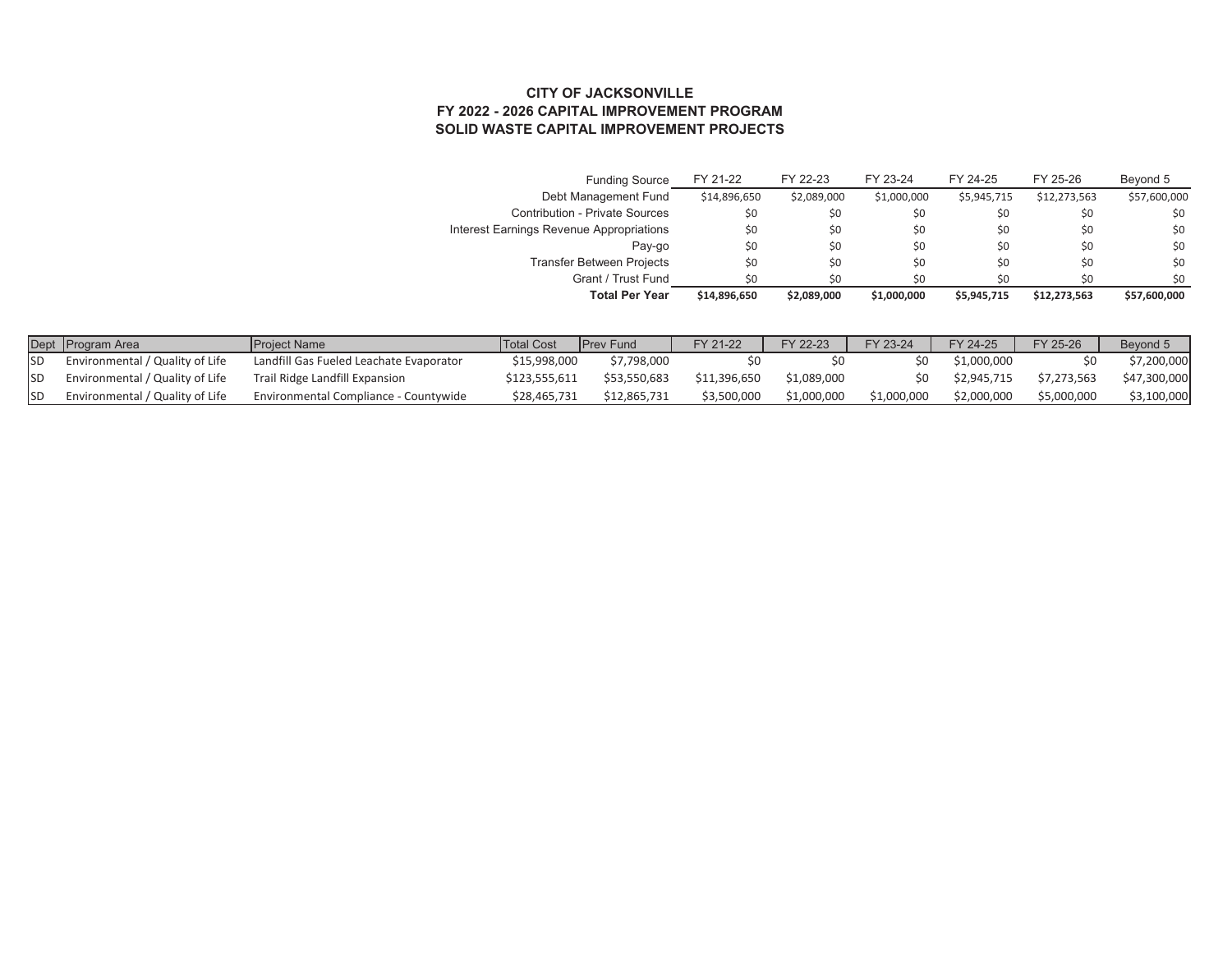**CITY OF JACKSONVILLE**
**FY 2022 - 2026 CAPITAL IMPROVEMENT PROGRAM**
**SOLID WASTE CAPITAL IMPROVEMENT PROJECTS**

| Funding Source | FY 21-22 | FY 22-23 | FY 23-24 | FY 24-25 | FY 25-26 | Beyond 5 |
|---|---|---|---|---|---|---|
| Debt Management Fund | $14,896,650 | $2,089,000 | $1,000,000 | $5,945,715 | $12,273,563 | $57,600,000 |
| Contribution - Private Sources | $0 | $0 | $0 | $0 | $0 | $0 |
| Interest Earnings Revenue Appropriations | $0 | $0 | $0 | $0 | $0 | $0 |
| Pay-go | $0 | $0 | $0 | $0 | $0 | $0 |
| Transfer Between Projects | $0 | $0 | $0 | $0 | $0 | $0 |
| Grant / Trust Fund | $0 | $0 | $0 | $0 | $0 | $0 |
| **Total Per Year** | **$14,896,650** | **$2,089,000** | **$1,000,000** | **$5,945,715** | **$12,273,563** | **$57,600,000** |

| Dept | Program Area | Project Name | Total Cost | Prev Fund | FY 21-22 | FY 22-23 | FY 23-24 | FY 24-25 | FY 25-26 | Beyond 5 |
|---|---|---|---|---|---|---|---|---|---|---|
| SD | Environmental / Quality of Life | Landfill Gas Fueled Leachate Evaporator | $15,998,000 | $7,798,000 | $0 | $0 | $0 | $1,000,000 | $0 | $7,200,000 |
| SD | Environmental / Quality of Life | Trail Ridge Landfill Expansion | $123,555,611 | $53,550,683 | $11,396,650 | $1,089,000 | $0 | $2,945,715 | $7,273,563 | $47,300,000 |
| SD | Environmental / Quality of Life | Environmental Compliance - Countywide | $28,465,731 | $12,865,731 | $3,500,000 | $1,000,000 | $1,000,000 | $2,000,000 | $5,000,000 | $3,100,000 |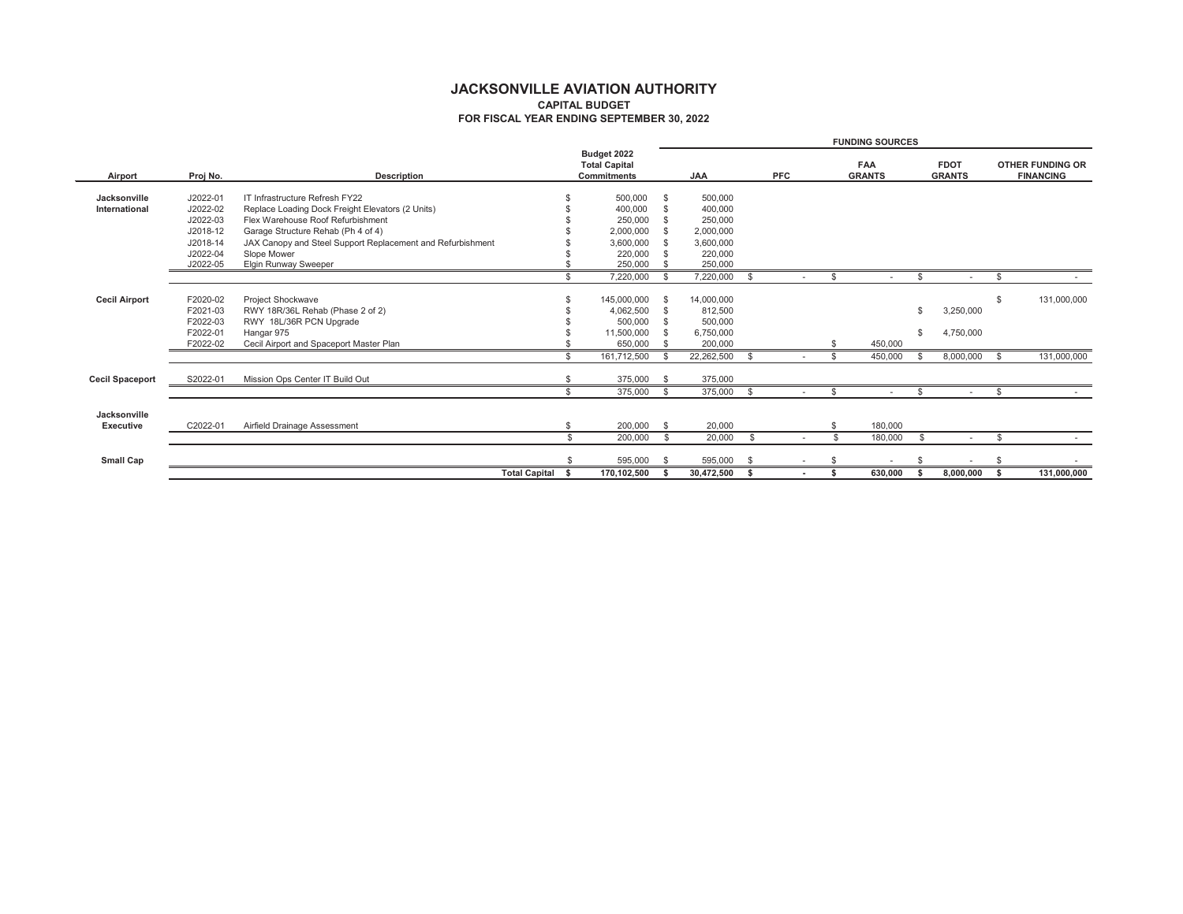# JACKSONVILLE AVIATION AUTHORITY

## CAPITAL BUDGET

### FOR FISCAL YEAR ENDING SEPTEMBER 30, 2022

| | | | | FUNDING SOURCES | | | | |
|---|---|---|---|---|---|---|---|---|
| **Airport** | **Proj No.** | **Description** | **Budget 2022 Total Capital Commitments** | **JAA** | **PFC** | **FAA GRANTS** | **FDOT GRANTS** | **OTHER FUNDING OR FINANCING** |
| **Jacksonville International** | J2022-01 | IT Infrastructure Refresh FY22 | $ 500,000 | $ 500,000 | | | | |
| | J2022-02 | Replace Loading Dock Freight Elevators (2 Units) | $ 400,000 | $ 400,000 | | | | |
| | J2022-03 | Flex Warehouse Roof Refurbishment | $ 250,000 | $ 250,000 | | | | |
| | J2018-12 | Garage Structure Rehab (Ph 4 of 4) | $ 2,000,000 | $ 2,000,000 | | | | |
| | J2018-14 | JAX Canopy and Steel Support Replacement and Refurbishment | $ 3,600,000 | $ 3,600,000 | | | | |
| | J2022-04 | Slope Mower | $ 220,000 | $ 220,000 | | | | |
| | J2022-05 | Elgin Runway Sweeper | $ 250,000 | $ 250,000 | | | | |
| | | | $ 7,220,000 | $ 7,220,000 | $ - | $ - | $ - | $ - |
| **Cecil Airport** | F2020-02 | Project Shockwave | $ 145,000,000 | $ 14,000,000 | | | | $ 131,000,000 |
| | F2021-03 | RWY 18R/36L Rehab (Phase 2 of 2) | $ 4,062,500 | $ 812,500 | | | $ 3,250,000 | |
| | F2022-03 | RWY 18L/36R PCN Upgrade | $ 500,000 | $ 500,000 | | | | |
| | F2022-01 | Hangar 975 | $ 11,500,000 | $ 6,750,000 | | | $ 4,750,000 | |
| | F2022-02 | Cecil Airport and Spaceport Master Plan | $ 650,000 | $ 200,000 | | $ 450,000 | | |
| | | | $ 161,712,500 | $ 22,262,500 | $ - | $ 450,000 | $ 8,000,000 | $ 131,000,000 |
| **Cecil Spaceport** | S2022-01 | Mission Ops Center IT Build Out | $ 375,000 | $ 375,000 | | | | |
| | | | $ 375,000 | $ 375,000 | $ - | $ - | $ - | $ - |
| **Jacksonville Executive** | C2022-01 | Airfield Drainage Assessment | $ 200,000 | $ 20,000 | | $ 180,000 | | |
| | | | $ 200,000 | $ 20,000 | $ - | $ 180,000 | $ - | $ - |
| **Small Cap** | | | $ 595,000 | $ 595,000 | $ - | $ - | $ - | $ - |
| | | **Total Capital** | **$ 170,102,500** | **$ 30,472,500** | **$ -** | **$ 630,000** | **$ 8,000,000** | **$ 131,000,000** |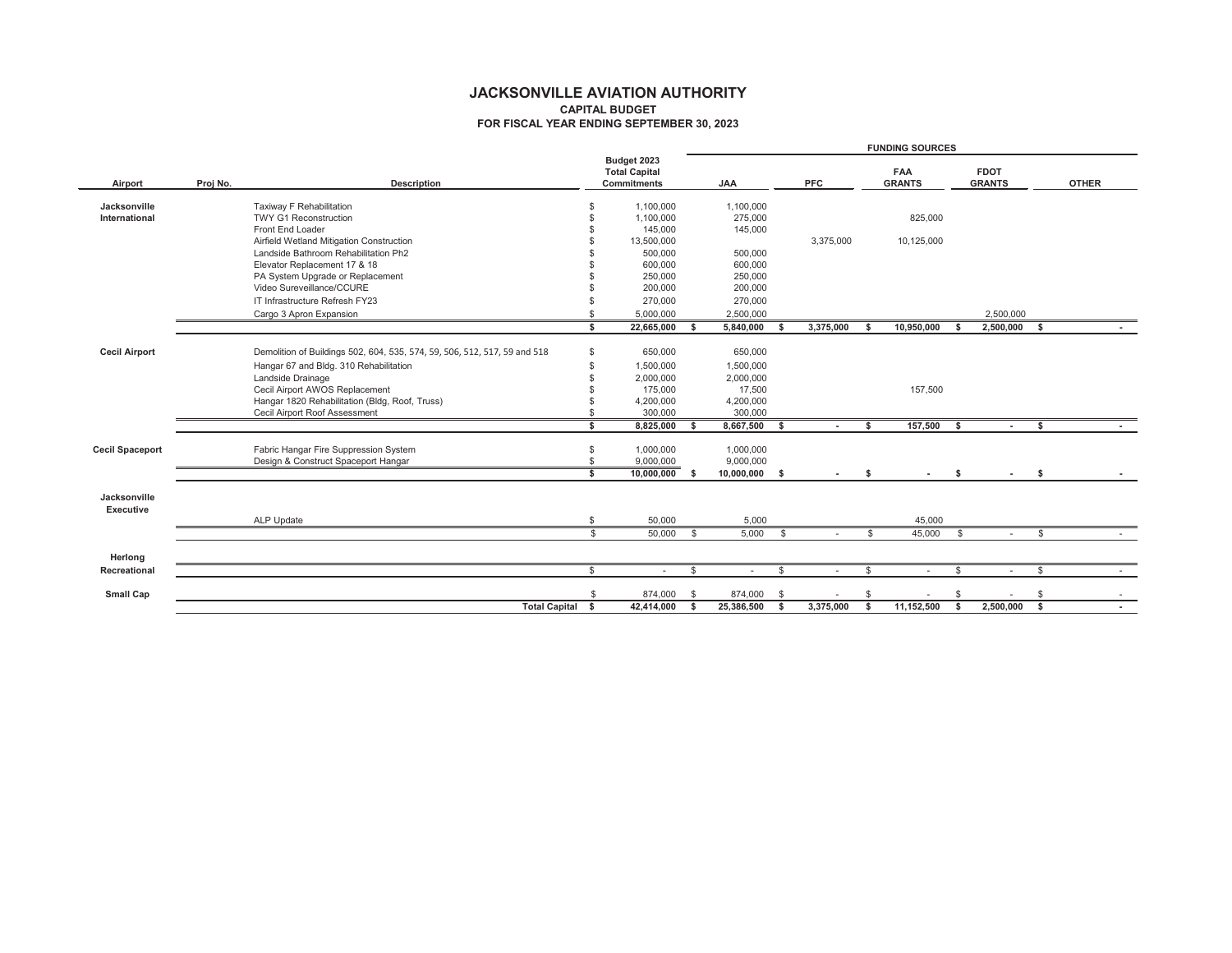# JACKSONVILLE AVIATION AUTHORITY
## CAPITAL BUDGET
### FOR FISCAL YEAR ENDING SEPTEMBER 30, 2023

| Airport | Proj No. | Description | Budget 2023 Total Capital Commitments | FUNDING SOURCES JAA | PFC | FAA GRANTS | FDOT GRANTS | OTHER |
|---|---|---|---|---|---|---|---|---|
| Jacksonville International | | Taxiway F Rehabilitation | $ 1,100,000 | 1,100,000 | | | | |
| | | TWY G1 Reconstruction | $ 1,100,000 | 275,000 | | 825,000 | | |
| | | Front End Loader | $ 145,000 | 145,000 | | | | |
| | | Airfield Wetland Mitigation Construction | $ 13,500,000 | | 3,375,000 | 10,125,000 | | |
| | | Landside Bathroom Rehabilitation Ph2 | $ 500,000 | 500,000 | | | | |
| | | Elevator Replacement 17 & 18 | $ 600,000 | 600,000 | | | | |
| | | PA System Upgrade or Replacement | $ 250,000 | 250,000 | | | | |
| | | Video Sureveillance/CCURE | $ 200,000 | 200,000 | | | | |
| | | IT Infrastructure Refresh FY23 | $ 270,000 | 270,000 | | | | |
| | | Cargo 3 Apron Expansion | $ 5,000,000 | 2,500,000 | | | 2,500,000 | |
| | | | **$ 22,665,000** | **$ 5,840,000** | **$ 3,375,000** | **$ 10,950,000** | **$ 2,500,000** | **$ -** |
| Cecil Airport | | Demolition of Buildings 502, 604, 535, 574, 59, 506, 512, 517, 59 and 518 | $ 650,000 | 650,000 | | | | |
| | | Hangar 67 and Bldg. 310 Rehabilitation | $ 1,500,000 | 1,500,000 | | | | |
| | | Landside Drainage | $ 2,000,000 | 2,000,000 | | | | |
| | | Cecil Airport AWOS Replacement | $ 175,000 | 17,500 | | 157,500 | | |
| | | Hangar 1820 Rehabilitation (Bldg, Roof, Truss) | $ 4,200,000 | 4,200,000 | | | | |
| | | Cecil Airport Roof Assessment | $ 300,000 | 300,000 | | | | |
| | | | **$ 8,825,000** | **$ 8,667,500** | **$ -** | **$ 157,500** | **$ -** | **$ -** |
| Cecil Spaceport | | Fabric Hangar Fire Suppression System | $ 1,000,000 | 1,000,000 | | | | |
| | | Design & Construct Spaceport Hangar | $ 9,000,000 | 9,000,000 | | | | |
| | | | **$ 10,000,000** | **$ 10,000,000** | **$ -** | **$ -** | **$ -** | **$ -** |
| Jacksonville Executive | | ALP Update | $ 50,000 | 5,000 | | 45,000 | | |
| | | | $ 50,000 | $ 5,000 | $ - | $ 45,000 | $ - | $ - |
| Herlong Recreational | | | $ - | $ - | $ - | $ - | $ - | $ - |
| Small Cap | | | $ 874,000 | $ 874,000 | $ - | $ - | $ - | $ - |
| | | **Total Capital** | **$ 42,414,000** | **$ 25,386,500** | **$ 3,375,000** | **$ 11,152,500** | **$ 2,500,000** | **$ -** |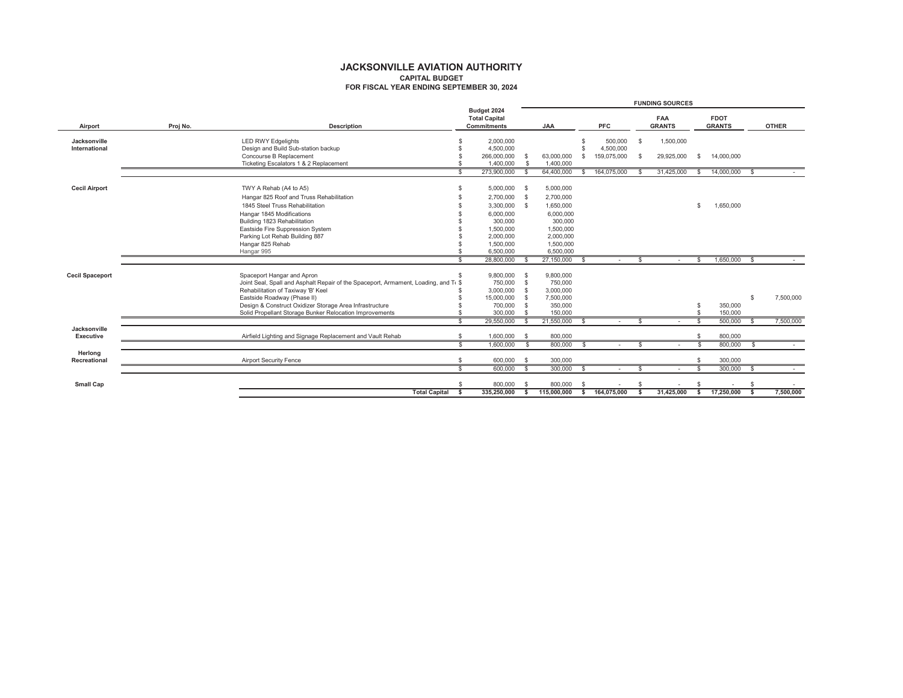# JACKSONVILLE AVIATION AUTHORITY

## CAPITAL BUDGET

### FOR FISCAL YEAR ENDING SEPTEMBER 30, 2024

| Airport | Proj No. | Description | Budget 2024 Total Capital Commitments | FUNDING SOURCES JAA | PFC | FAA GRANTS | FDOT GRANTS | OTHER |
|---|---|---|---|---|---|---|---|---|
| **Jacksonville International** | | LED RWY Edgelights | $ 2,000,000 | | $ 500,000 | $ 1,500,000 | | |
| | | Design and Build Sub-station backup | $ 4,500,000 | | $ 4,500,000 | | | |
| | | Concourse B Replacement | $ 266,000,000 | $ 63,000,000 | $ 159,075,000 | $ 29,925,000 | $ 14,000,000 | |
| | | Ticketing Escalators 1 & 2 Replacement | $ 1,400,000 | $ 1,400,000 | | | | |
| | | | $ 273,900,000 | $ 64,400,000 | $ 164,075,000 | $ 31,425,000 | $ 14,000,000 | $ - |
| **Cecil Airport** | | TWY A Rehab (A4 to A5) | $ 5,000,000 | $ 5,000,000 | | | | |
| | | Hangar 825 Roof and Truss Rehabilitation | $ 2,700,000 | $ 2,700,000 | | | | |
| | | 1845 Steel Truss Rehabilitation | $ 3,300,000 | $ 1,650,000 | | | $ 1,650,000 | |
| | | Hangar 1845 Modifications | $ 6,000,000 | 6,000,000 | | | | |
| | | Building 1823 Rehabilitation | $ 300,000 | 300,000 | | | | |
| | | Eastside Fire Suppression System | $ 1,500,000 | 1,500,000 | | | | |
| | | Parking Lot Rehab Building 887 | $ 2,000,000 | 2,000,000 | | | | |
| | | Hangar 825 Rehab | $ 1,500,000 | 1,500,000 | | | | |
| | | Hangar 995 | $ 6,500,000 | 6,500,000 | | | | |
| | | | $ 28,800,000 | $ 27,150,000 | $ - | $ - | $ 1,650,000 | $ - |
| **Cecil Spaceport** | | Spaceport Hangar and Apron | $ 9,800,000 | $ 9,800,000 | | | | |
| | | Joint Seal, Spall and Asphalt Repair of the Spaceport, Armament, Loading, and T | $ 750,000 | $ 750,000 | | | | |
| | | Rehabilitation of Taxiway 'B' Keel | $ 3,000,000 | $ 3,000,000 | | | | |
| | | Eastside Roadway (Phase II) | $ 15,000,000 | $ 7,500,000 | | | | $ 7,500,000 |
| | | Design & Construct Oxidizer Storage Area Infrastructure | $ 700,000 | $ 350,000 | | | $ 350,000 | |
| | | Solid Propellant Storage Bunker Relocation Improvements | $ 300,000 | $ 150,000 | | | $ 150,000 | |
| | | | $ 29,550,000 | $ 21,550,000 | $ - | $ - | $ 500,000 | $ 7,500,000 |
| **Jacksonville Executive** | | Airfield Lighting and Signage Replacement and Vault Rehab | $ 1,600,000 | $ 800,000 | | | $ 800,000 | |
| | | | $ 1,600,000 | $ 800,000 | $ - | $ - | $ 800,000 | $ - |
| **Herlong Recreational** | | Airport Security Fence | $ 600,000 | $ 300,000 | | | $ 300,000 | |
| | | | $ 600,000 | $ 300,000 | $ - | $ - | $ 300,000 | $ - |
| **Small Cap** | | | $ 800,000 | $ 800,000 | $ - | $ - | $ - | $ - |
| | | **Total Capital** | **$ 335,250,000** | **$ 115,000,000** | **$ 164,075,000** | **$ 31,425,000** | **$ 17,250,000** | **$ 7,500,000** |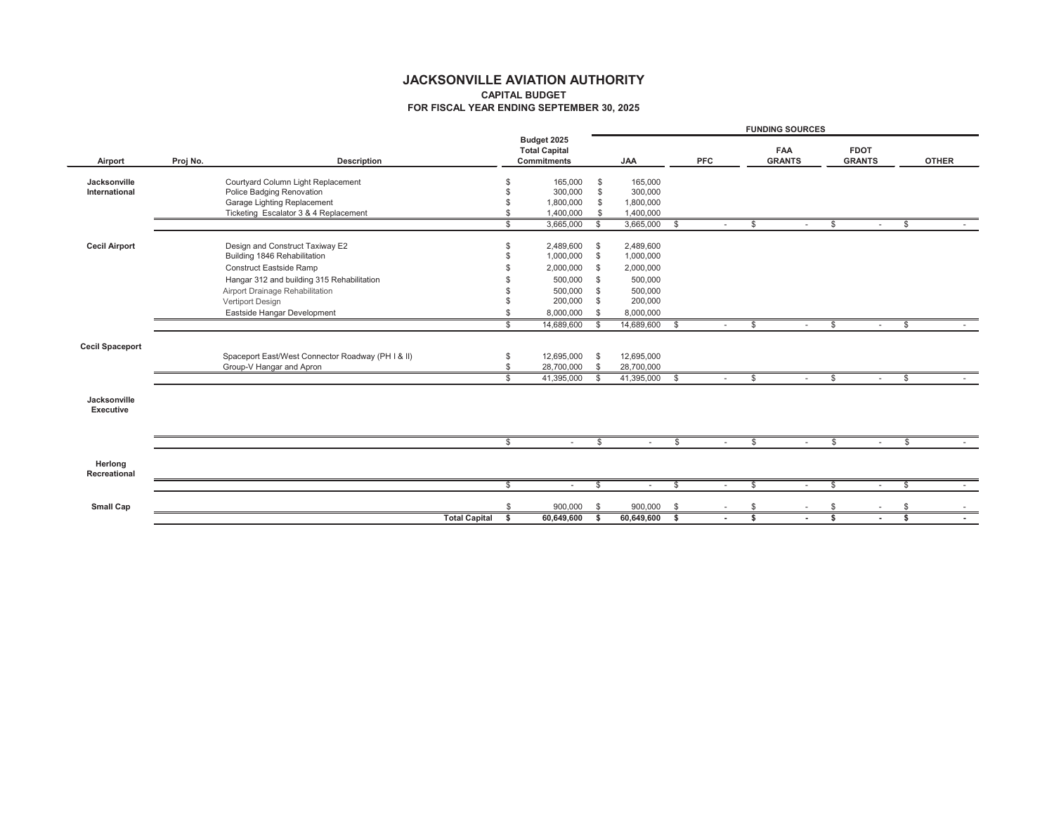# JACKSONVILLE AVIATION AUTHORITY

## CAPITAL BUDGET

### FOR FISCAL YEAR ENDING SEPTEMBER 30, 2025

| Airport | Proj No. | Description | Budget 2025 Total Capital Commitments | FUNDING SOURCES JAA | PFC | FAA GRANTS | FDOT GRANTS | OTHER |
|---|---|---|---|---|---|---|---|---|
| Jacksonville International | | Courtyard Column Light Replacement | $ 165,000 | $ 165,000 | | | | |
| | | Police Badging Renovation | $ 300,000 | $ 300,000 | | | | |
| | | Garage Lighting Replacement | $ 1,800,000 | $ 1,800,000 | | | | |
| | | Ticketing Escalator 3 & 4 Replacement | $ 1,400,000 | $ 1,400,000 | | | | |
| | | | $ 3,665,000 | $ 3,665,000 | $ - | $ - | $ - | $ - |
| Cecil Airport | | Design and Construct Taxiway E2 | $ 2,489,600 | $ 2,489,600 | | | | |
| | | Building 1846 Rehabilitation | $ 1,000,000 | $ 1,000,000 | | | | |
| | | Construct Eastside Ramp | $ 2,000,000 | $ 2,000,000 | | | | |
| | | Hangar 312 and building 315 Rehabilitation | $ 500,000 | $ 500,000 | | | | |
| | | Airport Drainage Rehabilitation | $ 500,000 | $ 500,000 | | | | |
| | | Vertiport Design | $ 200,000 | $ 200,000 | | | | |
| | | Eastside Hangar Development | $ 8,000,000 | $ 8,000,000 | | | | |
| | | | $ 14,689,600 | $ 14,689,600 | $ - | $ - | $ - | $ - |
| Cecil Spaceport | | Spaceport East/West Connector Roadway (PH I & II) | $ 12,695,000 | $ 12,695,000 | | | | |
| | | Group-V Hangar and Apron | $ 28,700,000 | $ 28,700,000 | | | | |
| | | | $ 41,395,000 | $ 41,395,000 | $ - | $ - | $ - | $ - |
| Jacksonville Executive | | | | | | | | |
| | | | $ - | $ - | $ - | $ - | $ - | $ - |
| Herlong Recreational | | | | | | | | |
| | | | $ - | $ - | $ - | $ - | $ - | $ - |
| Small Cap | | | $ 900,000 | $ 900,000 | $ - | $ - | $ - | $ - |
| | | **Total Capital** | **$ 60,649,600** | **$ 60,649,600** | **$ -** | **$ -** | **$ -** | **$ -** |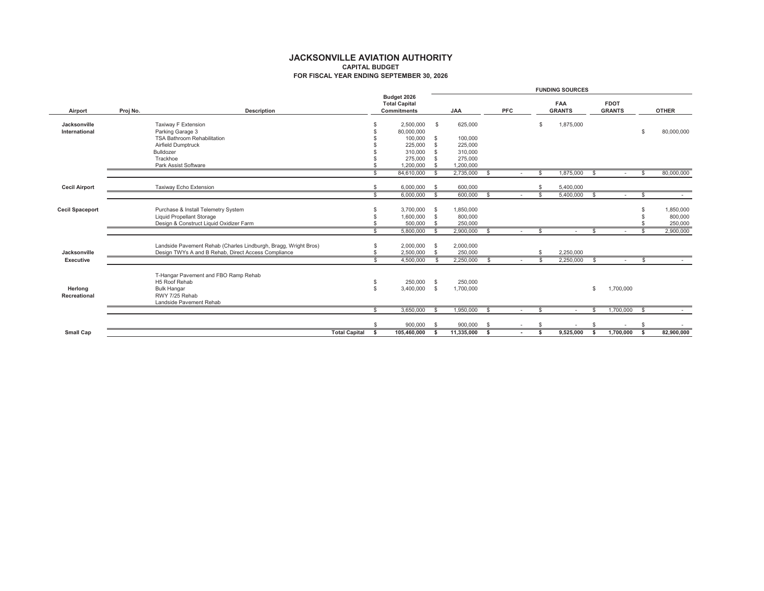# JACKSONVILLE AVIATION AUTHORITY
## CAPITAL BUDGET
### FOR FISCAL YEAR ENDING SEPTEMBER 30, 2026

| Airport | Proj No. | Description | Budget 2026 Total Capital Commitments | FUNDING SOURCES JAA | PFC | FAA GRANTS | FDOT GRANTS | OTHER |
|---|---|---|---|---|---|---|---|---|
| Jacksonville International | | Taxiway F Extension | $ 2,500,000 | $ 625,000 | | $ 1,875,000 | | |
| | | Parking Garage 3 | $ 80,000,000 | | | | | $ 80,000,000 |
| | | TSA Bathroom Rehabilitation | $ 100,000 | $ 100,000 | | | | |
| | | Airfield Dumptruck | $ 225,000 | $ 225,000 | | | | |
| | | Bulldozer | $ 310,000 | $ 310,000 | | | | |
| | | Trackhoe | $ 275,000 | $ 275,000 | | | | |
| | | Park Assist Software | $ 1,200,000 | $ 1,200,000 | | | | |
| | | | $ 84,610,000 | $ 2,735,000 | $ - | $ 1,875,000 | $ - | $ 80,000,000 |
| Cecil Airport | | Taxiway Echo Extension | $ 6,000,000 | $ 600,000 | | $ 5,400,000 | | |
| | | | $ 6,000,000 | $ 600,000 | $ - | $ 5,400,000 | $ - | $ - |
| Cecil Spaceport | | Purchase & Install Telemetry System | $ 3,700,000 | $ 1,850,000 | | | | $ 1,850,000 |
| | | Liquid Propellant Storage | $ 1,600,000 | $ 800,000 | | | | $ 800,000 |
| | | Design & Construct Liquid Oxidizer Farm | $ 500,000 | $ 250,000 | | | | $ 250,000 |
| | | | $ 5,800,000 | $ 2,900,000 | $ - | $ - | $ - | $ 2,900,000 |
| Jacksonville Executive | | Landside Pavement Rehab (Charles Lindburgh, Bragg, Wright Bros) | $ 2,000,000 | $ 2,000,000 | | | | |
| | | Design TWYs A and B Rehab, Direct Access Compliance | $ 2,500,000 | $ 250,000 | | $ 2,250,000 | | |
| | | | $ 4,500,000 | $ 2,250,000 | $ - | $ 2,250,000 | $ - | $ - |
| Herlong Recreational | | T-Hangar Pavement and FBO Ramp Rehab | | | | | | |
| | | H5 Roof Rehab | $ 250,000 | $ 250,000 | | | | |
| | | Bulk Hangar | $ 3,400,000 | $ 1,700,000 | | | $ 1,700,000 | |
| | | RWY 7/25 Rehab | | | | | | |
| | | Landside Pavement Rehab | | | | | | |
| | | | $ 3,650,000 | $ 1,950,000 | $ - | $ - | $ 1,700,000 | $ - |
| Small Cap | | | $ 900,000 | $ 900,000 | $ - | $ - | $ - | $ - |
| | | **Total Capital** | **$ 105,460,000** | **$ 11,335,000** | **$ -** | **$ 9,525,000** | **$ 1,700,000** | **$ 82,900,000** |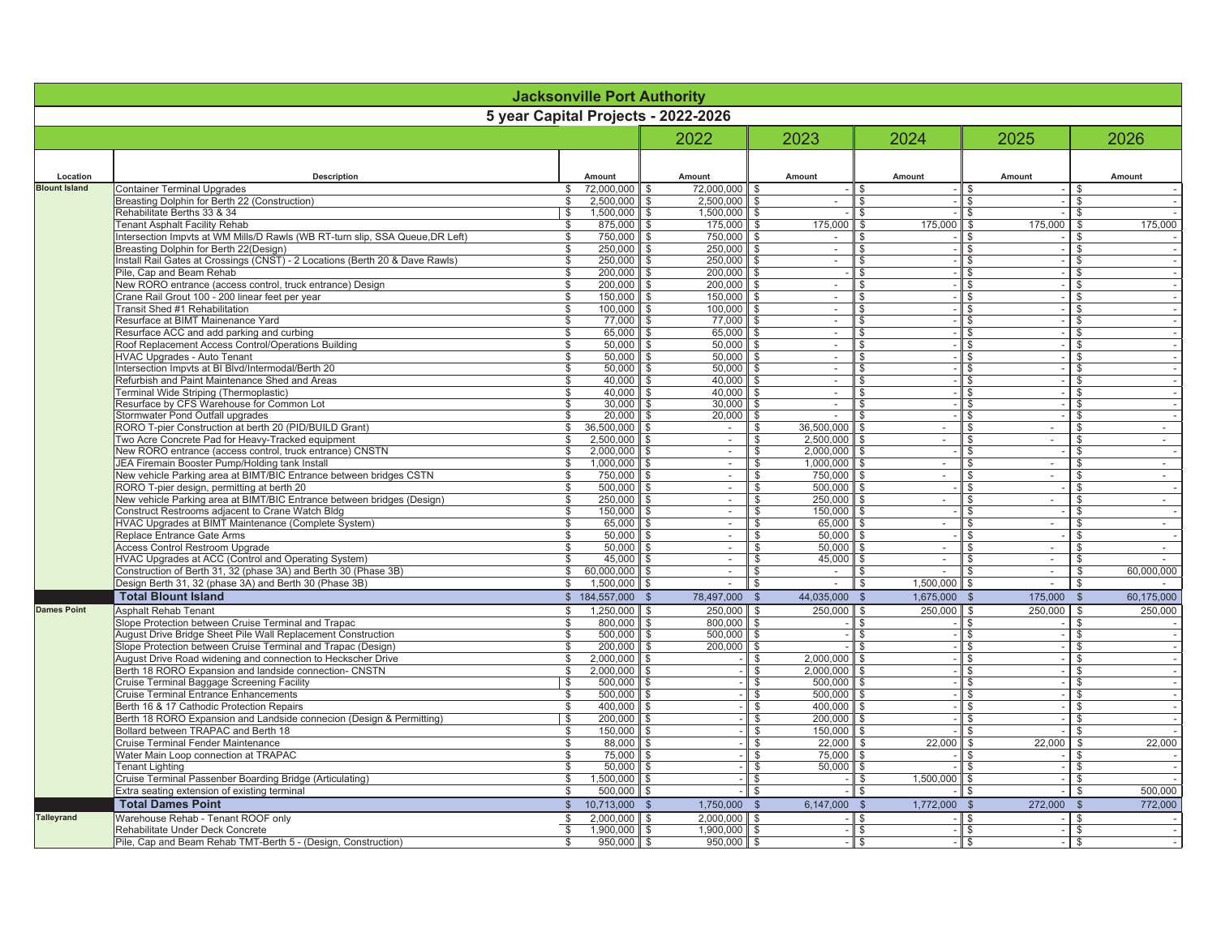# Jacksonville Port Authority

## 5 year Capital Projects - 2022-2026

| Location | Description | Amount | 2022 Amount | 2023 Amount | 2024 Amount | 2025 Amount | 2026 Amount |
|---|---|---|---|---|---|---|---|
| **Blount Island** | Container Terminal Upgrades | $ 72,000,000 | $ 72,000,000 | $ - | $ - | $ - | $ - |
| | Breasting Dolphin for Berth 22 (Construction) | $ 2,500,000 | $ 2,500,000 | $ - | $ - | $ - | $ - |
| | Rehabilitate Berths 33 & 34 | $ 1,500,000 | $ 1,500,000 | $ - | $ - | $ - | $ - |
| | Tenant Asphalt Facility Rehab | $ 875,000 | $ 175,000 | $ 175,000 | $ 175,000 | $ 175,000 | $ 175,000 |
| | Intersection Impvts at WM Mills/D Rawls (WB RT-turn slip, SSA Queue,DR Left) | $ 750,000 | $ 750,000 | $ - | $ - | $ - | $ - |
| | Breasting Dolphin for Berth 22(Design) | $ 250,000 | $ 250,000 | $ - | $ - | $ - | $ - |
| | Install Rail Gates at Crossings (CNST) - 2 Locations (Berth 20 & Dave Rawls) | $ 250,000 | $ 250,000 | $ - | $ - | $ - | $ - |
| | Pile, Cap and Beam Rehab | $ 200,000 | $ 200,000 | $ - | $ - | $ - | $ - |
| | New RORO entrance (access control, truck entrance) Design | $ 200,000 | $ 200,000 | $ - | $ - | $ - | $ - |
| | Crane Rail Grout 100 - 200 linear feet per year | $ 150,000 | $ 150,000 | $ - | $ - | $ - | $ - |
| | Transit Shed #1 Rehabilitation | $ 100,000 | $ 100,000 | $ - | $ - | $ - | $ - |
| | Resurface at BIMT Mainenance Yard | $ 77,000 | $ 77,000 | $ - | $ - | $ - | $ - |
| | Resurface ACC and add parking and curbing | $ 65,000 | $ 65,000 | $ - | $ - | $ - | $ - |
| | Roof Replacement Access Control/Operations Building | $ 50,000 | $ 50,000 | $ - | $ - | $ - | $ - |
| | HVAC Upgrades - Auto Tenant | $ 50,000 | $ 50,000 | $ - | $ - | $ - | $ - |
| | Intersection Impvts at BI Blvd/Intermodal/Berth 20 | $ 50,000 | $ 50,000 | $ - | $ - | $ - | $ - |
| | Refurbish and Paint Maintenance Shed and Areas | $ 40,000 | $ 40,000 | $ - | $ - | $ - | $ - |
| | Terminal Wide Striping (Thermoplastic) | $ 40,000 | $ 40,000 | $ - | $ - | $ - | $ - |
| | Resurface by CFS Warehouse for Common Lot | $ 30,000 | $ 30,000 | $ - | $ - | $ - | $ - |
| | Stormwater Pond Outfall upgrades | $ 20,000 | $ 20,000 | $ - | $ - | $ - | $ - |
| | RORO T-pier Construction at berth 20 (PID/BUILD Grant) | $ 36,500,000 | $ - | $ 36,500,000 | $ - | $ - | $ - |
| | Two Acre Concrete Pad for Heavy-Tracked equipment | $ 2,500,000 | $ - | $ 2,500,000 | $ - | $ - | $ - |
| | New RORO entrance (access control, truck entrance) CNSTN | $ 2,000,000 | $ - | $ 2,000,000 | $ - | $ - | $ - |
| | JEA Firemain Booster Pump/Holding tank Install | $ 1,000,000 | $ - | $ 1,000,000 | $ - | $ - | $ - |
| | New vehicle Parking area at BIMT/BIC Entrance between bridges CSTN | $ 750,000 | $ - | $ 750,000 | $ - | $ - | $ - |
| | RORO T-pier design, permitting at berth 20 | $ 500,000 | $ - | $ 500,000 | $ - | $ - | $ - |
| | New vehicle Parking area at BIMT/BIC Entrance between bridges (Design) | $ 250,000 | $ - | $ 250,000 | $ - | $ - | $ - |
| | Construct Restrooms adjacent to Crane Watch Bldg | $ 150,000 | $ - | $ 150,000 | $ - | $ - | $ - |
| | HVAC Upgrades at BIMT Maintenance (Complete System) | $ 65,000 | $ - | $ 65,000 | $ - | $ - | $ - |
| | Replace Entrance Gate Arms | $ 50,000 | $ - | $ 50,000 | $ - | $ - | $ - |
| | Access Control Restroom Upgrade | $ 50,000 | $ - | $ 50,000 | $ - | $ - | $ - |
| | HVAC Upgrades at ACC (Control and Operating System) | $ 45,000 | $ - | $ 45,000 | $ - | $ - | $ - |
| | Construction of Berth 31, 32 (phase 3A) and Berth 30 (Phase 3B) | $ 60,000,000 | $ - | $ - | $ - | $ - | $ 60,000,000 |
| | Design Berth 31, 32 (phase 3A) and Berth 30 (Phase 3B) | $ 1,500,000 | $ - | $ - | $ 1,500,000 | $ - | $ - |
| | **Total Blount Island** | $ 184,557,000 | $ 78,497,000 | $ 44,035,000 | $ 1,675,000 | $ 175,000 | $ 60,175,000 |
| **Dames Point** | Asphalt Rehab Tenant | $ 1,250,000 | $ 250,000 | $ 250,000 | $ 250,000 | $ 250,000 | $ 250,000 |
| | Slope Protection between Cruise Terminal and Trapac | $ 800,000 | $ 800,000 | $ - | $ - | $ - | $ - |
| | August Drive Bridge Sheet Pile Wall Replacement Construction | $ 500,000 | $ 500,000 | $ - | $ - | $ - | $ - |
| | Slope Protection between Cruise Terminal and Trapac (Design) | $ 200,000 | $ 200,000 | $ - | $ - | $ - | $ - |
| | August Drive Road widening and connection to Heckscher Drive | $ 2,000,000 | $ - | $ 2,000,000 | $ - | $ - | $ - |
| | Berth 18 RORO Expansion and landside connection- CNSTN | $ 2,000,000 | $ - | $ 2,000,000 | $ - | $ - | $ - |
| | Cruise Terminal Baggage Screening Facility | $ 500,000 | $ - | $ 500,000 | $ - | $ - | $ - |
| | Cruise Terminal Entrance Enhancements | $ 500,000 | $ - | $ 500,000 | $ - | $ - | $ - |
| | Berth 16 & 17 Cathodic Protection Repairs | $ 400,000 | $ - | $ 400,000 | $ - | $ - | $ - |
| | Berth 18 RORO Expansion and Landside connecion (Design & Permitting) | $ 200,000 | $ - | $ 200,000 | $ - | $ - | $ - |
| | Bollard between TRAPAC and Berth 18 | $ 150,000 | $ - | $ 150,000 | $ - | $ - | $ - |
| | Cruise Terminal Fender Maintenance | $ 88,000 | $ - | $ 22,000 | $ 22,000 | $ 22,000 | $ 22,000 |
| | Water Main Loop connection at TRAPAC | $ 75,000 | $ - | $ 75,000 | $ - | $ - | $ - |
| | Tenant Lighting | $ 50,000 | $ - | $ 50,000 | $ - | $ - | $ - |
| | Cruise Terminal Passenber Boarding Bridge (Articulating) | $ 1,500,000 | $ - | $ - | $ 1,500,000 | $ - | $ - |
| | Extra seating extension of existing terminal | $ 500,000 | $ - | $ - | $ - | $ - | $ 500,000 |
| | **Total Dames Point** | $ 10,713,000 | $ 1,750,000 | $ 6,147,000 | $ 1,772,000 | $ 272,000 | $ 772,000 |
| **Talleyrand** | Warehouse Rehab - Tenant ROOF only | $ 2,000,000 | $ 2,000,000 | $ - | $ - | $ - | $ - |
| | Rehabilitate Under Deck Concrete | $ 1,900,000 | $ 1,900,000 | $ - | $ - | $ - | $ - |
| | Pile, Cap and Beam Rehab TMT-Berth 5 - (Design, Construction) | $ 950,000 | $ 950,000 | $ - | $ - | $ - | $ - |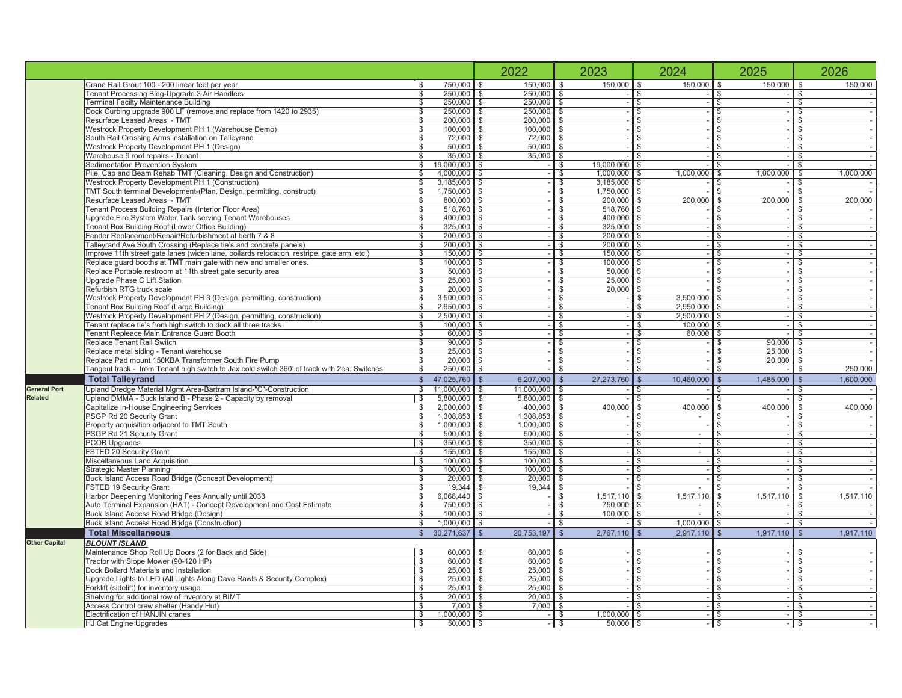| | | | 2022 | 2023 | 2024 | 2025 | 2026 |
|---|---|---|---|---|---|---|---|
| | Crane Rail Grout 100 - 200 linear feet per year | $ 750,000 | $ 150,000 | $ 150,000 | $ 150,000 | $ 150,000 | $ 150,000 |
| | Tenant Processing Bldg-Upgrade 3 Air Handlers | $ 250,000 | $ 250,000 | $ - | $ - | $ - | $ - |
| | Terminal Facilty Maintenance Building | $ 250,000 | $ 250,000 | $ - | $ - | $ - | $ - |
| | Dock Curbing upgrade 900 LF (remove and replace from 1420 to 2935) | $ 250,000 | $ 250,000 | $ - | $ - | $ - | $ - |
| | Resurface Leased Areas - TMT | $ 200,000 | $ 200,000 | $ - | $ - | $ - | $ - |
| | Westrock Property Development PH 1 (Warehouse Demo) | $ 100,000 | $ 100,000 | $ - | $ - | $ - | $ - |
| | South Rail Crossing Arms installation on Talleyrand | $ 72,000 | $ 72,000 | $ - | $ - | $ - | $ - |
| | Westrock Property Development PH 1 (Design) | $ 50,000 | $ 50,000 | $ - | $ - | $ - | $ - |
| | Warehouse 9 roof repairs - Tenant | $ 35,000 | $ 35,000 | $ - | $ - | $ - | $ - |
| | Sedimentation Prevention System | $ 19,000,000 | $ - | $ 19,000,000 | $ - | $ - | $ - |
| | Pile, Cap and Beam Rehab TMT (Cleaning, Design and Construction) | $ 4,000,000 | $ - | $ 1,000,000 | $ 1,000,000 | $ 1,000,000 | $ 1,000,000 |
| | Westrock Property Development PH 1 (Construction) | $ 3,185,000 | $ - | $ 3,185,000 | $ - | $ - | $ - |
| | TMT South terminal Development-(Plan, Design, permitting, construct) | $ 1,750,000 | $ - | $ 1,750,000 | $ - | $ - | $ - |
| | Resurface Leased Areas - TMT | $ 800,000 | $ - | $ 200,000 | $ 200,000 | $ 200,000 | $ 200,000 |
| | Tenant Process Building Repairs (Interior Floor Area) | $ 518,760 | $ - | $ 518,760 | $ - | $ - | $ - |
| | Upgrade Fire System Water Tank serving Tenant Warehouses | $ 400,000 | $ - | $ 400,000 | $ - | $ - | $ - |
| | Tenant Box Building Roof (Lower Office Building) | $ 325,000 | $ - | $ 325,000 | $ - | $ - | $ - |
| | Fender Replacement/Repair/Refurbishment at berth 7 & 8 | $ 200,000 | $ - | $ 200,000 | $ - | $ - | $ - |
| | Talleyrand Ave South Crossing (Replace tie's and concrete panels) | $ 200,000 | $ - | $ 200,000 | $ - | $ - | $ - |
| | Improve 11th street gate lanes (widen lane, bollards relocation, restripe, gate arm, etc.) | $ 150,000 | $ - | $ 150,000 | $ - | $ - | $ - |
| | Replace guard booths at TMT main gate with new and smaller ones. | $ 100,000 | $ - | $ 100,000 | $ - | $ - | $ - |
| | Replace Portable restroom at 11th street gate security area | $ 50,000 | $ - | $ 50,000 | $ - | $ - | $ - |
| | Upgrade Phase C Lift Station | $ 25,000 | $ - | $ 25,000 | $ - | $ - | $ - |
| | Refurbish RTG truck scale | $ 20,000 | $ - | $ 20,000 | $ - | $ - | $ - |
| | Westrock Property Development PH 3 (Design, permitting, construction) | $ 3,500,000 | $ - | $ - | $ 3,500,000 | $ - | $ - |
| | Tenant Box Building Roof (Large Building) | $ 2,950,000 | $ - | $ - | $ 2,950,000 | $ - | $ - |
| | Westrock Property Development PH 2 (Design, permitting, construction) | $ 2,500,000 | $ - | $ - | $ 2,500,000 | $ - | $ - |
| | Tenant replace tie's from high switch to dock all three tracks | $ 100,000 | $ - | $ - | $ 100,000 | $ - | $ - |
| | Tenant Repleace Main Entrance Guard Booth | $ 60,000 | $ - | $ - | $ 60,000 | $ - | $ - |
| | Replace Tenant Rail Switch | $ 90,000 | $ - | $ - | $ - | $ 90,000 | $ - |
| | Replace metal siding - Tenant warehouse | $ 25,000 | $ - | $ - | $ - | $ 25,000 | $ - |
| | Replace Pad mount 150KBA Transformer South Fire Pump | $ 20,000 | $ - | $ - | $ - | $ 20,000 | $ - |
| | Tangent track - from Tenant high switch to Jax cold switch 360' of track with 2ea. Switches | $ 250,000 | $ - | $ - | $ - | $ - | $ 250,000 |
| | **Total Talleyrand** | **$ 47,025,760** | **$ 6,207,000** | **$ 27,273,760** | **$ 10,460,000** | **$ 1,485,000** | **$ 1,600,000** |
| **General Port Related** | Upland Dredge Material Mgmt Area-Bartram Island-"C"-Construction | $ 11,000,000 | $ 11,000,000 | $ - | $ - | $ - | $ - |
| | Upland DMMA - Buck Island B - Phase 2 - Capacity by removal | $ 5,800,000 | $ 5,800,000 | $ - | $ - | $ - | $ - |
| | Capitalize In-House Engineering Services | $ 2,000,000 | $ 400,000 | $ 400,000 | $ 400,000 | $ 400,000 | $ 400,000 |
| | PSGP Rd 20 Security Grant | $ 1,308,853 | $ 1,308,853 | $ - | $ - | $ - | $ - |
| | Property acquisition adjacent to TMT South | $ 1,000,000 | $ 1,000,000 | $ - | $ - | $ - | $ - |
| | PSGP Rd 21 Security Grant | $ 500,000 | $ 500,000 | $ - | $ - | $ - | $ - |
| | PCOB Upgrades | $ 350,000 | $ 350,000 | $ - | $ - | $ - | $ - |
| | FSTED 20 Security Grant | $ 155,000 | $ 155,000 | $ - | $ - | $ - | $ - |
| | Miscellaneous Land Acquisition | $ 100,000 | $ 100,000 | $ - | $ - | $ - | $ - |
| | Strategic Master Planning | $ 100,000 | $ 100,000 | $ - | $ - | $ - | $ - |
| | Buck Island Access Road Bridge (Concept Development) | $ 20,000 | $ 20,000 | $ - | $ - | $ - | $ - |
| | FSTED 19 Security Grant | $ 19,344 | $ 19,344 | $ - | $ - | $ - | $ - |
| | Harbor Deepening Monitoring Fees Annually until 2033 | $ 6,068,440 | $ - | $ 1,517,110 | $ 1,517,110 | $ 1,517,110 | $ 1,517,110 |
| | Auto Terminal Expansion (HAT) - Concept Development and Cost Estimate | $ 750,000 | $ - | $ 750,000 | $ - | $ - | $ - |
| | Buck Island Access Road Bridge (Design) | $ 100,000 | $ - | $ 100,000 | $ - | $ - | $ - |
| | Buck Island Access Road Bridge (Construction) | $ 1,000,000 | $ - | $ - | $ 1,000,000 | $ - | $ - |
| | **Total Miscellaneous** | **$ 30,271,637** | **$ 20,753,197** | **$ 2,767,110** | **$ 2,917,110** | **$ 1,917,110** | **$ 1,917,110** |
| **Other Capital** | ***BLOUNT ISLAND*** | | | | | | |
| | Maintenance Shop Roll Up Doors (2 for Back and Side) | $ 60,000 | $ 60,000 | $ - | $ - | $ - | $ - |
| | Tractor with Slope Mower (90-120 HP) | $ 60,000 | $ 60,000 | $ - | $ - | $ - | $ - |
| | Dock Bollard Materials and Installation | $ 25,000 | $ 25,000 | $ - | $ - | $ - | $ - |
| | Upgrade Lights to LED (All Lights Along Dave Rawls & Security Complex) | $ 25,000 | $ 25,000 | $ - | $ - | $ - | $ - |
| | Forklift (sidelift) for inventory usage | $ 25,000 | $ 25,000 | $ - | $ - | $ - | $ - |
| | Shelving for additional row of inventory at BIMT | $ 20,000 | $ 20,000 | $ - | $ - | $ - | $ - |
| | Access Control crew shelter (Handy Hut) | $ 7,000 | $ 7,000 | $ - | $ - | $ - | $ - |
| | Electrification of HANJIN cranes | $ 1,000,000 | $ - | $ 1,000,000 | $ - | $ - | $ - |
| | HJ Cat Engine Upgrades | $ 50,000 | $ - | $ 50,000 | $ - | $ - | $ - |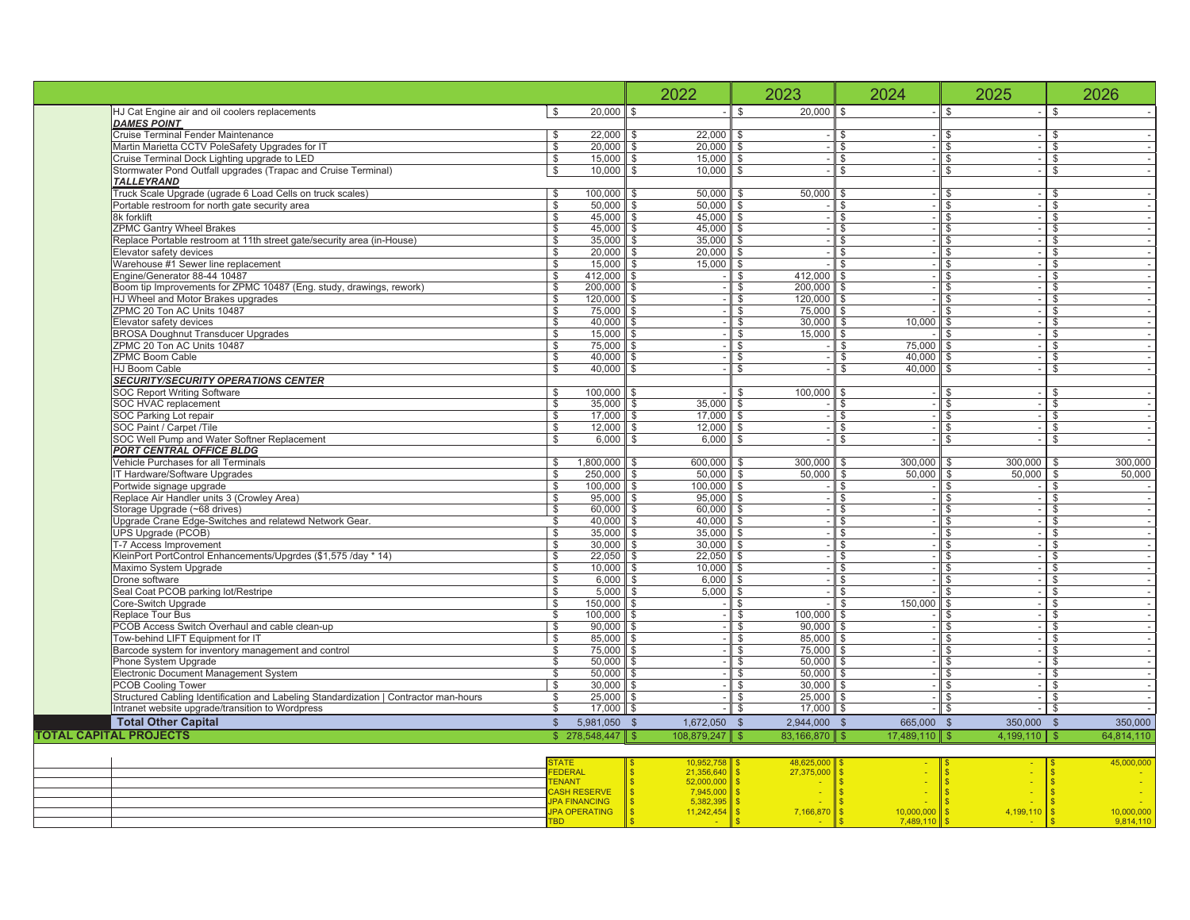| | | | 2022 | 2023 | 2024 | 2025 | 2026 |
|---|---|---|---|---|---|---|---|
| | HJ Cat Engine air and oil coolers replacements | $ 20,000 | $ - | $ 20,000 | $ - | $ - | $ - |
| | ***DAMES POINT*** | | | | | | |
| | Cruise Terminal Fender Maintenance | $ 22,000 | $ 22,000 | $ - | $ - | $ - | $ - |
| | Martin Marietta CCTV PoleSafety Upgrades for IT | $ 20,000 | $ 20,000 | $ - | $ - | $ - | $ - |
| | Cruise Terminal Dock Lighting upgrade to LED | $ 15,000 | $ 15,000 | $ - | $ - | $ - | $ - |
| | Stormwater Pond Outfall upgrades (Trapac and Cruise Terminal) | $ 10,000 | $ 10,000 | $ - | $ - | $ - | $ - |
| | ***TALLEYRAND*** | | | | | | |
| | Truck Scale Upgrade (ugrade 6 Load Cells on truck scales) | $ 100,000 | $ 50,000 | $ 50,000 | $ - | $ - | $ - |
| | Portable restroom for north gate security area | $ 50,000 | $ 50,000 | $ - | $ - | $ - | $ - |
| | 8k forklift | $ 45,000 | $ 45,000 | $ - | $ - | $ - | $ - |
| | ZPMC Gantry Wheel Brakes | $ 45,000 | $ 45,000 | $ - | $ - | $ - | $ - |
| | Replace Portable restroom at 11th street gate/security area (in-House) | $ 35,000 | $ 35,000 | $ - | $ - | $ - | $ - |
| | Elevator safety devices | $ 20,000 | $ 20,000 | $ - | $ - | $ - | $ - |
| | Warehouse #1 Sewer line replacement | $ 15,000 | $ 15,000 | $ - | $ - | $ - | $ - |
| | Engine/Generator 88-44 10487 | $ 412,000 | $ - | $ 412,000 | $ - | $ - | $ - |
| | Boom tip Improvements for ZPMC 10487 (Eng. study, drawings, rework) | $ 200,000 | $ - | $ 200,000 | $ - | $ - | $ - |
| | HJ Wheel and Motor Brakes upgrades | $ 120,000 | $ - | $ 120,000 | $ - | $ - | $ - |
| | ZPMC 20 Ton AC Units 10487 | $ 75,000 | $ - | $ 75,000 | $ - | $ - | $ - |
| | Elevator safety devices | $ 40,000 | $ - | $ 30,000 | $ 10,000 | $ - | $ - |
| | BROSA Doughnut Transducer Upgrades | $ 15,000 | $ - | $ 15,000 | $ - | $ - | $ - |
| | ZPMC 20 Ton AC Units 10487 | $ 75,000 | $ - | $ - | $ 75,000 | $ - | $ - |
| | ZPMC Boom Cable | $ 40,000 | $ - | $ - | $ 40,000 | $ - | $ - |
| | HJ Boom Cable | $ 40,000 | $ - | $ - | $ 40,000 | $ - | $ - |
| | ***SECURITY/SECURITY OPERATIONS CENTER*** | | | | | | |
| | SOC Report Writing Software | $ 100,000 | $ - | $ 100,000 | $ - | $ - | $ - |
| | SOC HVAC replacement | $ 35,000 | $ 35,000 | $ - | $ - | $ - | $ - |
| | SOC Parking Lot repair | $ 17,000 | $ 17,000 | $ - | $ - | $ - | $ - |
| | SOC Paint / Carpet /Tile | $ 12,000 | $ 12,000 | $ - | $ - | $ - | $ - |
| | SOC Well Pump and Water Softner Replacement | $ 6,000 | $ 6,000 | $ - | $ - | $ - | $ - |
| | ***PORT CENTRAL OFFICE BLDG*** | | | | | | |
| | Vehicle Purchases for all Terminals | $ 1,800,000 | $ 600,000 | $ 300,000 | $ 300,000 | $ 300,000 | $ 300,000 |
| | IT Hardware/Software Upgrades | $ 250,000 | $ 50,000 | $ 50,000 | $ 50,000 | $ 50,000 | $ 50,000 |
| | Portwide signage upgrade | $ 100,000 | $ 100,000 | $ - | $ - | $ - | $ - |
| | Replace Air Handler units 3 (Crowley Area) | $ 95,000 | $ 95,000 | $ - | $ - | $ - | $ - |
| | Storage Upgrade (~68 drives) | $ 60,000 | $ 60,000 | $ - | $ - | $ - | $ - |
| | Upgrade Crane Edge-Switches and relatewd Network Gear. | $ 40,000 | $ 40,000 | $ - | $ - | $ - | $ - |
| | UPS Upgrade (PCOB) | $ 35,000 | $ 35,000 | $ - | $ - | $ - | $ - |
| | T-7 Access Improvement | $ 30,000 | $ 30,000 | $ - | $ - | $ - | $ - |
| | KleinPort PortControl Enhancements/Upgrdes ($1,575 /day * 14) | $ 22,050 | $ 22,050 | $ - | $ - | $ - | $ - |
| | Maximo System Upgrade | $ 10,000 | $ 10,000 | $ - | $ - | $ - | $ - |
| | Drone software | $ 6,000 | $ 6,000 | $ - | $ - | $ - | $ - |
| | Seal Coat PCOB parking lot/Restripe | $ 5,000 | $ 5,000 | $ - | $ - | $ - | $ - |
| | Core-Switch Upgrade | $ 150,000 | $ - | $ - | $ 150,000 | $ - | $ - |
| | Replace Tour Bus | $ 100,000 | $ - | $ 100,000 | $ - | $ - | $ - |
| | PCOB Access Switch Overhaul and cable clean-up | $ 90,000 | $ - | $ 90,000 | $ - | $ - | $ - |
| | Tow-behind LIFT Equipment for IT | $ 85,000 | $ - | $ 85,000 | $ - | $ - | $ - |
| | Barcode system for inventory management and control | $ 75,000 | $ - | $ 75,000 | $ - | $ - | $ - |
| | Phone System Upgrade | $ 50,000 | $ - | $ 50,000 | $ - | $ - | $ - |
| | Electronic Document Management System | $ 50,000 | $ - | $ 50,000 | $ - | $ - | $ - |
| | PCOB Cooling Tower | $ 30,000 | $ - | $ 30,000 | $ - | $ - | $ - |
| | Structured Cabling Identification and Labeling Standardization \| Contractor man-hours | $ 25,000 | $ - | $ 25,000 | $ - | $ - | $ - |
| | Intranet website upgrade/transition to Wordpress | $ 17,000 | $ - | $ 17,000 | $ - | $ - | $ - |
| | **Total Other Capital** | $ 5,981,050 | $ 1,672,050 | $ 2,944,000 | $ 665,000 | $ 350,000 | $ 350,000 |
| **TOTAL CAPITAL PROJECTS** | | $ 278,548,447 | $ 108,879,247 | $ 83,166,870 | $ 17,489,110 | $ 4,199,110 | $ 64,814,110 |
| | | | | | | | |
| | | STATE | $ 10,952,758 | $ 48,625,000 | $ - | $ - | $ 45,000,000 |
| | | FEDERAL | $ 21,356,640 | $ 27,375,000 | $ - | $ - | $ - |
| | | TENANT | $ 52,000,000 | $ - | $ - | $ - | $ - |
| | | CASH RESERVE | $ 7,945,000 | $ - | $ - | $ - | $ - |
| | | JPA FINANCING | $ 5,382,395 | $ - | $ - | $ - | $ - |
| | | JPA OPERATING | $ 11,242,454 | $ 7,166,870 | $ 10,000,000 | $ 4,199,110 | $ 10,000,000 |
| | | TBD | $ - | $ - | $ 7,489,110 | $ - | $ 9,814,110 |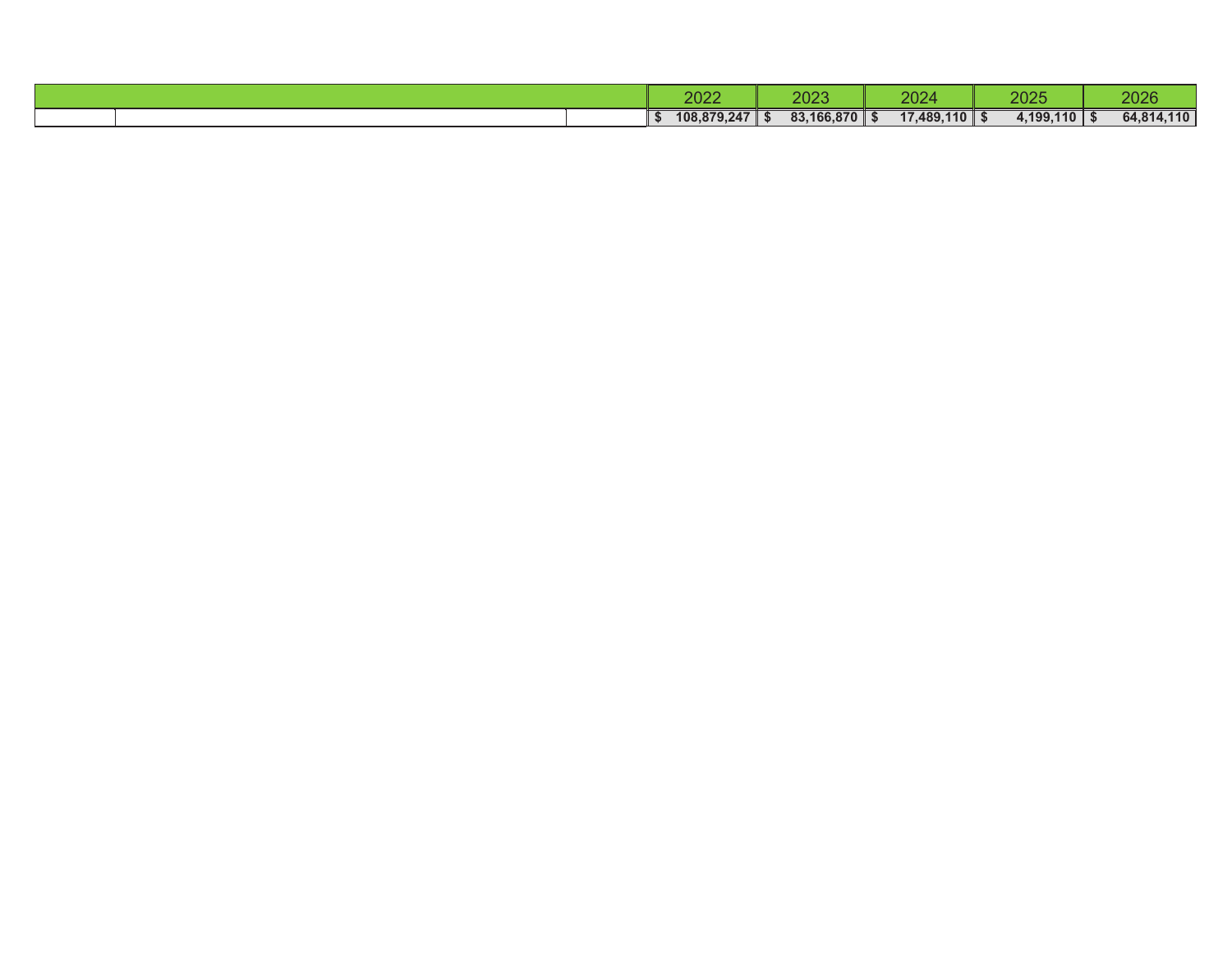| | | | 2022 | 2023 | 2024 | 2025 | 2026 |
|---|---|---|---|---|---|---|---|
| | | | **$ 108,879,247** | **$ 83,166,870** | **$ 17,489,110** | **$ 4,199,110** | **$ 64,814,110** |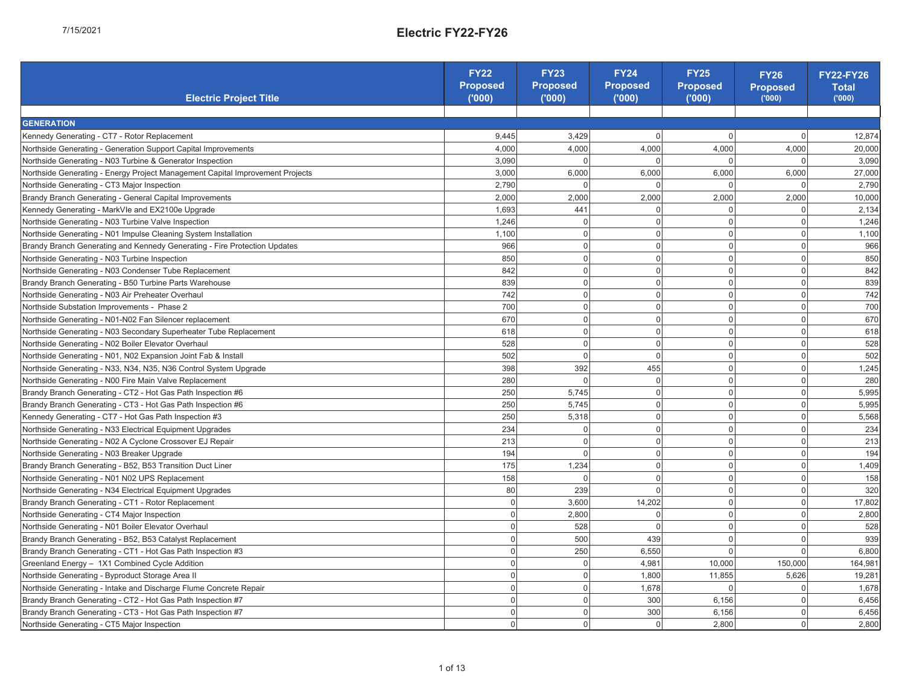# Electric FY22-FY26

| Electric Project Title | FY22 Proposed ('000) | FY23 Proposed ('000) | FY24 Proposed ('000) | FY25 Proposed ('000) | FY26 Proposed ('000) | FY22-FY26 Total ('000) |
|---|---|---|---|---|---|---|
| | | | | | | |
| **GENERATION** | | | | | | |
| Kennedy Generating - CT7 - Rotor Replacement | 9,445 | 3,429 | 0 | 0 | 0 | 12,874 |
| Northside Generating - Generation Support Capital Improvements | 4,000 | 4,000 | 4,000 | 4,000 | 4,000 | 20,000 |
| Northside Generating - N03 Turbine & Generator Inspection | 3,090 | 0 | 0 | 0 | 0 | 3,090 |
| Northside Generating - Energy Project Management Capital Improvement Projects | 3,000 | 6,000 | 6,000 | 6,000 | 6,000 | 27,000 |
| Northside Generating - CT3 Major Inspection | 2,790 | 0 | 0 | 0 | 0 | 2,790 |
| Brandy Branch Generating - General Capital Improvements | 2,000 | 2,000 | 2,000 | 2,000 | 2,000 | 10,000 |
| Kennedy Generating - MarkVle and EX2100e Upgrade | 1,693 | 441 | 0 | 0 | 0 | 2,134 |
| Northside Generating - N03 Turbine Valve Inspection | 1,246 | 0 | 0 | 0 | 0 | 1,246 |
| Northside Generating - N01 Impulse Cleaning System Installation | 1,100 | 0 | 0 | 0 | 0 | 1,100 |
| Brandy Branch Generating and Kennedy Generating - Fire Protection Updates | 966 | 0 | 0 | 0 | 0 | 966 |
| Northside Generating - N03 Turbine Inspection | 850 | 0 | 0 | 0 | 0 | 850 |
| Northside Generating - N03 Condenser Tube Replacement | 842 | 0 | 0 | 0 | 0 | 842 |
| Brandy Branch Generating - B50 Turbine Parts Warehouse | 839 | 0 | 0 | 0 | 0 | 839 |
| Northside Generating - N03 Air Preheater Overhaul | 742 | 0 | 0 | 0 | 0 | 742 |
| Northside Substation Improvements - Phase 2 | 700 | 0 | 0 | 0 | 0 | 700 |
| Northside Generating - N01-N02 Fan Silencer replacement | 670 | 0 | 0 | 0 | 0 | 670 |
| Northside Generating - N03 Secondary Superheater Tube Replacement | 618 | 0 | 0 | 0 | 0 | 618 |
| Northside Generating - N02 Boiler Elevator Overhaul | 528 | 0 | 0 | 0 | 0 | 528 |
| Northside Generating - N01, N02 Expansion Joint Fab & Install | 502 | 0 | 0 | 0 | 0 | 502 |
| Northside Generating - N33, N34, N35, N36 Control System Upgrade | 398 | 392 | 455 | 0 | 0 | 1,245 |
| Northside Generating - N00 Fire Main Valve Replacement | 280 | 0 | 0 | 0 | 0 | 280 |
| Brandy Branch Generating - CT2 - Hot Gas Path Inspection #6 | 250 | 5,745 | 0 | 0 | 0 | 5,995 |
| Brandy Branch Generating - CT3 - Hot Gas Path Inspection #6 | 250 | 5,745 | 0 | 0 | 0 | 5,995 |
| Kennedy Generating - CT7 - Hot Gas Path Inspection #3 | 250 | 5,318 | 0 | 0 | 0 | 5,568 |
| Northside Generating - N33 Electrical Equipment Upgrades | 234 | 0 | 0 | 0 | 0 | 234 |
| Northside Generating - N02 A Cyclone Crossover EJ Repair | 213 | 0 | 0 | 0 | 0 | 213 |
| Northside Generating - N03 Breaker Upgrade | 194 | 0 | 0 | 0 | 0 | 194 |
| Brandy Branch Generating - B52, B53 Transition Duct Liner | 175 | 1,234 | 0 | 0 | 0 | 1,409 |
| Northside Generating - N01 N02 UPS Replacement | 158 | 0 | 0 | 0 | 0 | 158 |
| Northside Generating - N34 Electrical Equipment Upgrades | 80 | 239 | 0 | 0 | 0 | 320 |
| Brandy Branch Generating - CT1 - Rotor Replacement | 0 | 3,600 | 14,202 | 0 | 0 | 17,802 |
| Northside Generating - CT4 Major Inspection | 0 | 2,800 | 0 | 0 | 0 | 2,800 |
| Northside Generating - N01 Boiler Elevator Overhaul | 0 | 528 | 0 | 0 | 0 | 528 |
| Brandy Branch Generating - B52, B53 Catalyst Replacement | 0 | 500 | 439 | 0 | 0 | 939 |
| Brandy Branch Generating - CT1 - Hot Gas Path Inspection #3 | 0 | 250 | 6,550 | 0 | 0 | 6,800 |
| Greenland Energy – 1X1 Combined Cycle Addition | 0 | 0 | 4,981 | 10,000 | 150,000 | 164,981 |
| Northside Generating - Byproduct Storage Area II | 0 | 0 | 1,800 | 11,855 | 5,626 | 19,281 |
| Northside Generating - Intake and Discharge Flume Concrete Repair | 0 | 0 | 1,678 | 0 | 0 | 1,678 |
| Brandy Branch Generating - CT2 - Hot Gas Path Inspection #7 | 0 | 0 | 300 | 6,156 | 0 | 6,456 |
| Brandy Branch Generating - CT3 - Hot Gas Path Inspection #7 | 0 | 0 | 300 | 6,156 | 0 | 6,456 |
| Northside Generating - CT5 Major Inspection | 0 | 0 | 0 | 2,800 | 0 | 2,800 |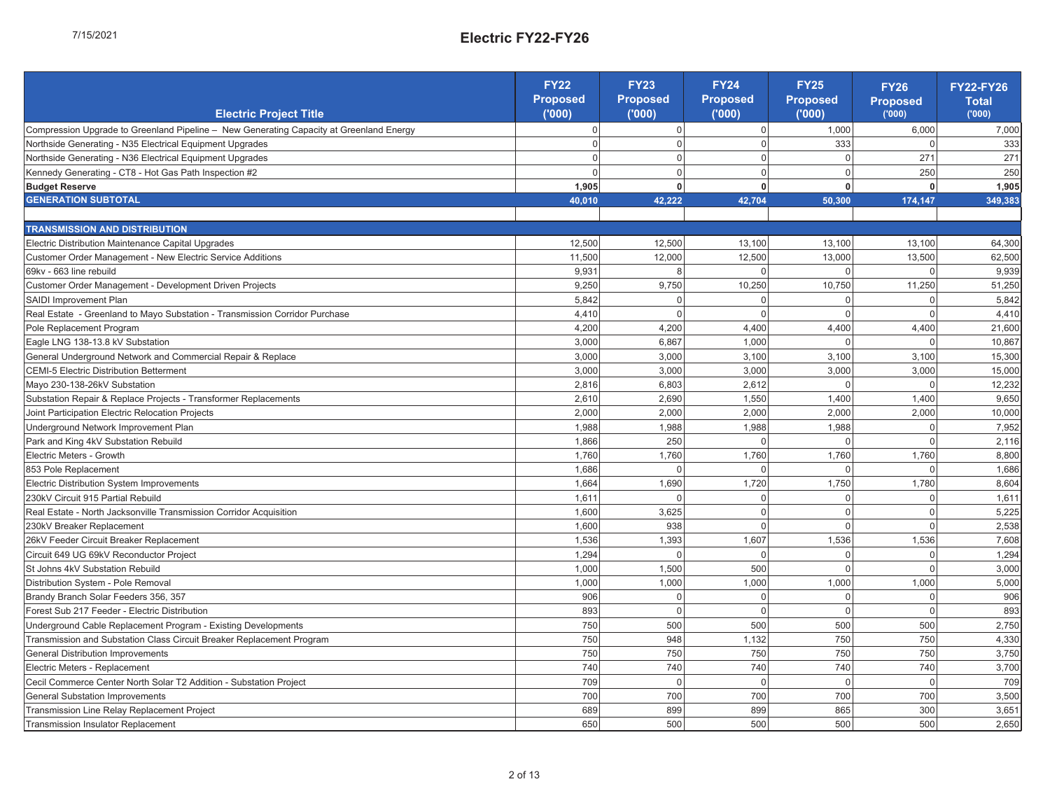# Electric FY22-FY26

| Electric Project Title | FY22 Proposed ('000) | FY23 Proposed ('000) | FY24 Proposed ('000) | FY25 Proposed ('000) | FY26 Proposed ('000) | FY22-FY26 Total ('000) |
|---|---|---|---|---|---|---|
| Compression Upgrade to Greenland Pipeline – New Generating Capacity at Greenland Energy | 0 | 0 | 0 | 1,000 | 6,000 | 7,000 |
| Northside Generating - N35 Electrical Equipment Upgrades | 0 | 0 | 0 | 333 | 0 | 333 |
| Northside Generating - N36 Electrical Equipment Upgrades | 0 | 0 | 0 | 0 | 271 | 271 |
| Kennedy Generating - CT8 - Hot Gas Path Inspection #2 | 0 | 0 | 0 | 0 | 250 | 250 |
| **Budget Reserve** | **1,905** | **0** | **0** | **0** | **0** | **1,905** |
| **GENERATION SUBTOTAL** | **40,010** | **42,222** | **42,704** | **50,300** | **174,147** | **349,383** |
| | | | | | | |
| **TRANSMISSION AND DISTRIBUTION** | | | | | | |
| Electric Distribution Maintenance Capital Upgrades | 12,500 | 12,500 | 13,100 | 13,100 | 13,100 | 64,300 |
| Customer Order Management - New Electric Service Additions | 11,500 | 12,000 | 12,500 | 13,000 | 13,500 | 62,500 |
| 69kv - 663 line rebuild | 9,931 | 8 | 0 | 0 | 0 | 9,939 |
| Customer Order Management - Development Driven Projects | 9,250 | 9,750 | 10,250 | 10,750 | 11,250 | 51,250 |
| SAIDI Improvement Plan | 5,842 | 0 | 0 | 0 | 0 | 5,842 |
| Real Estate - Greenland to Mayo Substation - Transmission Corridor Purchase | 4,410 | 0 | 0 | 0 | 0 | 4,410 |
| Pole Replacement Program | 4,200 | 4,200 | 4,400 | 4,400 | 4,400 | 21,600 |
| Eagle LNG 138-13.8 kV Substation | 3,000 | 6,867 | 1,000 | 0 | 0 | 10,867 |
| General Underground Network and Commercial Repair & Replace | 3,000 | 3,000 | 3,100 | 3,100 | 3,100 | 15,300 |
| CEMI-5 Electric Distribution Betterment | 3,000 | 3,000 | 3,000 | 3,000 | 3,000 | 15,000 |
| Mayo 230-138-26kV Substation | 2,816 | 6,803 | 2,612 | 0 | 0 | 12,232 |
| Substation Repair & Replace Projects - Transformer Replacements | 2,610 | 2,690 | 1,550 | 1,400 | 1,400 | 9,650 |
| Joint Participation Electric Relocation Projects | 2,000 | 2,000 | 2,000 | 2,000 | 2,000 | 10,000 |
| Underground Network Improvement Plan | 1,988 | 1,988 | 1,988 | 1,988 | 0 | 7,952 |
| Park and King 4kV Substation Rebuild | 1,866 | 250 | 0 | 0 | 0 | 2,116 |
| Electric Meters - Growth | 1,760 | 1,760 | 1,760 | 1,760 | 1,760 | 8,800 |
| 853 Pole Replacement | 1,686 | 0 | 0 | 0 | 0 | 1,686 |
| Electric Distribution System Improvements | 1,664 | 1,690 | 1,720 | 1,750 | 1,780 | 8,604 |
| 230kV Circuit 915 Partial Rebuild | 1,611 | 0 | 0 | 0 | 0 | 1,611 |
| Real Estate - North Jacksonville Transmission Corridor Acquisition | 1,600 | 3,625 | 0 | 0 | 0 | 5,225 |
| 230kV Breaker Replacement | 1,600 | 938 | 0 | 0 | 0 | 2,538 |
| 26kV Feeder Circuit Breaker Replacement | 1,536 | 1,393 | 1,607 | 1,536 | 1,536 | 7,608 |
| Circuit 649 UG 69kV Reconductor Project | 1,294 | 0 | 0 | 0 | 0 | 1,294 |
| St Johns 4kV Substation Rebuild | 1,000 | 1,500 | 500 | 0 | 0 | 3,000 |
| Distribution System - Pole Removal | 1,000 | 1,000 | 1,000 | 1,000 | 1,000 | 5,000 |
| Brandy Branch Solar Feeders 356, 357 | 906 | 0 | 0 | 0 | 0 | 906 |
| Forest Sub 217 Feeder - Electric Distribution | 893 | 0 | 0 | 0 | 0 | 893 |
| Underground Cable Replacement Program - Existing Developments | 750 | 500 | 500 | 500 | 500 | 2,750 |
| Transmission and Substation Class Circuit Breaker Replacement Program | 750 | 948 | 1,132 | 750 | 750 | 4,330 |
| General Distribution Improvements | 750 | 750 | 750 | 750 | 750 | 3,750 |
| Electric Meters - Replacement | 740 | 740 | 740 | 740 | 740 | 3,700 |
| Cecil Commerce Center North Solar T2 Addition - Substation Project | 709 | 0 | 0 | 0 | 0 | 709 |
| General Substation Improvements | 700 | 700 | 700 | 700 | 700 | 3,500 |
| Transmission Line Relay Replacement Project | 689 | 899 | 899 | 865 | 300 | 3,651 |
| Transmission Insulator Replacement | 650 | 500 | 500 | 500 | 500 | 2,650 |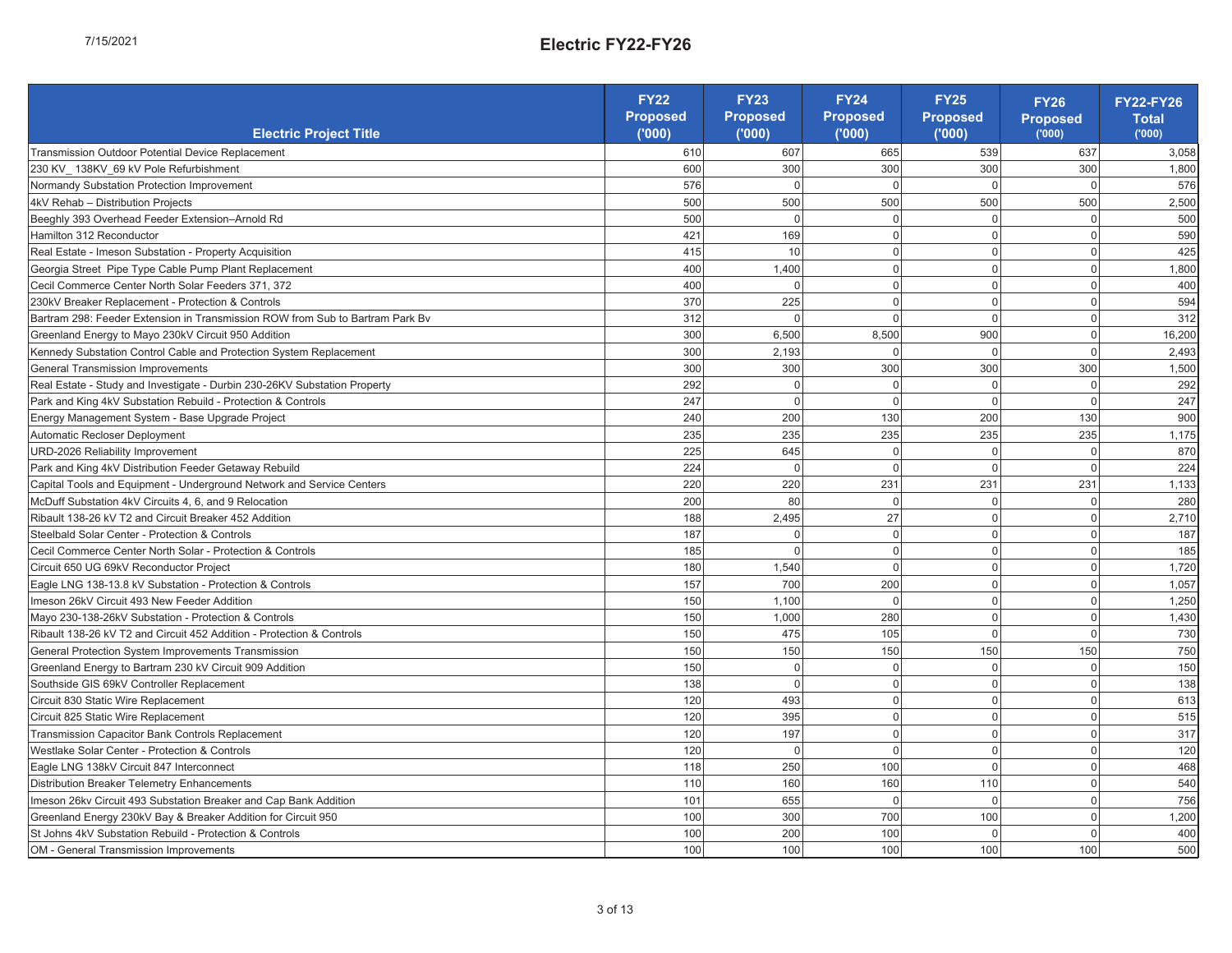# Electric FY22-FY26

| Electric Project Title | FY22 Proposed ('000) | FY23 Proposed ('000) | FY24 Proposed ('000) | FY25 Proposed ('000) | FY26 Proposed ('000) | FY22-FY26 Total ('000) |
|---|---|---|---|---|---|---|
| Transmission Outdoor Potential Device Replacement | 610 | 607 | 665 | 539 | 637 | 3,058 |
| 230 KV_ 138KV_69 kV Pole Refurbishment | 600 | 300 | 300 | 300 | 300 | 1,800 |
| Normandy Substation Protection Improvement | 576 | 0 | 0 | 0 | 0 | 576 |
| 4kV Rehab – Distribution Projects | 500 | 500 | 500 | 500 | 500 | 2,500 |
| Beeghly 393 Overhead Feeder Extension–Arnold Rd | 500 | 0 | 0 | 0 | 0 | 500 |
| Hamilton 312 Reconductor | 421 | 169 | 0 | 0 | 0 | 590 |
| Real Estate - Imeson Substation - Property Acquisition | 415 | 10 | 0 | 0 | 0 | 425 |
| Georgia Street Pipe Type Cable Pump Plant Replacement | 400 | 1,400 | 0 | 0 | 0 | 1,800 |
| Cecil Commerce Center North Solar Feeders 371, 372 | 400 | 0 | 0 | 0 | 0 | 400 |
| 230kV Breaker Replacement - Protection & Controls | 370 | 225 | 0 | 0 | 0 | 594 |
| Bartram 298: Feeder Extension in Transmission ROW from Sub to Bartram Park Bv | 312 | 0 | 0 | 0 | 0 | 312 |
| Greenland Energy to Mayo 230kV Circuit 950 Addition | 300 | 6,500 | 8,500 | 900 | 0 | 16,200 |
| Kennedy Substation Control Cable and Protection System Replacement | 300 | 2,193 | 0 | 0 | 0 | 2,493 |
| General Transmission Improvements | 300 | 300 | 300 | 300 | 300 | 1,500 |
| Real Estate - Study and Investigate - Durbin 230-26KV Substation Property | 292 | 0 | 0 | 0 | 0 | 292 |
| Park and King 4kV Substation Rebuild - Protection & Controls | 247 | 0 | 0 | 0 | 0 | 247 |
| Energy Management System - Base Upgrade Project | 240 | 200 | 130 | 200 | 130 | 900 |
| Automatic Recloser Deployment | 235 | 235 | 235 | 235 | 235 | 1,175 |
| URD-2026 Reliability Improvement | 225 | 645 | 0 | 0 | 0 | 870 |
| Park and King 4kV Distribution Feeder Getaway Rebuild | 224 | 0 | 0 | 0 | 0 | 224 |
| Capital Tools and Equipment - Underground Network and Service Centers | 220 | 220 | 231 | 231 | 231 | 1,133 |
| McDuff Substation 4kV Circuits 4, 6, and 9 Relocation | 200 | 80 | 0 | 0 | 0 | 280 |
| Ribault 138-26 kV T2 and Circuit Breaker 452 Addition | 188 | 2,495 | 27 | 0 | 0 | 2,710 |
| Steelbald Solar Center - Protection & Controls | 187 | 0 | 0 | 0 | 0 | 187 |
| Cecil Commerce Center North Solar - Protection & Controls | 185 | 0 | 0 | 0 | 0 | 185 |
| Circuit 650 UG 69kV Reconductor Project | 180 | 1,540 | 0 | 0 | 0 | 1,720 |
| Eagle LNG 138-13.8 kV Substation - Protection & Controls | 157 | 700 | 200 | 0 | 0 | 1,057 |
| Imeson 26kV Circuit 493 New Feeder Addition | 150 | 1,100 | 0 | 0 | 0 | 1,250 |
| Mayo 230-138-26kV Substation - Protection & Controls | 150 | 1,000 | 280 | 0 | 0 | 1,430 |
| Ribault 138-26 kV T2 and Circuit 452 Addition - Protection & Controls | 150 | 475 | 105 | 0 | 0 | 730 |
| General Protection System Improvements Transmission | 150 | 150 | 150 | 150 | 150 | 750 |
| Greenland Energy to Bartram 230 kV Circuit 909 Addition | 150 | 0 | 0 | 0 | 0 | 150 |
| Southside GIS 69kV Controller Replacement | 138 | 0 | 0 | 0 | 0 | 138 |
| Circuit 830 Static Wire Replacement | 120 | 493 | 0 | 0 | 0 | 613 |
| Circuit 825 Static Wire Replacement | 120 | 395 | 0 | 0 | 0 | 515 |
| Transmission Capacitor Bank Controls Replacement | 120 | 197 | 0 | 0 | 0 | 317 |
| Westlake Solar Center - Protection & Controls | 120 | 0 | 0 | 0 | 0 | 120 |
| Eagle LNG 138kV Circuit 847 Interconnect | 118 | 250 | 100 | 0 | 0 | 468 |
| Distribution Breaker Telemetry Enhancements | 110 | 160 | 160 | 110 | 0 | 540 |
| Imeson 26kv Circuit 493 Substation Breaker and Cap Bank Addition | 101 | 655 | 0 | 0 | 0 | 756 |
| Greenland Energy 230kV Bay & Breaker Addition for Circuit 950 | 100 | 300 | 700 | 100 | 0 | 1,200 |
| St Johns 4kV Substation Rebuild - Protection & Controls | 100 | 200 | 100 | 0 | 0 | 400 |
| OM - General Transmission Improvements | 100 | 100 | 100 | 100 | 100 | 500 |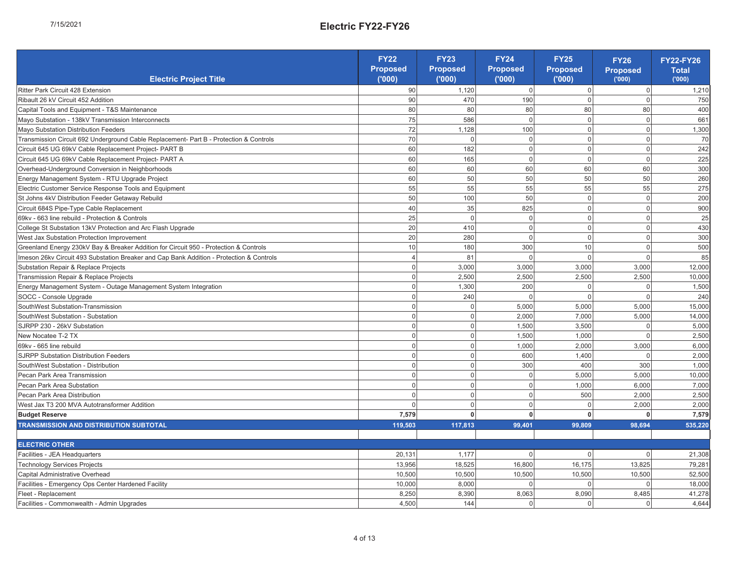# Electric FY22-FY26

| Electric Project Title | FY22 Proposed ('000) | FY23 Proposed ('000) | FY24 Proposed ('000) | FY25 Proposed ('000) | FY26 Proposed ('000) | FY22-FY26 Total ('000) |
|---|---|---|---|---|---|---|
| Ritter Park Circuit 428 Extension | 90 | 1,120 | 0 | 0 | 0 | 1,210 |
| Ribault 26 kV Circuit 452 Addition | 90 | 470 | 190 | 0 | 0 | 750 |
| Capital Tools and Equipment - T&S Maintenance | 80 | 80 | 80 | 80 | 80 | 400 |
| Mayo Substation - 138kV Transmission Interconnects | 75 | 586 | 0 | 0 | 0 | 661 |
| Mayo Substation Distribution Feeders | 72 | 1,128 | 100 | 0 | 0 | 1,300 |
| Transmission Circuit 692 Underground Cable Replacement- Part B - Protection & Controls | 70 | 0 | 0 | 0 | 0 | 70 |
| Circuit 645 UG 69kV Cable Replacement Project- PART B | 60 | 182 | 0 | 0 | 0 | 242 |
| Circuit 645 UG 69kV Cable Replacement Project- PART A | 60 | 165 | 0 | 0 | 0 | 225 |
| Overhead-Underground Conversion in Neighborhoods | 60 | 60 | 60 | 60 | 60 | 300 |
| Energy Management System - RTU Upgrade Project | 60 | 50 | 50 | 50 | 50 | 260 |
| Electric Customer Service Response Tools and Equipment | 55 | 55 | 55 | 55 | 55 | 275 |
| St Johns 4kV Distribution Feeder Getaway Rebuild | 50 | 100 | 50 | 0 | 0 | 200 |
| Circuit 684S Pipe-Type Cable Replacement | 40 | 35 | 825 | 0 | 0 | 900 |
| 69kv - 663 line rebuild - Protection & Controls | 25 | 0 | 0 | 0 | 0 | 25 |
| College St Substation 13kV Protection and Arc Flash Upgrade | 20 | 410 | 0 | 0 | 0 | 430 |
| West Jax Substation Protection Improvement | 20 | 280 | 0 | 0 | 0 | 300 |
| Greenland Energy 230kV Bay & Breaker Addition for Circuit 950 - Protection & Controls | 10 | 180 | 300 | 10 | 0 | 500 |
| Imeson 26kv Circuit 493 Substation Breaker and Cap Bank Addition - Protection & Controls | 4 | 81 | 0 | 0 | 0 | 85 |
| Substation Repair & Replace Projects | 0 | 3,000 | 3,000 | 3,000 | 3,000 | 12,000 |
| Transmission Repair & Replace Projects | 0 | 2,500 | 2,500 | 2,500 | 2,500 | 10,000 |
| Energy Management System - Outage Management System Integration | 0 | 1,300 | 200 | 0 | 0 | 1,500 |
| SOCC - Console Upgrade | 0 | 240 | 0 | 0 | 0 | 240 |
| SouthWest Substation-Transmission | 0 | 0 | 5,000 | 5,000 | 5,000 | 15,000 |
| SouthWest Substation - Substation | 0 | 0 | 2,000 | 7,000 | 5,000 | 14,000 |
| SJRPP 230 - 26kV Substation | 0 | 0 | 1,500 | 3,500 | 0 | 5,000 |
| New Nocatee T-2 TX | 0 | 0 | 1,500 | 1,000 | 0 | 2,500 |
| 69kv - 665 line rebuild | 0 | 0 | 1,000 | 2,000 | 3,000 | 6,000 |
| SJRPP Substation Distribution Feeders | 0 | 0 | 600 | 1,400 | 0 | 2,000 |
| SouthWest Substation - Distribution | 0 | 0 | 300 | 400 | 300 | 1,000 |
| Pecan Park Area Transmission | 0 | 0 | 0 | 5,000 | 5,000 | 10,000 |
| Pecan Park Area Substation | 0 | 0 | 0 | 1,000 | 6,000 | 7,000 |
| Pecan Park Area Distribution | 0 | 0 | 0 | 500 | 2,000 | 2,500 |
| West Jax T3 200 MVA Autotransformer Addition | 0 | 0 | 0 | 0 | 2,000 | 2,000 |
| **Budget Reserve** | **7,579** | **0** | **0** | **0** | **0** | **7,579** |
| **TRANSMISSION AND DISTRIBUTION SUBTOTAL** | **119,503** | **117,813** | **99,401** | **99,809** | **98,694** | **535,220** |
| | | | | | | |
| **ELECTRIC OTHER** | | | | | | |
| Facilities - JEA Headquarters | 20,131 | 1,177 | 0 | 0 | 0 | 21,308 |
| Technology Services Projects | 13,956 | 18,525 | 16,800 | 16,175 | 13,825 | 79,281 |
| Capital Administrative Overhead | 10,500 | 10,500 | 10,500 | 10,500 | 10,500 | 52,500 |
| Facilities - Emergency Ops Center Hardened Facility | 10,000 | 8,000 | 0 | 0 | 0 | 18,000 |
| Fleet - Replacement | 8,250 | 8,390 | 8,063 | 8,090 | 8,485 | 41,278 |
| Facilities - Commonwealth - Admin Upgrades | 4,500 | 144 | 0 | 0 | 0 | 4,644 |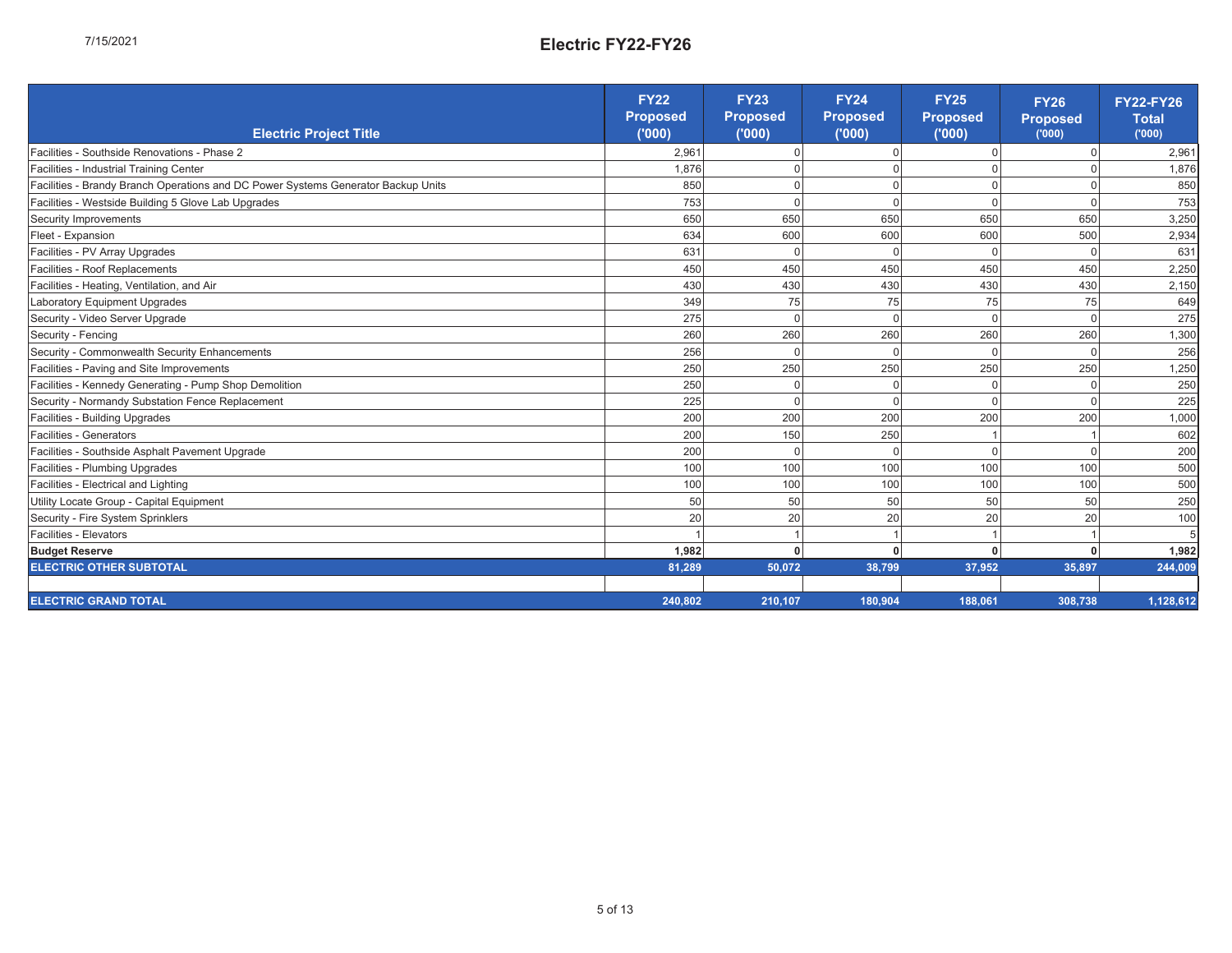# Electric FY22-FY26

| Electric Project Title | FY22 Proposed ('000) | FY23 Proposed ('000) | FY24 Proposed ('000) | FY25 Proposed ('000) | FY26 Proposed ('000) | FY22-FY26 Total ('000) |
|---|---|---|---|---|---|---|
| Facilities - Southside Renovations - Phase 2 | 2,961 | 0 | 0 | 0 | 0 | 2,961 |
| Facilities - Industrial Training Center | 1,876 | 0 | 0 | 0 | 0 | 1,876 |
| Facilities - Brandy Branch Operations and DC Power Systems Generator Backup Units | 850 | 0 | 0 | 0 | 0 | 850 |
| Facilities - Westside Building 5 Glove Lab Upgrades | 753 | 0 | 0 | 0 | 0 | 753 |
| Security Improvements | 650 | 650 | 650 | 650 | 650 | 3,250 |
| Fleet - Expansion | 634 | 600 | 600 | 600 | 500 | 2,934 |
| Facilities - PV Array Upgrades | 631 | 0 | 0 | 0 | 0 | 631 |
| Facilities - Roof Replacements | 450 | 450 | 450 | 450 | 450 | 2,250 |
| Facilities - Heating, Ventilation, and Air | 430 | 430 | 430 | 430 | 430 | 2,150 |
| Laboratory Equipment Upgrades | 349 | 75 | 75 | 75 | 75 | 649 |
| Security - Video Server Upgrade | 275 | 0 | 0 | 0 | 0 | 275 |
| Security - Fencing | 260 | 260 | 260 | 260 | 260 | 1,300 |
| Security - Commonwealth Security Enhancements | 256 | 0 | 0 | 0 | 0 | 256 |
| Facilities - Paving and Site Improvements | 250 | 250 | 250 | 250 | 250 | 1,250 |
| Facilities - Kennedy Generating - Pump Shop Demolition | 250 | 0 | 0 | 0 | 0 | 250 |
| Security - Normandy Substation Fence Replacement | 225 | 0 | 0 | 0 | 0 | 225 |
| Facilities - Building Upgrades | 200 | 200 | 200 | 200 | 200 | 1,000 |
| Facilities - Generators | 200 | 150 | 250 | 1 | 1 | 602 |
| Facilities - Southside Asphalt Pavement Upgrade | 200 | 0 | 0 | 0 | 0 | 200 |
| Facilities - Plumbing Upgrades | 100 | 100 | 100 | 100 | 100 | 500 |
| Facilities - Electrical and Lighting | 100 | 100 | 100 | 100 | 100 | 500 |
| Utility Locate Group - Capital Equipment | 50 | 50 | 50 | 50 | 50 | 250 |
| Security - Fire System Sprinklers | 20 | 20 | 20 | 20 | 20 | 100 |
| Facilities - Elevators | 1 | 1 | 1 | 1 | 1 | 5 |
| **Budget Reserve** | **1,982** | **0** | **0** | **0** | **0** | **1,982** |
| **ELECTRIC OTHER SUBTOTAL** | **81,289** | **50,072** | **38,799** | **37,952** | **35,897** | **244,009** |
| | | | | | | |
| **ELECTRIC GRAND TOTAL** | **240,802** | **210,107** | **180,904** | **188,061** | **308,738** | **1,128,612** |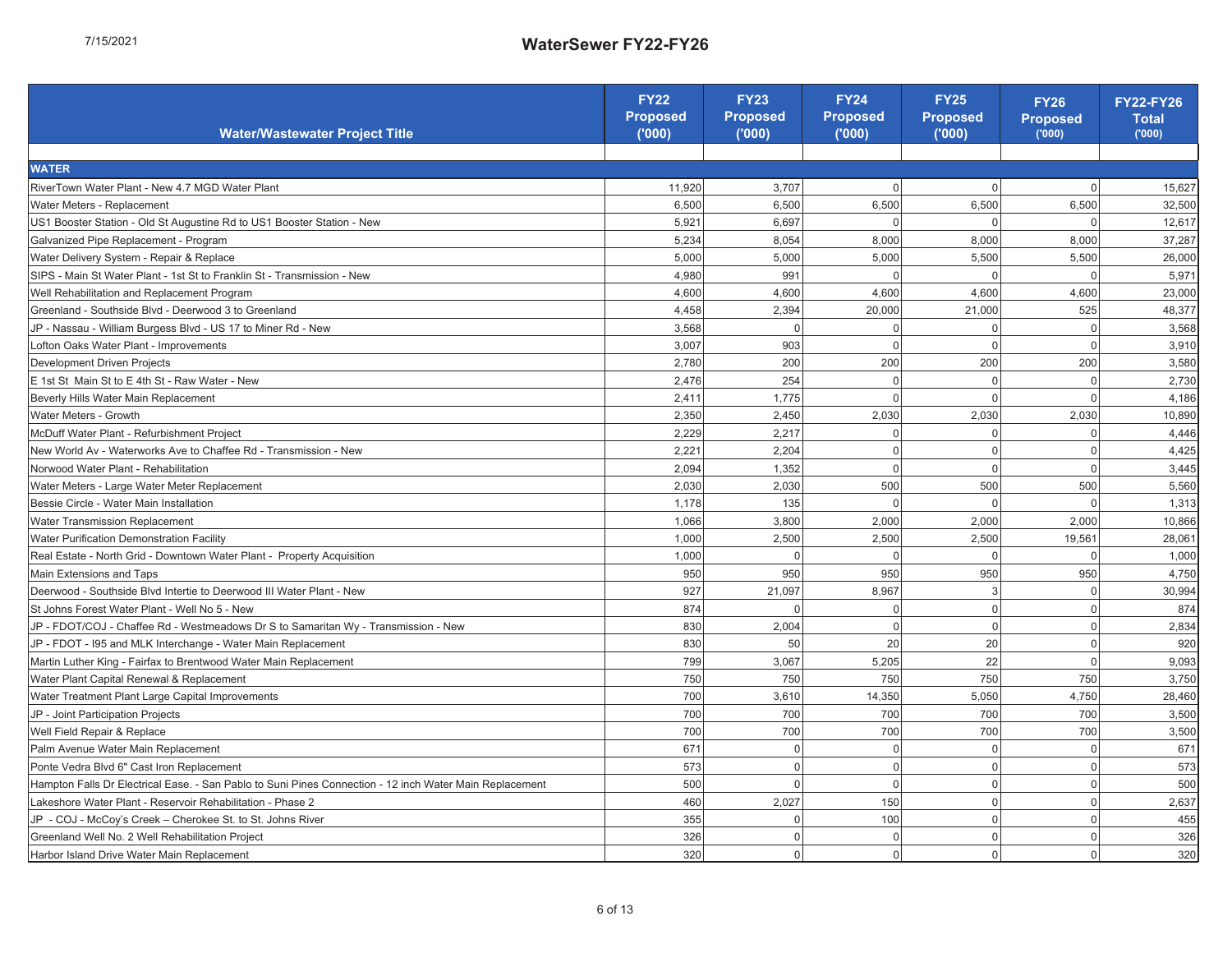# WaterSewer FY22-FY26

| Water/Wastewater Project Title | FY22 Proposed ('000) | FY23 Proposed ('000) | FY24 Proposed ('000) | FY25 Proposed ('000) | FY26 Proposed ('000) | FY22-FY26 Total ('000) |
|---|---|---|---|---|---|---|
| **WATER** | | | | | | |
| RiverTown Water Plant - New 4.7 MGD Water Plant | 11,920 | 3,707 | 0 | 0 | 0 | 15,627 |
| Water Meters - Replacement | 6,500 | 6,500 | 6,500 | 6,500 | 6,500 | 32,500 |
| US1 Booster Station - Old St Augustine Rd to US1 Booster Station - New | 5,921 | 6,697 | 0 | 0 | 0 | 12,617 |
| Galvanized Pipe Replacement - Program | 5,234 | 8,054 | 8,000 | 8,000 | 8,000 | 37,287 |
| Water Delivery System - Repair & Replace | 5,000 | 5,000 | 5,000 | 5,500 | 5,500 | 26,000 |
| SIPS - Main St Water Plant - 1st St to Franklin St - Transmission - New | 4,980 | 991 | 0 | 0 | 0 | 5,971 |
| Well Rehabilitation and Replacement Program | 4,600 | 4,600 | 4,600 | 4,600 | 4,600 | 23,000 |
| Greenland - Southside Blvd - Deerwood 3 to Greenland | 4,458 | 2,394 | 20,000 | 21,000 | 525 | 48,377 |
| JP - Nassau - William Burgess Blvd - US 17 to Miner Rd - New | 3,568 | 0 | 0 | 0 | 0 | 3,568 |
| Lofton Oaks Water Plant - Improvements | 3,007 | 903 | 0 | 0 | 0 | 3,910 |
| Development Driven Projects | 2,780 | 200 | 200 | 200 | 200 | 3,580 |
| E 1st St Main St to E 4th St - Raw Water - New | 2,476 | 254 | 0 | 0 | 0 | 2,730 |
| Beverly Hills Water Main Replacement | 2,411 | 1,775 | 0 | 0 | 0 | 4,186 |
| Water Meters - Growth | 2,350 | 2,450 | 2,030 | 2,030 | 2,030 | 10,890 |
| McDuff Water Plant - Refurbishment Project | 2,229 | 2,217 | 0 | 0 | 0 | 4,446 |
| New World Av - Waterworks Ave to Chaffee Rd - Transmission - New | 2,221 | 2,204 | 0 | 0 | 0 | 4,425 |
| Norwood Water Plant - Rehabilitation | 2,094 | 1,352 | 0 | 0 | 0 | 3,445 |
| Water Meters - Large Water Meter Replacement | 2,030 | 2,030 | 500 | 500 | 500 | 5,560 |
| Bessie Circle - Water Main Installation | 1,178 | 135 | 0 | 0 | 0 | 1,313 |
| Water Transmission Replacement | 1,066 | 3,800 | 2,000 | 2,000 | 2,000 | 10,866 |
| Water Purification Demonstration Facility | 1,000 | 2,500 | 2,500 | 2,500 | 19,561 | 28,061 |
| Real Estate - North Grid - Downtown Water Plant - Property Acquisition | 1,000 | 0 | 0 | 0 | 0 | 1,000 |
| Main Extensions and Taps | 950 | 950 | 950 | 950 | 950 | 4,750 |
| Deerwood - Southside Blvd Intertie to Deerwood III Water Plant - New | 927 | 21,097 | 8,967 | 3 | 0 | 30,994 |
| St Johns Forest Water Plant - Well No 5 - New | 874 | 0 | 0 | 0 | 0 | 874 |
| JP - FDOT/COJ - Chaffee Rd - Westmeadows Dr S to Samaritan Wy - Transmission - New | 830 | 2,004 | 0 | 0 | 0 | 2,834 |
| JP - FDOT - I95 and MLK Interchange - Water Main Replacement | 830 | 50 | 20 | 20 | 0 | 920 |
| Martin Luther King - Fairfax to Brentwood Water Main Replacement | 799 | 3,067 | 5,205 | 22 | 0 | 9,093 |
| Water Plant Capital Renewal & Replacement | 750 | 750 | 750 | 750 | 750 | 3,750 |
| Water Treatment Plant Large Capital Improvements | 700 | 3,610 | 14,350 | 5,050 | 4,750 | 28,460 |
| JP - Joint Participation Projects | 700 | 700 | 700 | 700 | 700 | 3,500 |
| Well Field Repair & Replace | 700 | 700 | 700 | 700 | 700 | 3,500 |
| Palm Avenue Water Main Replacement | 671 | 0 | 0 | 0 | 0 | 671 |
| Ponte Vedra Blvd 6" Cast Iron Replacement | 573 | 0 | 0 | 0 | 0 | 573 |
| Hampton Falls Dr Electrical Ease. - San Pablo to Suni Pines Connection - 12 inch Water Main Replacement | 500 | 0 | 0 | 0 | 0 | 500 |
| Lakeshore Water Plant - Reservoir Rehabilitation - Phase 2 | 460 | 2,027 | 150 | 0 | 0 | 2,637 |
| JP - COJ - McCoy's Creek – Cherokee St. to St. Johns River | 355 | 0 | 100 | 0 | 0 | 455 |
| Greenland Well No. 2 Well Rehabilitation Project | 326 | 0 | 0 | 0 | 0 | 326 |
| Harbor Island Drive Water Main Replacement | 320 | 0 | 0 | 0 | 0 | 320 |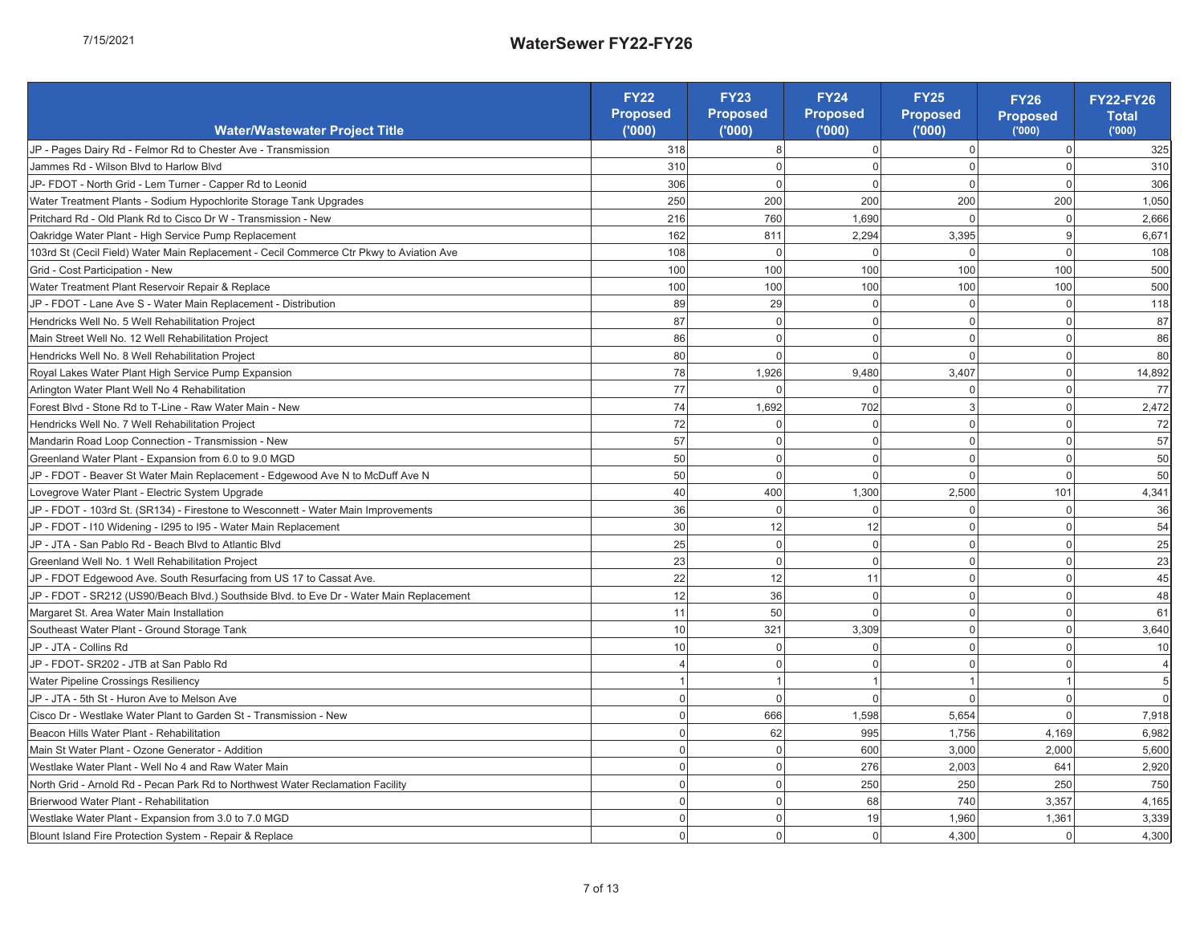# WaterSewer FY22-FY26

| Water/Wastewater Project Title | FY22 Proposed ('000) | FY23 Proposed ('000) | FY24 Proposed ('000) | FY25 Proposed ('000) | FY26 Proposed ('000) | FY22-FY26 Total ('000) |
|---|---|---|---|---|---|---|
| JP - Pages Dairy Rd - Felmor Rd to Chester Ave - Transmission | 318 | 8 | 0 | 0 | 0 | 325 |
| Jammes Rd - Wilson Blvd to Harlow Blvd | 310 | 0 | 0 | 0 | 0 | 310 |
| JP- FDOT - North Grid - Lem Turner - Capper Rd to Leonid | 306 | 0 | 0 | 0 | 0 | 306 |
| Water Treatment Plants - Sodium Hypochlorite Storage Tank Upgrades | 250 | 200 | 200 | 200 | 200 | 1,050 |
| Pritchard Rd - Old Plank Rd to Cisco Dr W - Transmission - New | 216 | 760 | 1,690 | 0 | 0 | 2,666 |
| Oakridge Water Plant - High Service Pump Replacement | 162 | 811 | 2,294 | 3,395 | 9 | 6,671 |
| 103rd St (Cecil Field) Water Main Replacement - Cecil Commerce Ctr Pkwy to Aviation Ave | 108 | 0 | 0 | 0 | 0 | 108 |
| Grid - Cost Participation - New | 100 | 100 | 100 | 100 | 100 | 500 |
| Water Treatment Plant Reservoir Repair & Replace | 100 | 100 | 100 | 100 | 100 | 500 |
| JP - FDOT - Lane Ave S - Water Main Replacement - Distribution | 89 | 29 | 0 | 0 | 0 | 118 |
| Hendricks Well No. 5 Well Rehabilitation Project | 87 | 0 | 0 | 0 | 0 | 87 |
| Main Street Well No. 12 Well Rehabilitation Project | 86 | 0 | 0 | 0 | 0 | 86 |
| Hendricks Well No. 8 Well Rehabilitation Project | 80 | 0 | 0 | 0 | 0 | 80 |
| Royal Lakes Water Plant High Service Pump Expansion | 78 | 1,926 | 9,480 | 3,407 | 0 | 14,892 |
| Arlington Water Plant Well No 4 Rehabilitation | 77 | 0 | 0 | 0 | 0 | 77 |
| Forest Blvd - Stone Rd to T-Line - Raw Water Main - New | 74 | 1,692 | 702 | 3 | 0 | 2,472 |
| Hendricks Well No. 7 Well Rehabilitation Project | 72 | 0 | 0 | 0 | 0 | 72 |
| Mandarin Road Loop Connection - Transmission - New | 57 | 0 | 0 | 0 | 0 | 57 |
| Greenland Water Plant - Expansion from 6.0 to 9.0 MGD | 50 | 0 | 0 | 0 | 0 | 50 |
| JP - FDOT - Beaver St Water Main Replacement - Edgewood Ave N to McDuff Ave N | 50 | 0 | 0 | 0 | 0 | 50 |
| Lovegrove Water Plant - Electric System Upgrade | 40 | 400 | 1,300 | 2,500 | 101 | 4,341 |
| JP - FDOT - 103rd St. (SR134) - Firestone to Wesconnett - Water Main Improvements | 36 | 0 | 0 | 0 | 0 | 36 |
| JP - FDOT - I10 Widening - I295 to I95 - Water Main Replacement | 30 | 12 | 12 | 0 | 0 | 54 |
| JP - JTA - San Pablo Rd - Beach Blvd to Atlantic Blvd | 25 | 0 | 0 | 0 | 0 | 25 |
| Greenland Well No. 1 Well Rehabilitation Project | 23 | 0 | 0 | 0 | 0 | 23 |
| JP - FDOT Edgewood Ave. South Resurfacing from US 17 to Cassat Ave. | 22 | 12 | 11 | 0 | 0 | 45 |
| JP - FDOT - SR212 (US90/Beach Blvd.) Southside Blvd. to Eve Dr - Water Main Replacement | 12 | 36 | 0 | 0 | 0 | 48 |
| Margaret St. Area Water Main Installation | 11 | 50 | 0 | 0 | 0 | 61 |
| Southeast Water Plant - Ground Storage Tank | 10 | 321 | 3,309 | 0 | 0 | 3,640 |
| JP - JTA - Collins Rd | 10 | 0 | 0 | 0 | 0 | 10 |
| JP - FDOT- SR202 - JTB at San Pablo Rd | 4 | 0 | 0 | 0 | 0 | 4 |
| Water Pipeline Crossings Resiliency | 1 | 1 | 1 | 1 | 1 | 5 |
| JP - JTA - 5th St - Huron Ave to Melson Ave | 0 | 0 | 0 | 0 | 0 | 0 |
| Cisco Dr - Westlake Water Plant to Garden St - Transmission - New | 0 | 666 | 1,598 | 5,654 | 0 | 7,918 |
| Beacon Hills Water Plant - Rehabilitation | 0 | 62 | 995 | 1,756 | 4,169 | 6,982 |
| Main St Water Plant - Ozone Generator - Addition | 0 | 0 | 600 | 3,000 | 2,000 | 5,600 |
| Westlake Water Plant - Well No 4 and Raw Water Main | 0 | 0 | 276 | 2,003 | 641 | 2,920 |
| North Grid - Arnold Rd - Pecan Park Rd to Northwest Water Reclamation Facility | 0 | 0 | 250 | 250 | 250 | 750 |
| Brierwood Water Plant - Rehabilitation | 0 | 0 | 68 | 740 | 3,357 | 4,165 |
| Westlake Water Plant - Expansion from 3.0 to 7.0 MGD | 0 | 0 | 19 | 1,960 | 1,361 | 3,339 |
| Blount Island Fire Protection System - Repair & Replace | 0 | 0 | 0 | 4,300 | 0 | 4,300 |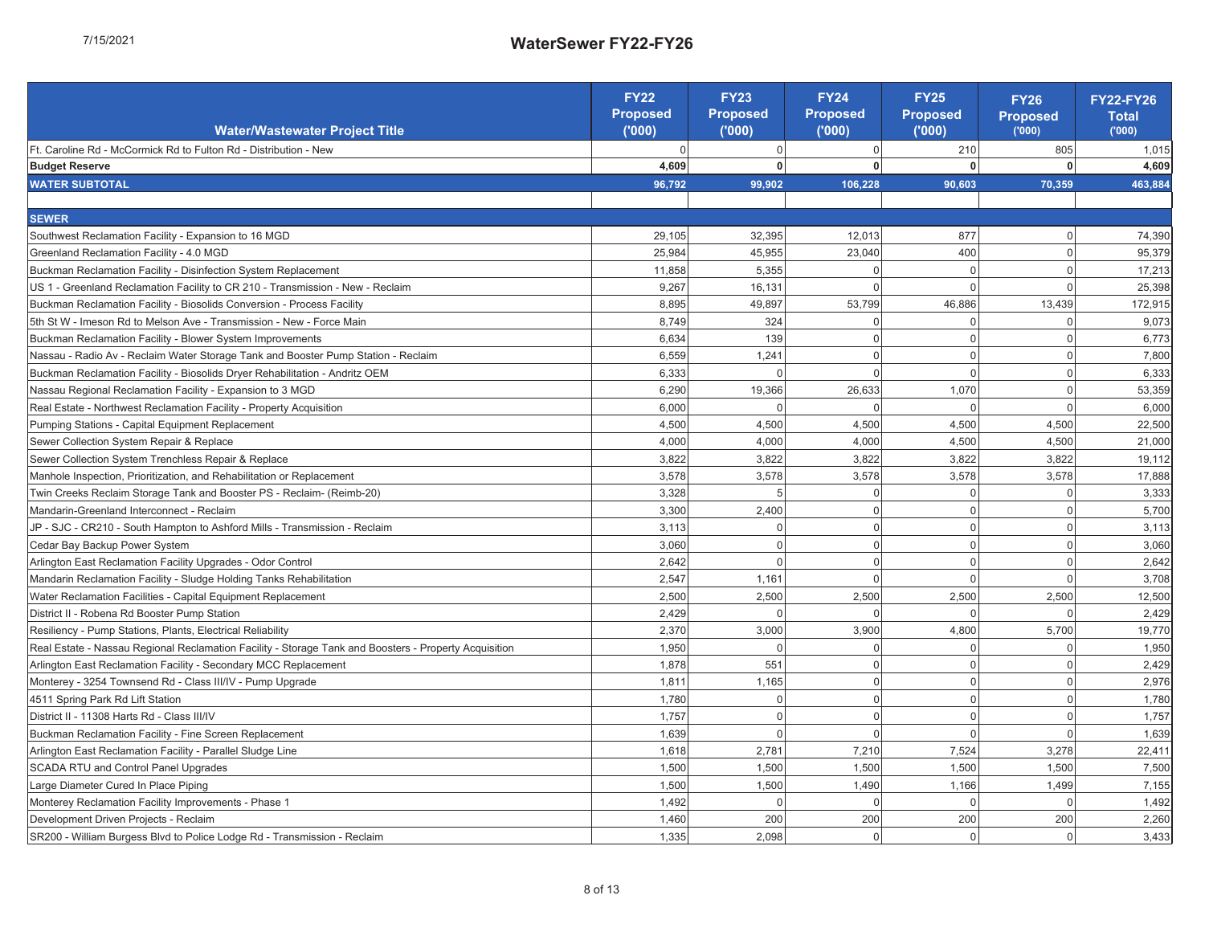## WaterSewer FY22-FY26

| Water/Wastewater Project Title | FY22 Proposed ('000) | FY23 Proposed ('000) | FY24 Proposed ('000) | FY25 Proposed ('000) | FY26 Proposed ('000) | FY22-FY26 Total ('000) |
|---|---|---|---|---|---|---|
| Ft. Caroline Rd - McCormick Rd to Fulton Rd - Distribution - New | 0 | 0 | 0 | 210 | 805 | 1,015 |
| **Budget Reserve** | **4,609** | **0** | **0** | **0** | **0** | **4,609** |
| **WATER SUBTOTAL** | **96,792** | **99,902** | **106,228** | **90,603** | **70,359** | **463,884** |
| | | | | | | |
| **SEWER** | | | | | | |
| Southwest Reclamation Facility - Expansion to 16 MGD | 29,105 | 32,395 | 12,013 | 877 | 0 | 74,390 |
| Greenland Reclamation Facility - 4.0 MGD | 25,984 | 45,955 | 23,040 | 400 | 0 | 95,379 |
| Buckman Reclamation Facility - Disinfection System Replacement | 11,858 | 5,355 | 0 | 0 | 0 | 17,213 |
| US 1 - Greenland Reclamation Facility to CR 210 - Transmission - New - Reclaim | 9,267 | 16,131 | 0 | 0 | 0 | 25,398 |
| Buckman Reclamation Facility - Biosolids Conversion - Process Facility | 8,895 | 49,897 | 53,799 | 46,886 | 13,439 | 172,915 |
| 5th St W - Imeson Rd to Melson Ave - Transmission - New - Force Main | 8,749 | 324 | 0 | 0 | 0 | 9,073 |
| Buckman Reclamation Facility - Blower System Improvements | 6,634 | 139 | 0 | 0 | 0 | 6,773 |
| Nassau - Radio Av - Reclaim Water Storage Tank and Booster Pump Station - Reclaim | 6,559 | 1,241 | 0 | 0 | 0 | 7,800 |
| Buckman Reclamation Facility - Biosolids Dryer Rehabilitation - Andritz OEM | 6,333 | 0 | 0 | 0 | 0 | 6,333 |
| Nassau Regional Reclamation Facility - Expansion to 3 MGD | 6,290 | 19,366 | 26,633 | 1,070 | 0 | 53,359 |
| Real Estate - Northwest Reclamation Facility - Property Acquisition | 6,000 | 0 | 0 | 0 | 0 | 6,000 |
| Pumping Stations - Capital Equipment Replacement | 4,500 | 4,500 | 4,500 | 4,500 | 4,500 | 22,500 |
| Sewer Collection System Repair & Replace | 4,000 | 4,000 | 4,000 | 4,500 | 4,500 | 21,000 |
| Sewer Collection System Trenchless Repair & Replace | 3,822 | 3,822 | 3,822 | 3,822 | 3,822 | 19,112 |
| Manhole Inspection, Prioritization, and Rehabilitation or Replacement | 3,578 | 3,578 | 3,578 | 3,578 | 3,578 | 17,888 |
| Twin Creeks Reclaim Storage Tank and Booster PS - Reclaim- (Reimb-20) | 3,328 | 5 | 0 | 0 | 0 | 3,333 |
| Mandarin-Greenland Interconnect - Reclaim | 3,300 | 2,400 | 0 | 0 | 0 | 5,700 |
| JP - SJC - CR210 - South Hampton to Ashford Mills - Transmission - Reclaim | 3,113 | 0 | 0 | 0 | 0 | 3,113 |
| Cedar Bay Backup Power System | 3,060 | 0 | 0 | 0 | 0 | 3,060 |
| Arlington East Reclamation Facility Upgrades - Odor Control | 2,642 | 0 | 0 | 0 | 0 | 2,642 |
| Mandarin Reclamation Facility - Sludge Holding Tanks Rehabilitation | 2,547 | 1,161 | 0 | 0 | 0 | 3,708 |
| Water Reclamation Facilities - Capital Equipment Replacement | 2,500 | 2,500 | 2,500 | 2,500 | 2,500 | 12,500 |
| District II - Robena Rd Booster Pump Station | 2,429 | 0 | 0 | 0 | 0 | 2,429 |
| Resiliency - Pump Stations, Plants, Electrical Reliability | 2,370 | 3,000 | 3,900 | 4,800 | 5,700 | 19,770 |
| Real Estate - Nassau Regional Reclamation Facility - Storage Tank and Boosters - Property Acquisition | 1,950 | 0 | 0 | 0 | 0 | 1,950 |
| Arlington East Reclamation Facility - Secondary MCC Replacement | 1,878 | 551 | 0 | 0 | 0 | 2,429 |
| Monterey - 3254 Townsend Rd - Class III/IV - Pump Upgrade | 1,811 | 1,165 | 0 | 0 | 0 | 2,976 |
| 4511 Spring Park Rd Lift Station | 1,780 | 0 | 0 | 0 | 0 | 1,780 |
| District II - 11308 Harts Rd - Class III/IV | 1,757 | 0 | 0 | 0 | 0 | 1,757 |
| Buckman Reclamation Facility - Fine Screen Replacement | 1,639 | 0 | 0 | 0 | 0 | 1,639 |
| Arlington East Reclamation Facility - Parallel Sludge Line | 1,618 | 2,781 | 7,210 | 7,524 | 3,278 | 22,411 |
| SCADA RTU and Control Panel Upgrades | 1,500 | 1,500 | 1,500 | 1,500 | 1,500 | 7,500 |
| Large Diameter Cured In Place Piping | 1,500 | 1,500 | 1,490 | 1,166 | 1,499 | 7,155 |
| Monterey Reclamation Facility Improvements - Phase 1 | 1,492 | 0 | 0 | 0 | 0 | 1,492 |
| Development Driven Projects - Reclaim | 1,460 | 200 | 200 | 200 | 200 | 2,260 |
| SR200 - William Burgess Blvd to Police Lodge Rd - Transmission - Reclaim | 1,335 | 2,098 | 0 | 0 | 0 | 3,433 |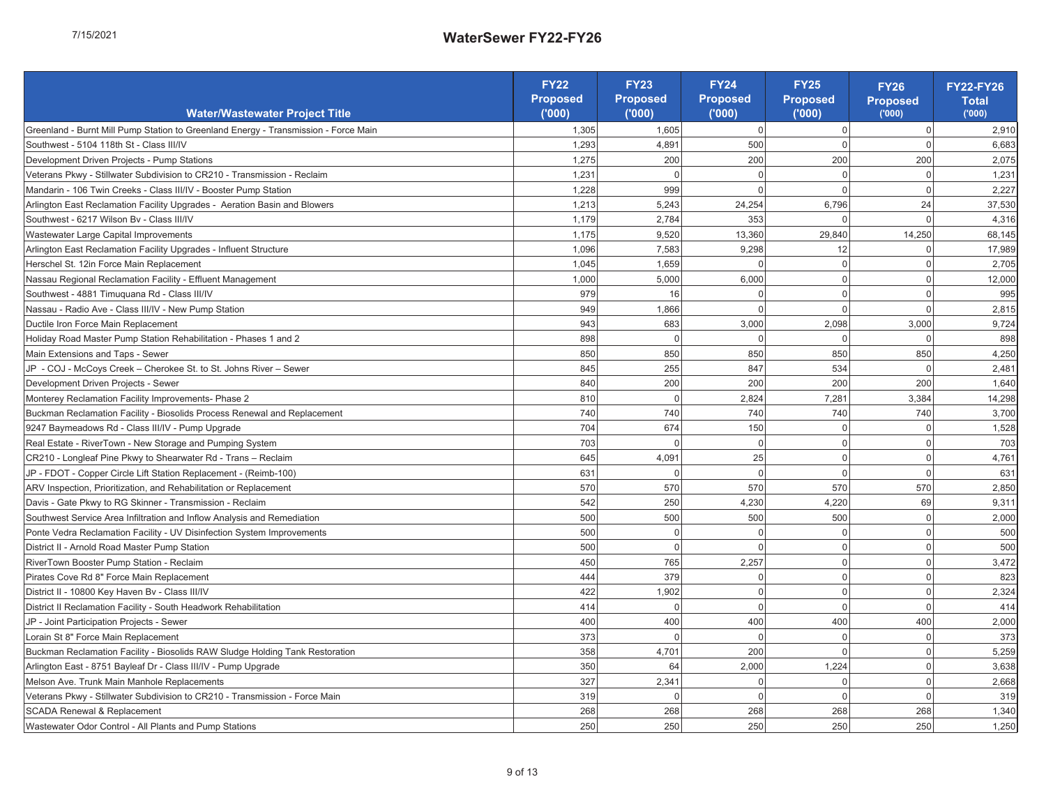# WaterSewer FY22-FY26

| Water/Wastewater Project Title | FY22 Proposed ('000) | FY23 Proposed ('000) | FY24 Proposed ('000) | FY25 Proposed ('000) | FY26 Proposed ('000) | FY22-FY26 Total ('000) |
|---|---|---|---|---|---|---|
| Greenland - Burnt Mill Pump Station to Greenland Energy - Transmission - Force Main | 1,305 | 1,605 | 0 | 0 | 0 | 2,910 |
| Southwest - 5104 118th St - Class III/IV | 1,293 | 4,891 | 500 | 0 | 0 | 6,683 |
| Development Driven Projects - Pump Stations | 1,275 | 200 | 200 | 200 | 200 | 2,075 |
| Veterans Pkwy - Stillwater Subdivision to CR210 - Transmission - Reclaim | 1,231 | 0 | 0 | 0 | 0 | 1,231 |
| Mandarin - 106 Twin Creeks - Class III/IV - Booster Pump Station | 1,228 | 999 | 0 | 0 | 0 | 2,227 |
| Arlington East Reclamation Facility Upgrades - Aeration Basin and Blowers | 1,213 | 5,243 | 24,254 | 6,796 | 24 | 37,530 |
| Southwest - 6217 Wilson Bv - Class III/IV | 1,179 | 2,784 | 353 | 0 | 0 | 4,316 |
| Wastewater Large Capital Improvements | 1,175 | 9,520 | 13,360 | 29,840 | 14,250 | 68,145 |
| Arlington East Reclamation Facility Upgrades - Influent Structure | 1,096 | 7,583 | 9,298 | 12 | 0 | 17,989 |
| Herschel St. 12in Force Main Replacement | 1,045 | 1,659 | 0 | 0 | 0 | 2,705 |
| Nassau Regional Reclamation Facility - Effluent Management | 1,000 | 5,000 | 6,000 | 0 | 0 | 12,000 |
| Southwest - 4881 Timuquana Rd - Class III/IV | 979 | 16 | 0 | 0 | 0 | 995 |
| Nassau - Radio Ave - Class III/IV - New Pump Station | 949 | 1,866 | 0 | 0 | 0 | 2,815 |
| Ductile Iron Force Main Replacement | 943 | 683 | 3,000 | 2,098 | 3,000 | 9,724 |
| Holiday Road Master Pump Station Rehabilitation - Phases 1 and 2 | 898 | 0 | 0 | 0 | 0 | 898 |
| Main Extensions and Taps - Sewer | 850 | 850 | 850 | 850 | 850 | 4,250 |
| JP - COJ - McCoys Creek – Cherokee St. to St. Johns River – Sewer | 845 | 255 | 847 | 534 | 0 | 2,481 |
| Development Driven Projects - Sewer | 840 | 200 | 200 | 200 | 200 | 1,640 |
| Monterey Reclamation Facility Improvements- Phase 2 | 810 | 0 | 2,824 | 7,281 | 3,384 | 14,298 |
| Buckman Reclamation Facility - Biosolids Process Renewal and Replacement | 740 | 740 | 740 | 740 | 740 | 3,700 |
| 9247 Baymeadows Rd - Class III/IV - Pump Upgrade | 704 | 674 | 150 | 0 | 0 | 1,528 |
| Real Estate - RiverTown - New Storage and Pumping System | 703 | 0 | 0 | 0 | 0 | 703 |
| CR210 - Longleaf Pine Pkwy to Shearwater Rd - Trans – Reclaim | 645 | 4,091 | 25 | 0 | 0 | 4,761 |
| JP - FDOT - Copper Circle Lift Station Replacement - (Reimb-100) | 631 | 0 | 0 | 0 | 0 | 631 |
| ARV Inspection, Prioritization, and Rehabilitation or Replacement | 570 | 570 | 570 | 570 | 570 | 2,850 |
| Davis - Gate Pkwy to RG Skinner - Transmission - Reclaim | 542 | 250 | 4,230 | 4,220 | 69 | 9,311 |
| Southwest Service Area Infiltration and Inflow Analysis and Remediation | 500 | 500 | 500 | 500 | 0 | 2,000 |
| Ponte Vedra Reclamation Facility - UV Disinfection System Improvements | 500 | 0 | 0 | 0 | 0 | 500 |
| District II - Arnold Road Master Pump Station | 500 | 0 | 0 | 0 | 0 | 500 |
| RiverTown Booster Pump Station - Reclaim | 450 | 765 | 2,257 | 0 | 0 | 3,472 |
| Pirates Cove Rd 8" Force Main Replacement | 444 | 379 | 0 | 0 | 0 | 823 |
| District II - 10800 Key Haven Bv - Class III/IV | 422 | 1,902 | 0 | 0 | 0 | 2,324 |
| District II Reclamation Facility - South Headwork Rehabilitation | 414 | 0 | 0 | 0 | 0 | 414 |
| JP - Joint Participation Projects - Sewer | 400 | 400 | 400 | 400 | 400 | 2,000 |
| Lorain St 8" Force Main Replacement | 373 | 0 | 0 | 0 | 0 | 373 |
| Buckman Reclamation Facility - Biosolids RAW Sludge Holding Tank Restoration | 358 | 4,701 | 200 | 0 | 0 | 5,259 |
| Arlington East - 8751 Bayleaf Dr - Class III/IV - Pump Upgrade | 350 | 64 | 2,000 | 1,224 | 0 | 3,638 |
| Melson Ave. Trunk Main Manhole Replacements | 327 | 2,341 | 0 | 0 | 0 | 2,668 |
| Veterans Pkwy - Stillwater Subdivision to CR210 - Transmission - Force Main | 319 | 0 | 0 | 0 | 0 | 319 |
| SCADA Renewal & Replacement | 268 | 268 | 268 | 268 | 268 | 1,340 |
| Wastewater Odor Control - All Plants and Pump Stations | 250 | 250 | 250 | 250 | 250 | 1,250 |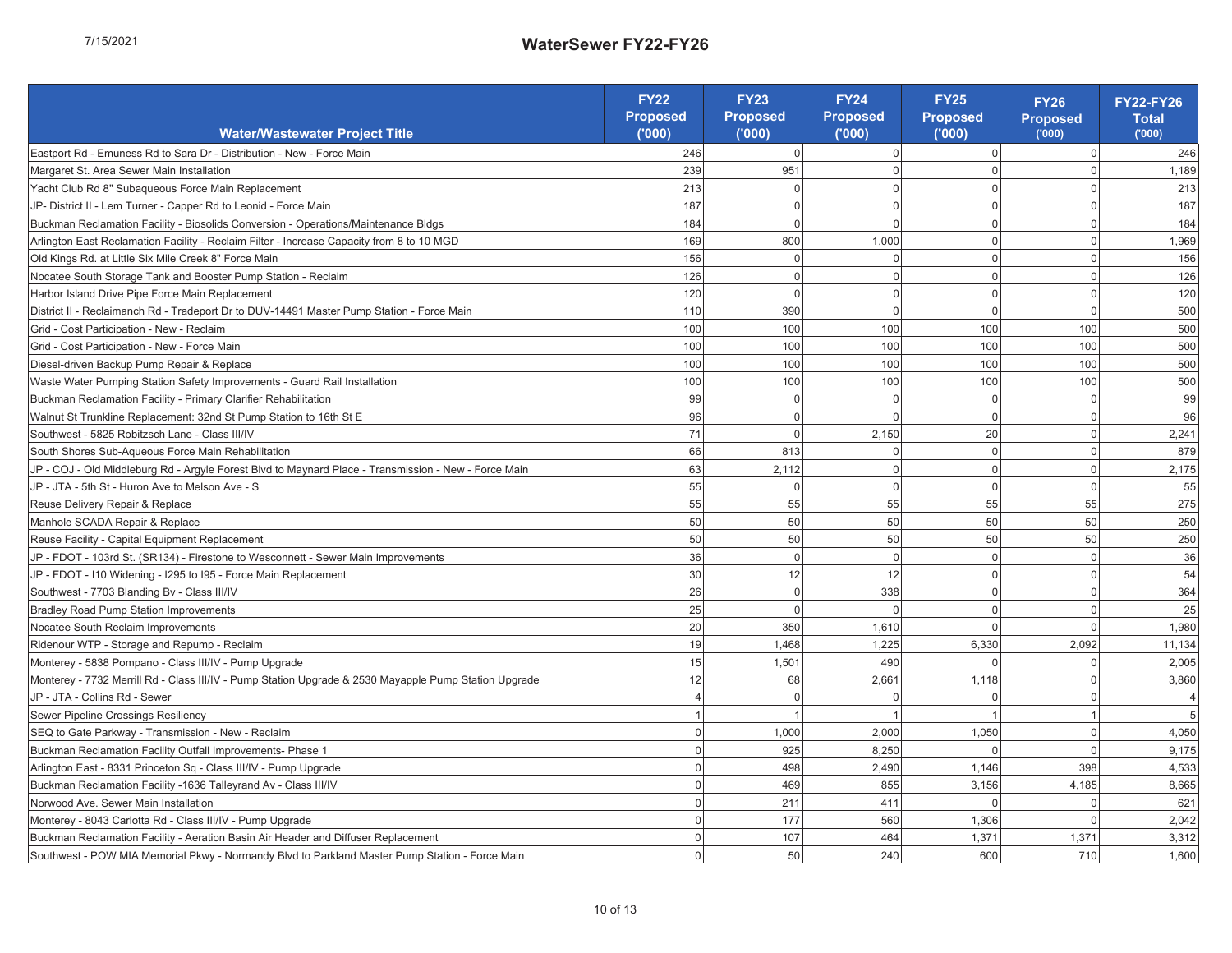# WaterSewer FY22-FY26

| Water/Wastewater Project Title | FY22 Proposed ('000) | FY23 Proposed ('000) | FY24 Proposed ('000) | FY25 Proposed ('000) | FY26 Proposed ('000) | FY22-FY26 Total ('000) |
|---|---|---|---|---|---|---|
| Eastport Rd - Emuness Rd to Sara Dr - Distribution - New - Force Main | 246 | 0 | 0 | 0 | 0 | 246 |
| Margaret St. Area Sewer Main Installation | 239 | 951 | 0 | 0 | 0 | 1,189 |
| Yacht Club Rd 8" Subaqueous Force Main Replacement | 213 | 0 | 0 | 0 | 0 | 213 |
| JP- District II - Lem Turner - Capper Rd to Leonid - Force Main | 187 | 0 | 0 | 0 | 0 | 187 |
| Buckman Reclamation Facility - Biosolids Conversion - Operations/Maintenance Bldgs | 184 | 0 | 0 | 0 | 0 | 184 |
| Arlington East Reclamation Facility - Reclaim Filter - Increase Capacity from 8 to 10 MGD | 169 | 800 | 1,000 | 0 | 0 | 1,969 |
| Old Kings Rd. at Little Six Mile Creek 8" Force Main | 156 | 0 | 0 | 0 | 0 | 156 |
| Nocatee South Storage Tank and Booster Pump Station - Reclaim | 126 | 0 | 0 | 0 | 0 | 126 |
| Harbor Island Drive Pipe Force Main Replacement | 120 | 0 | 0 | 0 | 0 | 120 |
| District II - Reclaimanch Rd - Tradeport Dr to DUV-14491 Master Pump Station - Force Main | 110 | 390 | 0 | 0 | 0 | 500 |
| Grid - Cost Participation - New - Reclaim | 100 | 100 | 100 | 100 | 100 | 500 |
| Grid - Cost Participation - New - Force Main | 100 | 100 | 100 | 100 | 100 | 500 |
| Diesel-driven Backup Pump Repair & Replace | 100 | 100 | 100 | 100 | 100 | 500 |
| Waste Water Pumping Station Safety Improvements - Guard Rail Installation | 100 | 100 | 100 | 100 | 100 | 500 |
| Buckman Reclamation Facility - Primary Clarifier Rehabilitation | 99 | 0 | 0 | 0 | 0 | 99 |
| Walnut St Trunkline Replacement: 32nd St Pump Station to 16th St E | 96 | 0 | 0 | 0 | 0 | 96 |
| Southwest - 5825 Robitzsch Lane - Class III/IV | 71 | 0 | 2,150 | 20 | 0 | 2,241 |
| South Shores Sub-Aqueous Force Main Rehabilitation | 66 | 813 | 0 | 0 | 0 | 879 |
| JP - COJ - Old Middleburg Rd - Argyle Forest Blvd to Maynard Place - Transmission - New - Force Main | 63 | 2,112 | 0 | 0 | 0 | 2,175 |
| JP - JTA - 5th St - Huron Ave to Melson Ave - S | 55 | 0 | 0 | 0 | 0 | 55 |
| Reuse Delivery Repair & Replace | 55 | 55 | 55 | 55 | 55 | 275 |
| Manhole SCADA Repair & Replace | 50 | 50 | 50 | 50 | 50 | 250 |
| Reuse Facility - Capital Equipment Replacement | 50 | 50 | 50 | 50 | 50 | 250 |
| JP - FDOT - 103rd St. (SR134) - Firestone to Wesconnett - Sewer Main Improvements | 36 | 0 | 0 | 0 | 0 | 36 |
| JP - FDOT - I10 Widening - I295 to I95 - Force Main Replacement | 30 | 12 | 12 | 0 | 0 | 54 |
| Southwest - 7703 Blanding Bv - Class III/IV | 26 | 0 | 338 | 0 | 0 | 364 |
| Bradley Road Pump Station Improvements | 25 | 0 | 0 | 0 | 0 | 25 |
| Nocatee South Reclaim Improvements | 20 | 350 | 1,610 | 0 | 0 | 1,980 |
| Ridenour WTP - Storage and Repump - Reclaim | 19 | 1,468 | 1,225 | 6,330 | 2,092 | 11,134 |
| Monterey - 5838 Pompano - Class III/IV - Pump Upgrade | 15 | 1,501 | 490 | 0 | 0 | 2,005 |
| Monterey - 7732 Merrill Rd - Class III/IV - Pump Station Upgrade & 2530 Mayapple Pump Station Upgrade | 12 | 68 | 2,661 | 1,118 | 0 | 3,860 |
| JP - JTA - Collins Rd - Sewer | 4 | 0 | 0 | 0 | 0 | 4 |
| Sewer Pipeline Crossings Resiliency | 1 | 1 | 1 | 1 | 1 | 5 |
| SEQ to Gate Parkway - Transmission - New - Reclaim | 0 | 1,000 | 2,000 | 1,050 | 0 | 4,050 |
| Buckman Reclamation Facility Outfall Improvements- Phase 1 | 0 | 925 | 8,250 | 0 | 0 | 9,175 |
| Arlington East - 8331 Princeton Sq - Class III/IV - Pump Upgrade | 0 | 498 | 2,490 | 1,146 | 398 | 4,533 |
| Buckman Reclamation Facility -1636 Talleyrand Av - Class III/IV | 0 | 469 | 855 | 3,156 | 4,185 | 8,665 |
| Norwood Ave. Sewer Main Installation | 0 | 211 | 411 | 0 | 0 | 621 |
| Monterey - 8043 Carlotta Rd - Class III/IV - Pump Upgrade | 0 | 177 | 560 | 1,306 | 0 | 2,042 |
| Buckman Reclamation Facility - Aeration Basin Air Header and Diffuser Replacement | 0 | 107 | 464 | 1,371 | 1,371 | 3,312 |
| Southwest - POW MIA Memorial Pkwy - Normandy Blvd to Parkland Master Pump Station - Force Main | 0 | 50 | 240 | 600 | 710 | 1,600 |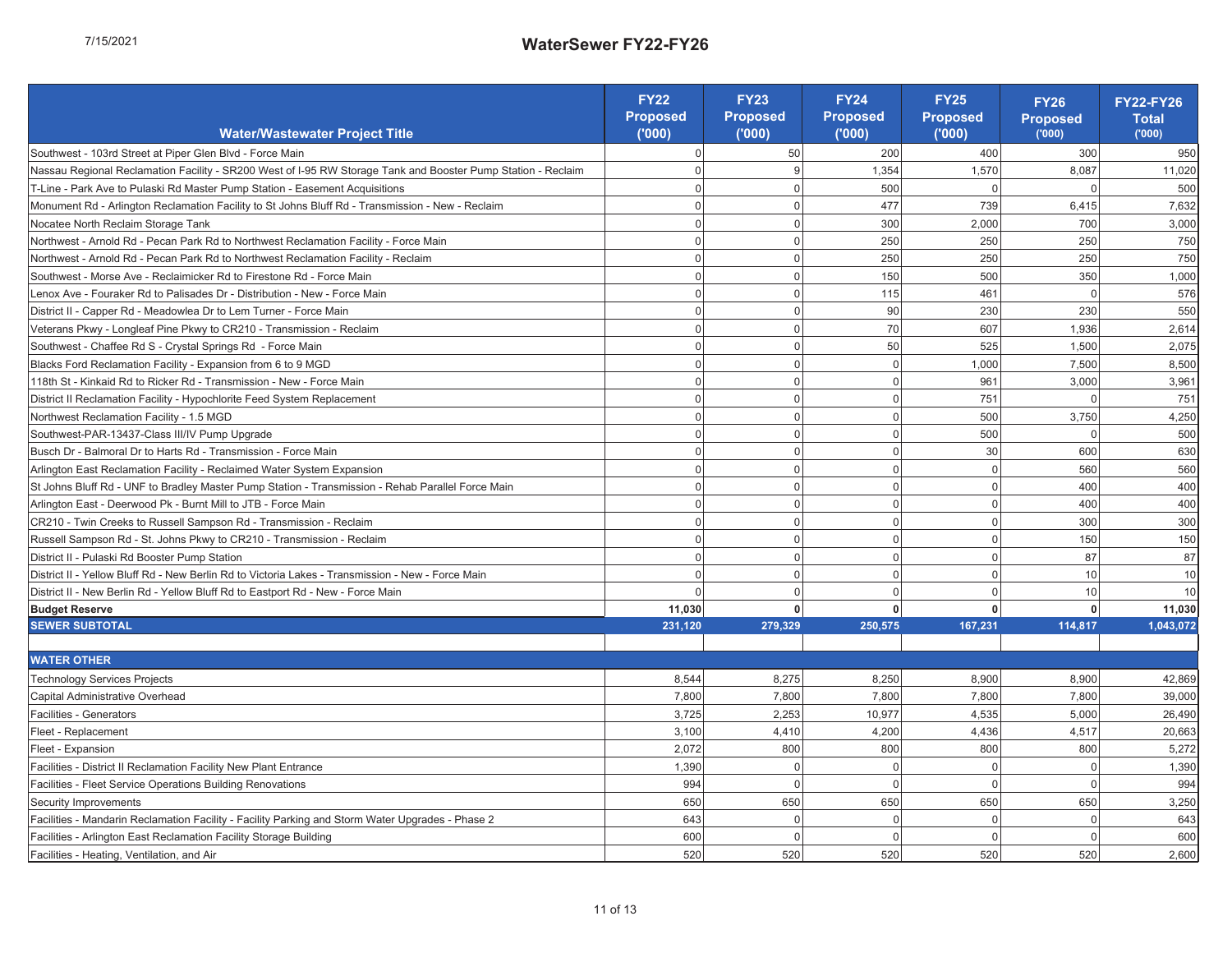# WaterSewer FY22-FY26

| Water/Wastewater Project Title | FY22 Proposed ('000) | FY23 Proposed ('000) | FY24 Proposed ('000) | FY25 Proposed ('000) | FY26 Proposed ('000) | FY22-FY26 Total ('000) |
|---|---|---|---|---|---|---|
| Southwest - 103rd Street at Piper Glen Blvd - Force Main | 0 | 50 | 200 | 400 | 300 | 950 |
| Nassau Regional Reclamation Facility - SR200 West of I-95 RW Storage Tank and Booster Pump Station - Reclaim | 0 | 9 | 1,354 | 1,570 | 8,087 | 11,020 |
| T-Line - Park Ave to Pulaski Rd Master Pump Station - Easement Acquisitions | 0 | 0 | 500 | 0 | 0 | 500 |
| Monument Rd - Arlington Reclamation Facility to St Johns Bluff Rd - Transmission - New - Reclaim | 0 | 0 | 477 | 739 | 6,415 | 7,632 |
| Nocatee North Reclaim Storage Tank | 0 | 0 | 300 | 2,000 | 700 | 3,000 |
| Northwest - Arnold Rd - Pecan Park Rd to Northwest Reclamation Facility - Force Main | 0 | 0 | 250 | 250 | 250 | 750 |
| Northwest - Arnold Rd - Pecan Park Rd to Northwest Reclamation Facility - Reclaim | 0 | 0 | 250 | 250 | 250 | 750 |
| Southwest - Morse Ave - Reclaimicker Rd to Firestone Rd - Force Main | 0 | 0 | 150 | 500 | 350 | 1,000 |
| Lenox Ave - Fouraker Rd to Palisades Dr - Distribution - New - Force Main | 0 | 0 | 115 | 461 | 0 | 576 |
| District II - Capper Rd - Meadowlea Dr to Lem Turner - Force Main | 0 | 0 | 90 | 230 | 230 | 550 |
| Veterans Pkwy - Longleaf Pine Pkwy to CR210 - Transmission - Reclaim | 0 | 0 | 70 | 607 | 1,936 | 2,614 |
| Southwest - Chaffee Rd S - Crystal Springs Rd - Force Main | 0 | 0 | 50 | 525 | 1,500 | 2,075 |
| Blacks Ford Reclamation Facility - Expansion from 6 to 9 MGD | 0 | 0 | 0 | 1,000 | 7,500 | 8,500 |
| 118th St - Kinkaid Rd to Ricker Rd - Transmission - New - Force Main | 0 | 0 | 0 | 961 | 3,000 | 3,961 |
| District II Reclamation Facility - Hypochlorite Feed System Replacement | 0 | 0 | 0 | 751 | 0 | 751 |
| Northwest Reclamation Facility - 1.5 MGD | 0 | 0 | 0 | 500 | 3,750 | 4,250 |
| Southwest-PAR-13437-Class III/IV Pump Upgrade | 0 | 0 | 0 | 500 | 0 | 500 |
| Busch Dr - Balmoral Dr to Harts Rd - Transmission - Force Main | 0 | 0 | 0 | 30 | 600 | 630 |
| Arlington East Reclamation Facility - Reclaimed Water System Expansion | 0 | 0 | 0 | 0 | 560 | 560 |
| St Johns Bluff Rd - UNF to Bradley Master Pump Station - Transmission - Rehab Parallel Force Main | 0 | 0 | 0 | 0 | 400 | 400 |
| Arlington East - Deerwood Pk - Burnt Mill to JTB - Force Main | 0 | 0 | 0 | 0 | 400 | 400 |
| CR210 - Twin Creeks to Russell Sampson Rd - Transmission - Reclaim | 0 | 0 | 0 | 0 | 300 | 300 |
| Russell Sampson Rd - St. Johns Pkwy to CR210 - Transmission - Reclaim | 0 | 0 | 0 | 0 | 150 | 150 |
| District II - Pulaski Rd Booster Pump Station | 0 | 0 | 0 | 0 | 87 | 87 |
| District II - Yellow Bluff Rd - New Berlin Rd to Victoria Lakes - Transmission - New - Force Main | 0 | 0 | 0 | 0 | 10 | 10 |
| District II - New Berlin Rd - Yellow Bluff Rd to Eastport Rd - New - Force Main | 0 | 0 | 0 | 0 | 10 | 10 |
| **Budget Reserve** | **11,030** | **0** | **0** | **0** | **0** | **11,030** |
| **SEWER SUBTOTAL** | **231,120** | **279,329** | **250,575** | **167,231** | **114,817** | **1,043,072** |
| | | | | | | |
| **WATER OTHER** | | | | | | |
| Technology Services Projects | 8,544 | 8,275 | 8,250 | 8,900 | 8,900 | 42,869 |
| Capital Administrative Overhead | 7,800 | 7,800 | 7,800 | 7,800 | 7,800 | 39,000 |
| Facilities - Generators | 3,725 | 2,253 | 10,977 | 4,535 | 5,000 | 26,490 |
| Fleet - Replacement | 3,100 | 4,410 | 4,200 | 4,436 | 4,517 | 20,663 |
| Fleet - Expansion | 2,072 | 800 | 800 | 800 | 800 | 5,272 |
| Facilities - District II Reclamation Facility New Plant Entrance | 1,390 | 0 | 0 | 0 | 0 | 1,390 |
| Facilities - Fleet Service Operations Building Renovations | 994 | 0 | 0 | 0 | 0 | 994 |
| Security Improvements | 650 | 650 | 650 | 650 | 650 | 3,250 |
| Facilities - Mandarin Reclamation Facility - Facility Parking and Storm Water Upgrades - Phase 2 | 643 | 0 | 0 | 0 | 0 | 643 |
| Facilities - Arlington East Reclamation Facility Storage Building | 600 | 0 | 0 | 0 | 0 | 600 |
| Facilities - Heating, Ventilation, and Air | 520 | 520 | 520 | 520 | 520 | 2,600 |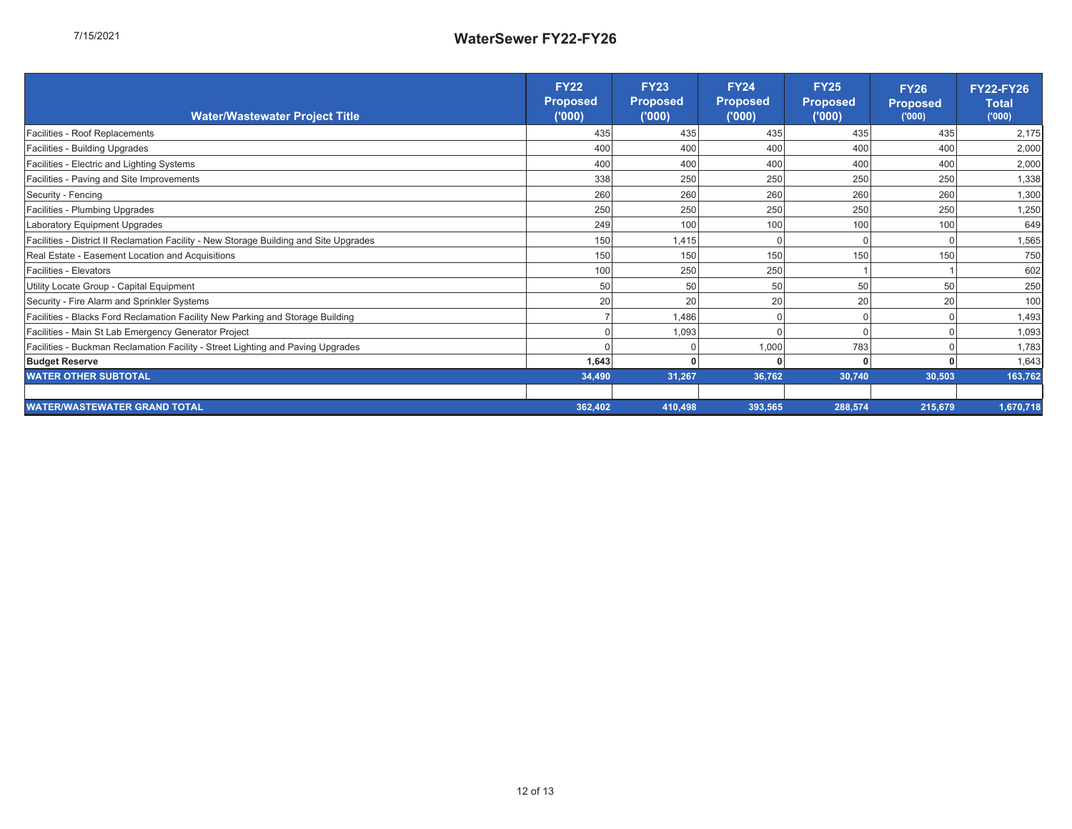# WaterSewer FY22-FY26

| Water/Wastewater Project Title | FY22 Proposed ('000) | FY23 Proposed ('000) | FY24 Proposed ('000) | FY25 Proposed ('000) | FY26 Proposed ('000) | FY22-FY26 Total ('000) |
|---|---|---|---|---|---|---|
| Facilities - Roof Replacements | 435 | 435 | 435 | 435 | 435 | 2,175 |
| Facilities - Building Upgrades | 400 | 400 | 400 | 400 | 400 | 2,000 |
| Facilities - Electric and Lighting Systems | 400 | 400 | 400 | 400 | 400 | 2,000 |
| Facilities - Paving and Site Improvements | 338 | 250 | 250 | 250 | 250 | 1,338 |
| Security - Fencing | 260 | 260 | 260 | 260 | 260 | 1,300 |
| Facilities - Plumbing Upgrades | 250 | 250 | 250 | 250 | 250 | 1,250 |
| Laboratory Equipment Upgrades | 249 | 100 | 100 | 100 | 100 | 649 |
| Facilities - District II Reclamation Facility - New Storage Building and Site Upgrades | 150 | 1,415 | 0 | 0 | 0 | 1,565 |
| Real Estate - Easement Location and Acquisitions | 150 | 150 | 150 | 150 | 150 | 750 |
| Facilities - Elevators | 100 | 250 | 250 | 1 | 1 | 602 |
| Utility Locate Group - Capital Equipment | 50 | 50 | 50 | 50 | 50 | 250 |
| Security - Fire Alarm and Sprinkler Systems | 20 | 20 | 20 | 20 | 20 | 100 |
| Facilities - Blacks Ford Reclamation Facility New Parking and Storage Building | 7 | 1,486 | 0 | 0 | 0 | 1,493 |
| Facilities - Main St Lab Emergency Generator Project | 0 | 1,093 | 0 | 0 | 0 | 1,093 |
| Facilities - Buckman Reclamation Facility - Street Lighting and Paving Upgrades | 0 | 0 | 1,000 | 783 | 0 | 1,783 |
| **Budget Reserve** | **1,643** | **0** | **0** | **0** | **0** | 1,643 |
| **WATER OTHER SUBTOTAL** | **34,490** | **31,267** | **36,762** | **30,740** | **30,503** | **163,762** |
| | | | | | | |
| **WATER/WASTEWATER GRAND TOTAL** | **362,402** | **410,498** | **393,565** | **288,574** | **215,679** | **1,670,718** |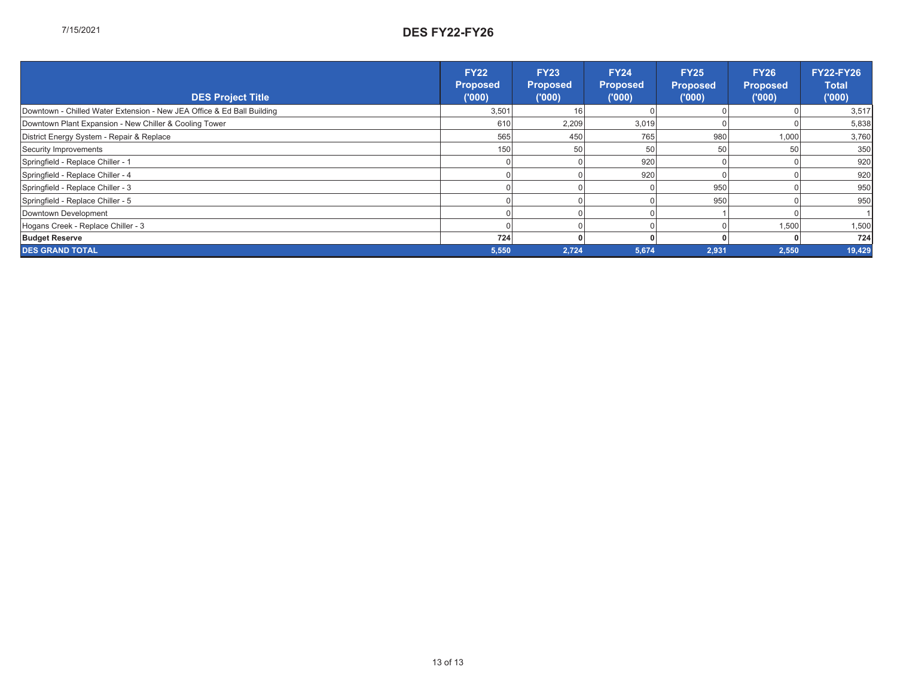# DES FY22-FY26

| DES Project Title | FY22 Proposed ('000) | FY23 Proposed ('000) | FY24 Proposed ('000) | FY25 Proposed ('000) | FY26 Proposed ('000) | FY22-FY26 Total ('000) |
|---|---|---|---|---|---|---|
| Downtown - Chilled Water Extension - New JEA Office & Ed Ball Building | 3,501 | 16 | 0 | 0 | 0 | 3,517 |
| Downtown Plant Expansion - New Chiller & Cooling Tower | 610 | 2,209 | 3,019 | 0 | 0 | 5,838 |
| District Energy System - Repair & Replace | 565 | 450 | 765 | 980 | 1,000 | 3,760 |
| Security Improvements | 150 | 50 | 50 | 50 | 50 | 350 |
| Springfield - Replace Chiller - 1 | 0 | 0 | 920 | 0 | 0 | 920 |
| Springfield - Replace Chiller - 4 | 0 | 0 | 920 | 0 | 0 | 920 |
| Springfield - Replace Chiller - 3 | 0 | 0 | 0 | 950 | 0 | 950 |
| Springfield - Replace Chiller - 5 | 0 | 0 | 0 | 950 | 0 | 950 |
| Downtown Development | 0 | 0 | 0 | 1 | 0 | 1 |
| Hogans Creek - Replace Chiller - 3 | 0 | 0 | 0 | 0 | 1,500 | 1,500 |
| **Budget Reserve** | **724** | **0** | **0** | **0** | **0** | **724** |
| **DES GRAND TOTAL** | **5,550** | **2,724** | **5,674** | **2,931** | **2,550** | **19,429** |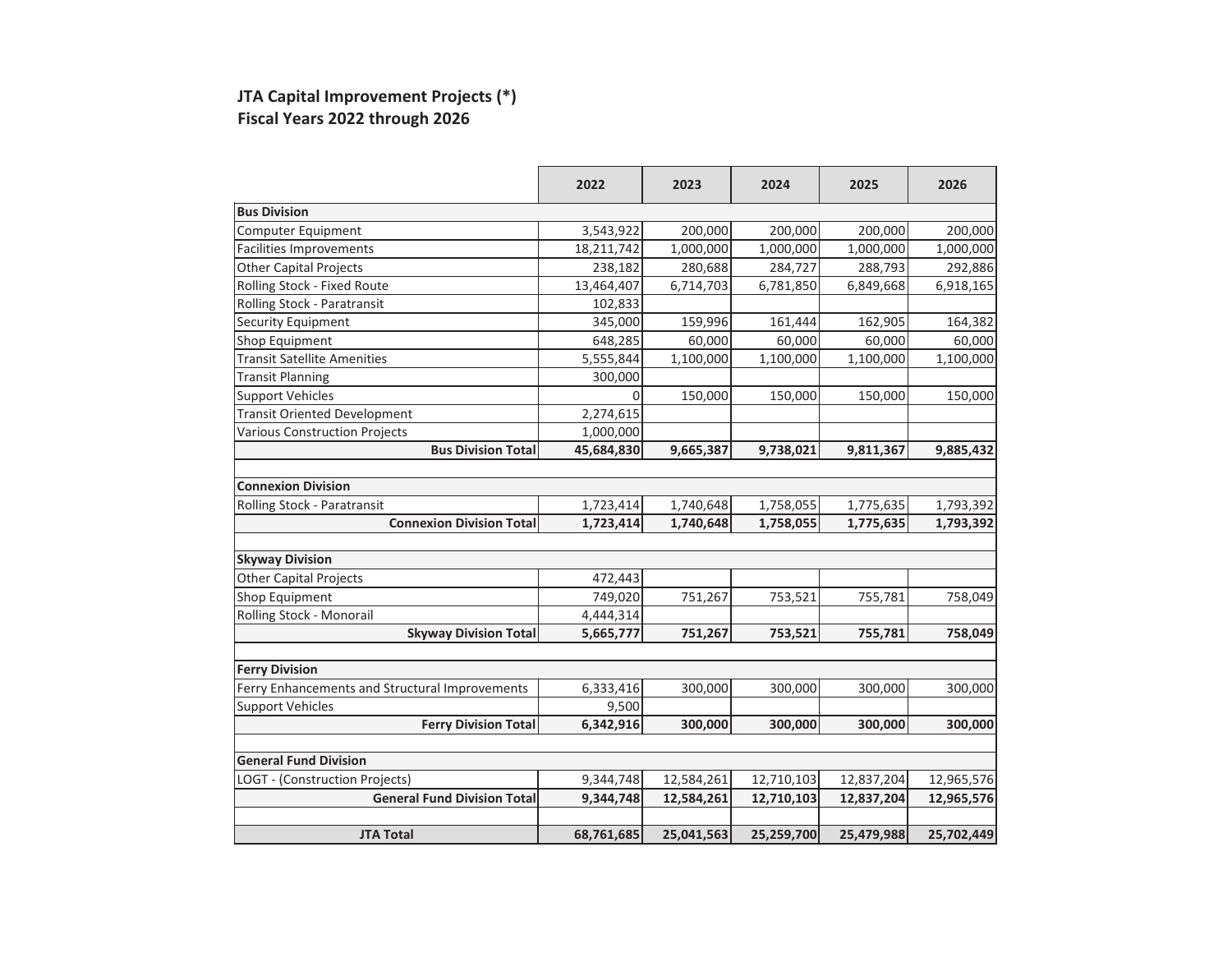**JTA Capital Improvement Projects (*)**
**Fiscal Years 2022 through 2026**

| | 2022 | 2023 | 2024 | 2025 | 2026 |
|---|---|---|---|---|---|
| **Bus Division** | | | | | |
| Computer Equipment | 3,543,922 | 200,000 | 200,000 | 200,000 | 200,000 |
| Facilities Improvements | 18,211,742 | 1,000,000 | 1,000,000 | 1,000,000 | 1,000,000 |
| Other Capital Projects | 238,182 | 280,688 | 284,727 | 288,793 | 292,886 |
| Rolling Stock - Fixed Route | 13,464,407 | 6,714,703 | 6,781,850 | 6,849,668 | 6,918,165 |
| Rolling Stock - Paratransit | 102,833 | | | | |
| Security Equipment | 345,000 | 159,996 | 161,444 | 162,905 | 164,382 |
| Shop Equipment | 648,285 | 60,000 | 60,000 | 60,000 | 60,000 |
| Transit Satellite Amenities | 5,555,844 | 1,100,000 | 1,100,000 | 1,100,000 | 1,100,000 |
| Transit Planning | 300,000 | | | | |
| Support Vehicles | 0 | 150,000 | 150,000 | 150,000 | 150,000 |
| Transit Oriented Development | 2,274,615 | | | | |
| Various Construction Projects | 1,000,000 | | | | |
| **Bus Division Total** | **45,684,830** | **9,665,387** | **9,738,021** | **9,811,367** | **9,885,432** |
| | | | | | |
| **Connexion Division** | | | | | |
| Rolling Stock - Paratransit | 1,723,414 | 1,740,648 | 1,758,055 | 1,775,635 | 1,793,392 |
| **Connexion Division Total** | **1,723,414** | **1,740,648** | **1,758,055** | **1,775,635** | **1,793,392** |
| | | | | | |
| **Skyway Division** | | | | | |
| Other Capital Projects | 472,443 | | | | |
| Shop Equipment | 749,020 | 751,267 | 753,521 | 755,781 | 758,049 |
| Rolling Stock - Monorail | 4,444,314 | | | | |
| **Skyway Division Total** | **5,665,777** | **751,267** | **753,521** | **755,781** | **758,049** |
| | | | | | |
| **Ferry Division** | | | | | |
| Ferry Enhancements and Structural Improvements | 6,333,416 | 300,000 | 300,000 | 300,000 | 300,000 |
| Support Vehicles | 9,500 | | | | |
| **Ferry Division Total** | **6,342,916** | **300,000** | **300,000** | **300,000** | **300,000** |
| | | | | | |
| **General Fund Division** | | | | | |
| LOGT - (Construction Projects) | 9,344,748 | 12,584,261 | 12,710,103 | 12,837,204 | 12,965,576 |
| **General Fund Division Total** | **9,344,748** | **12,584,261** | **12,710,103** | **12,837,204** | **12,965,576** |
| | | | | | |
| **JTA Total** | **68,761,685** | **25,041,563** | **25,259,700** | **25,479,988** | **25,702,449** |